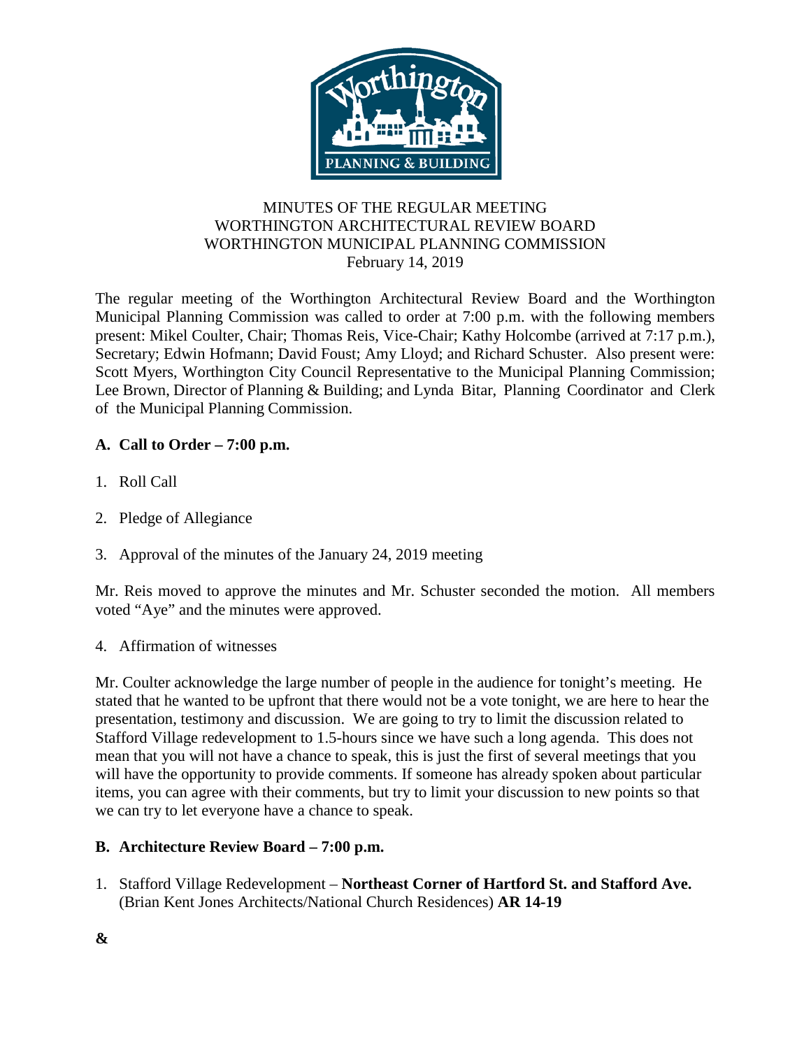MINUTES OF THE REGULAR MEETING
WORTHINGTON ARCHITECTURAL REVIEW BOARD
WORTHINGTON MUNICIPAL PLANNING COMMISSION
February 14, 2019

The regular meeting of the Worthington Architectural Review Board and the Worthington Municipal Planning Commission was called to order at 7:00 p.m. with the following members present: Mikel Coulter, Chair; Thomas Reis, Vice-Chair; Kathy Holcombe (arrived at 7:17 p.m.), Secretary; Edwin Hofmann; David Foust; Amy Lloyd; and Richard Schuster. Also present were: Scott Myers, Worthington City Council Representative to the Municipal Planning Commission; Lee Brown, Director of Planning & Building; and Lynda Bitar, Planning Coordinator and Clerk of the Municipal Planning Commission.

## A. Call to Order – 7:00 p.m.

1. Roll Call
2. Pledge of Allegiance
3. Approval of the minutes of the January 24, 2019 meeting

Mr. Reis moved to approve the minutes and Mr. Schuster seconded the motion. All members voted "Aye" and the minutes were approved.

4. Affirmation of witnesses

Mr. Coulter acknowledge the large number of people in the audience for tonight's meeting. He stated that he wanted to be upfront that there would not be a vote tonight, we are here to hear the presentation, testimony and discussion. We are going to try to limit the discussion related to Stafford Village redevelopment to 1.5-hours since we have such a long agenda. This does not mean that you will not have a chance to speak, this is just the first of several meetings that you will have the opportunity to provide comments. If someone has already spoken about particular items, you can agree with their comments, but try to limit your discussion to new points so that we can try to let everyone have a chance to speak.

## B. Architecture Review Board – 7:00 p.m.

1. Stafford Village Redevelopment – **Northeast Corner of Hartford St. and Stafford Ave.** (Brian Kent Jones Architects/National Church Residences) **AR 14-19**

**&**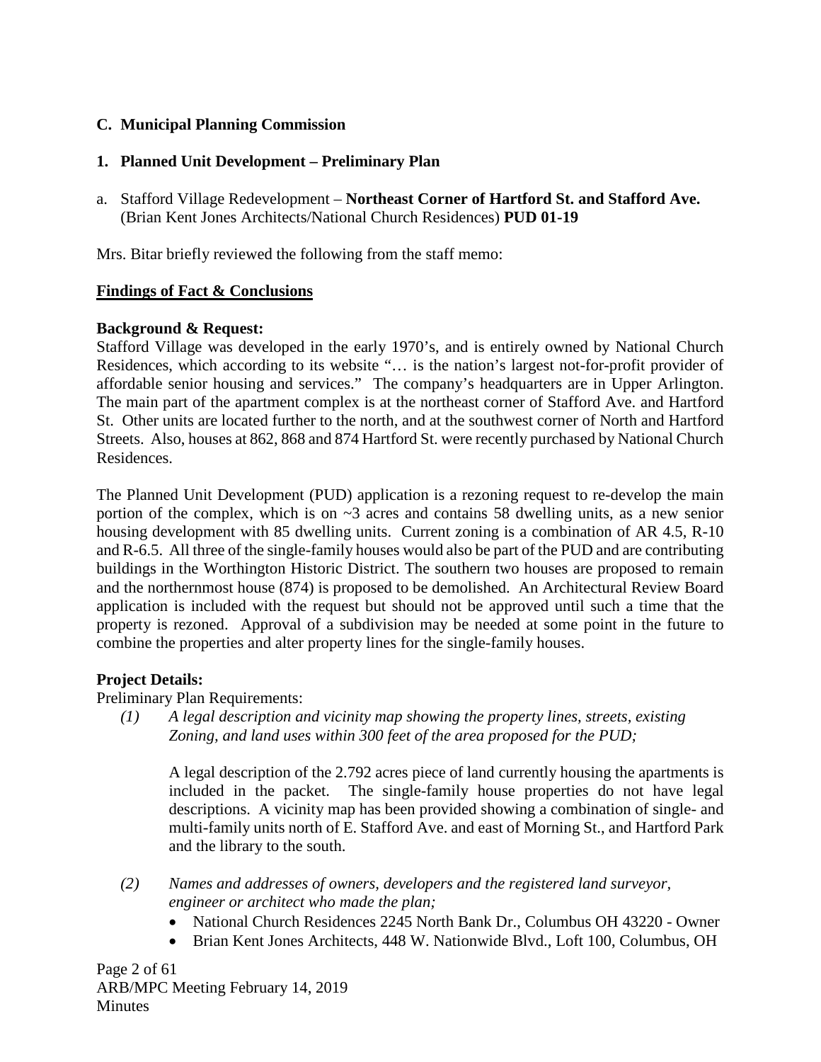**C. Municipal Planning Commission**

**1. Planned Unit Development – Preliminary Plan**

a. Stafford Village Redevelopment – **Northeast Corner of Hartford St. and Stafford Ave.** (Brian Kent Jones Architects/National Church Residences) **PUD 01-19**

Mrs. Bitar briefly reviewed the following from the staff memo:

**Findings of Fact & Conclusions**

**Background & Request:**

Stafford Village was developed in the early 1970's, and is entirely owned by National Church Residences, which according to its website "… is the nation's largest not-for-profit provider of affordable senior housing and services." The company's headquarters are in Upper Arlington. The main part of the apartment complex is at the northeast corner of Stafford Ave. and Hartford St. Other units are located further to the north, and at the southwest corner of North and Hartford Streets. Also, houses at 862, 868 and 874 Hartford St. were recently purchased by National Church Residences.

The Planned Unit Development (PUD) application is a rezoning request to re-develop the main portion of the complex, which is on ~3 acres and contains 58 dwelling units, as a new senior housing development with 85 dwelling units. Current zoning is a combination of AR 4.5, R-10 and R-6.5. All three of the single-family houses would also be part of the PUD and are contributing buildings in the Worthington Historic District. The southern two houses are proposed to remain and the northernmost house (874) is proposed to be demolished. An Architectural Review Board application is included with the request but should not be approved until such a time that the property is rezoned. Approval of a subdivision may be needed at some point in the future to combine the properties and alter property lines for the single-family houses.

**Project Details:**

Preliminary Plan Requirements:

*(1) A legal description and vicinity map showing the property lines, streets, existing Zoning, and land uses within 300 feet of the area proposed for the PUD;*

A legal description of the 2.792 acres piece of land currently housing the apartments is included in the packet. The single-family house properties do not have legal descriptions. A vicinity map has been provided showing a combination of single- and multi-family units north of E. Stafford Ave. and east of Morning St., and Hartford Park and the library to the south.

*(2) Names and addresses of owners, developers and the registered land surveyor, engineer or architect who made the plan;*

- National Church Residences 2245 North Bank Dr., Columbus OH 43220 - Owner
- Brian Kent Jones Architects, 448 W. Nationwide Blvd., Loft 100, Columbus, OH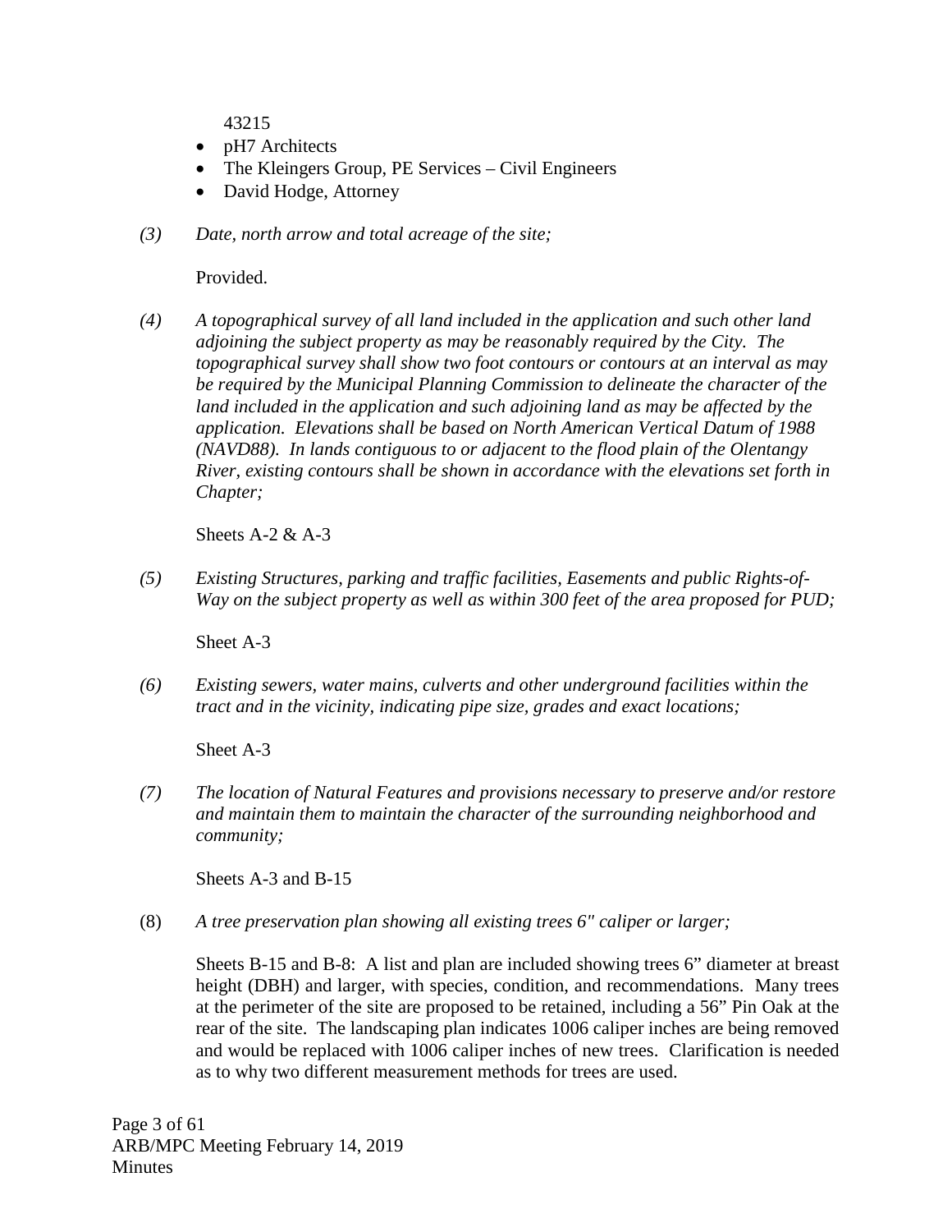43215

- pH7 Architects
- The Kleingers Group, PE Services – Civil Engineers
- David Hodge, Attorney

*(3)* *Date, north arrow and total acreage of the site;*

Provided.

*(4)* *A topographical survey of all land included in the application and such other land adjoining the subject property as may be reasonably required by the City. The topographical survey shall show two foot contours or contours at an interval as may be required by the Municipal Planning Commission to delineate the character of the land included in the application and such adjoining land as may be affected by the application. Elevations shall be based on North American Vertical Datum of 1988 (NAVD88). In lands contiguous to or adjacent to the flood plain of the Olentangy River, existing contours shall be shown in accordance with the elevations set forth in Chapter;*

Sheets A-2 & A-3

*(5)* *Existing Structures, parking and traffic facilities, Easements and public Rights-of-Way on the subject property as well as within 300 feet of the area proposed for PUD;*

Sheet A-3

*(6)* *Existing sewers, water mains, culverts and other underground facilities within the tract and in the vicinity, indicating pipe size, grades and exact locations;*

Sheet A-3

*(7)* *The location of Natural Features and provisions necessary to preserve and/or restore and maintain them to maintain the character of the surrounding neighborhood and community;*

Sheets A-3 and B-15

(8) *A tree preservation plan showing all existing trees 6" caliper or larger;*

Sheets B-15 and B-8: A list and plan are included showing trees 6" diameter at breast height (DBH) and larger, with species, condition, and recommendations. Many trees at the perimeter of the site are proposed to be retained, including a 56" Pin Oak at the rear of the site. The landscaping plan indicates 1006 caliper inches are being removed and would be replaced with 1006 caliper inches of new trees. Clarification is needed as to why two different measurement methods for trees are used.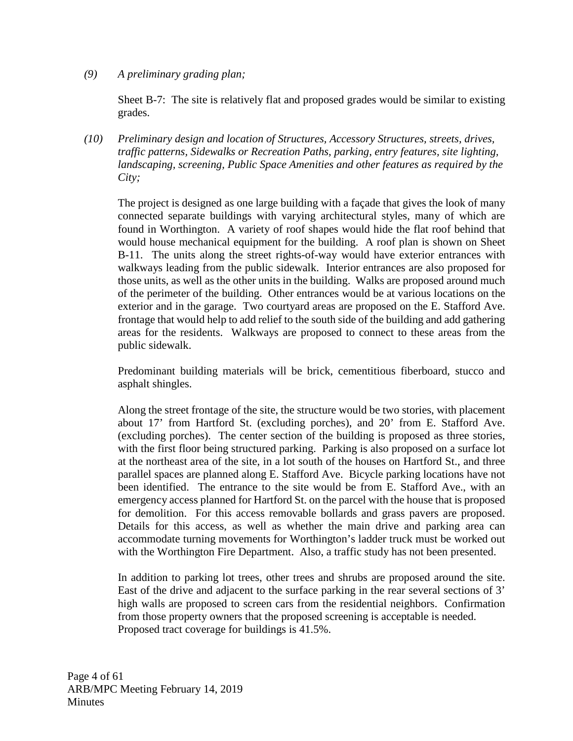*(9) A preliminary grading plan;*

Sheet B-7: The site is relatively flat and proposed grades would be similar to existing grades.

*(10) Preliminary design and location of Structures, Accessory Structures, streets, drives, traffic patterns, Sidewalks or Recreation Paths, parking, entry features, site lighting, landscaping, screening, Public Space Amenities and other features as required by the City;*

The project is designed as one large building with a façade that gives the look of many connected separate buildings with varying architectural styles, many of which are found in Worthington. A variety of roof shapes would hide the flat roof behind that would house mechanical equipment for the building. A roof plan is shown on Sheet B-11. The units along the street rights-of-way would have exterior entrances with walkways leading from the public sidewalk. Interior entrances are also proposed for those units, as well as the other units in the building. Walks are proposed around much of the perimeter of the building. Other entrances would be at various locations on the exterior and in the garage. Two courtyard areas are proposed on the E. Stafford Ave. frontage that would help to add relief to the south side of the building and add gathering areas for the residents. Walkways are proposed to connect to these areas from the public sidewalk.

Predominant building materials will be brick, cementitious fiberboard, stucco and asphalt shingles.

Along the street frontage of the site, the structure would be two stories, with placement about 17' from Hartford St. (excluding porches), and 20' from E. Stafford Ave. (excluding porches). The center section of the building is proposed as three stories, with the first floor being structured parking. Parking is also proposed on a surface lot at the northeast area of the site, in a lot south of the houses on Hartford St., and three parallel spaces are planned along E. Stafford Ave. Bicycle parking locations have not been identified. The entrance to the site would be from E. Stafford Ave., with an emergency access planned for Hartford St. on the parcel with the house that is proposed for demolition. For this access removable bollards and grass pavers are proposed. Details for this access, as well as whether the main drive and parking area can accommodate turning movements for Worthington's ladder truck must be worked out with the Worthington Fire Department. Also, a traffic study has not been presented.

In addition to parking lot trees, other trees and shrubs are proposed around the site. East of the drive and adjacent to the surface parking in the rear several sections of 3' high walls are proposed to screen cars from the residential neighbors. Confirmation from those property owners that the proposed screening is acceptable is needed. Proposed tract coverage for buildings is 41.5%.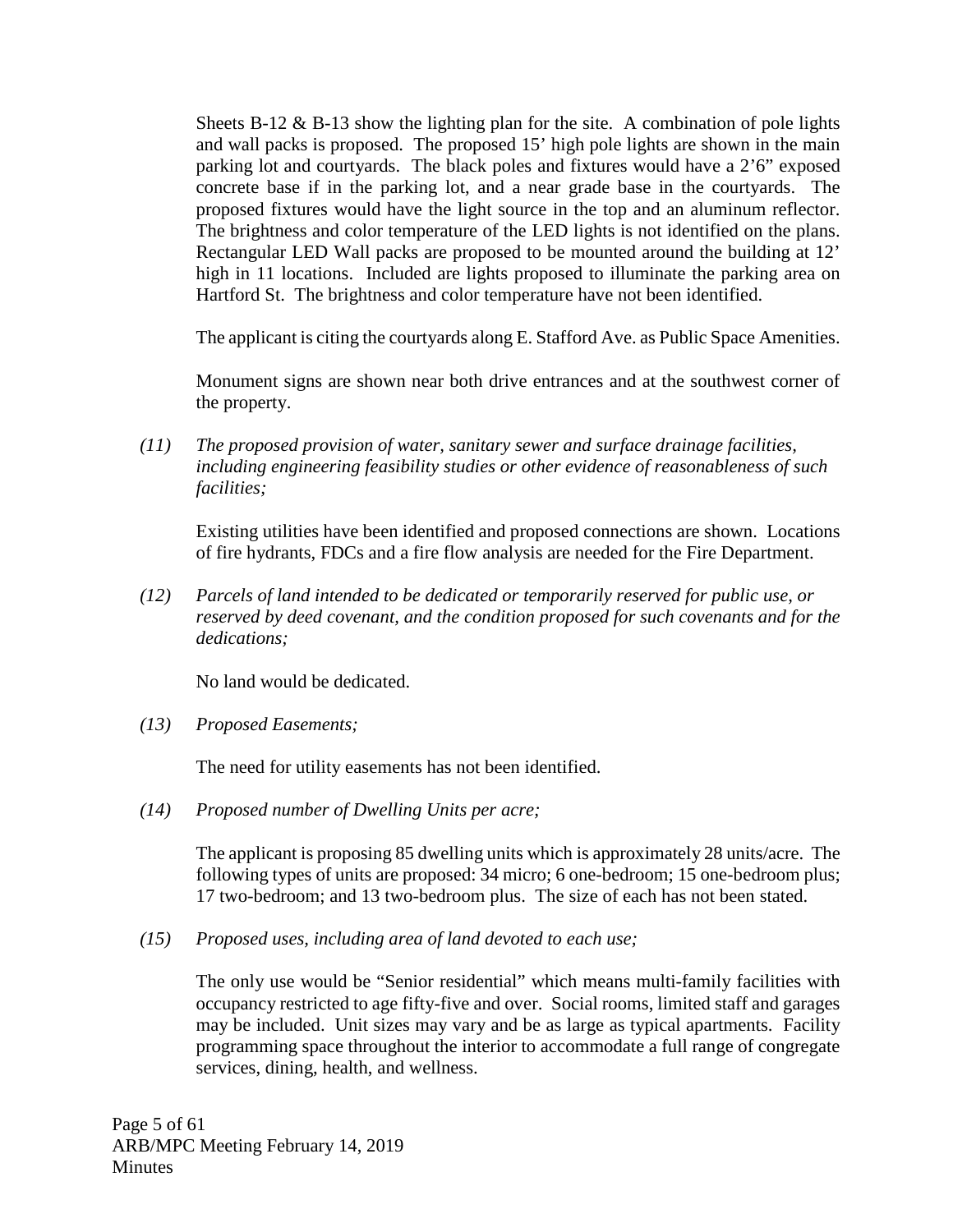Sheets B-12 & B-13 show the lighting plan for the site. A combination of pole lights and wall packs is proposed. The proposed 15' high pole lights are shown in the main parking lot and courtyards. The black poles and fixtures would have a 2'6" exposed concrete base if in the parking lot, and a near grade base in the courtyards. The proposed fixtures would have the light source in the top and an aluminum reflector. The brightness and color temperature of the LED lights is not identified on the plans. Rectangular LED Wall packs are proposed to be mounted around the building at 12' high in 11 locations. Included are lights proposed to illuminate the parking area on Hartford St. The brightness and color temperature have not been identified.

The applicant is citing the courtyards along E. Stafford Ave. as Public Space Amenities.

Monument signs are shown near both drive entrances and at the southwest corner of the property.

*(11) The proposed provision of water, sanitary sewer and surface drainage facilities, including engineering feasibility studies or other evidence of reasonableness of such facilities;*

Existing utilities have been identified and proposed connections are shown. Locations of fire hydrants, FDCs and a fire flow analysis are needed for the Fire Department.

*(12) Parcels of land intended to be dedicated or temporarily reserved for public use, or reserved by deed covenant, and the condition proposed for such covenants and for the dedications;*

No land would be dedicated.

*(13) Proposed Easements;*

The need for utility easements has not been identified.

*(14) Proposed number of Dwelling Units per acre;*

The applicant is proposing 85 dwelling units which is approximately 28 units/acre. The following types of units are proposed: 34 micro; 6 one-bedroom; 15 one-bedroom plus; 17 two-bedroom; and 13 two-bedroom plus. The size of each has not been stated.

*(15) Proposed uses, including area of land devoted to each use;*

The only use would be "Senior residential" which means multi-family facilities with occupancy restricted to age fifty-five and over. Social rooms, limited staff and garages may be included. Unit sizes may vary and be as large as typical apartments. Facility programming space throughout the interior to accommodate a full range of congregate services, dining, health, and wellness.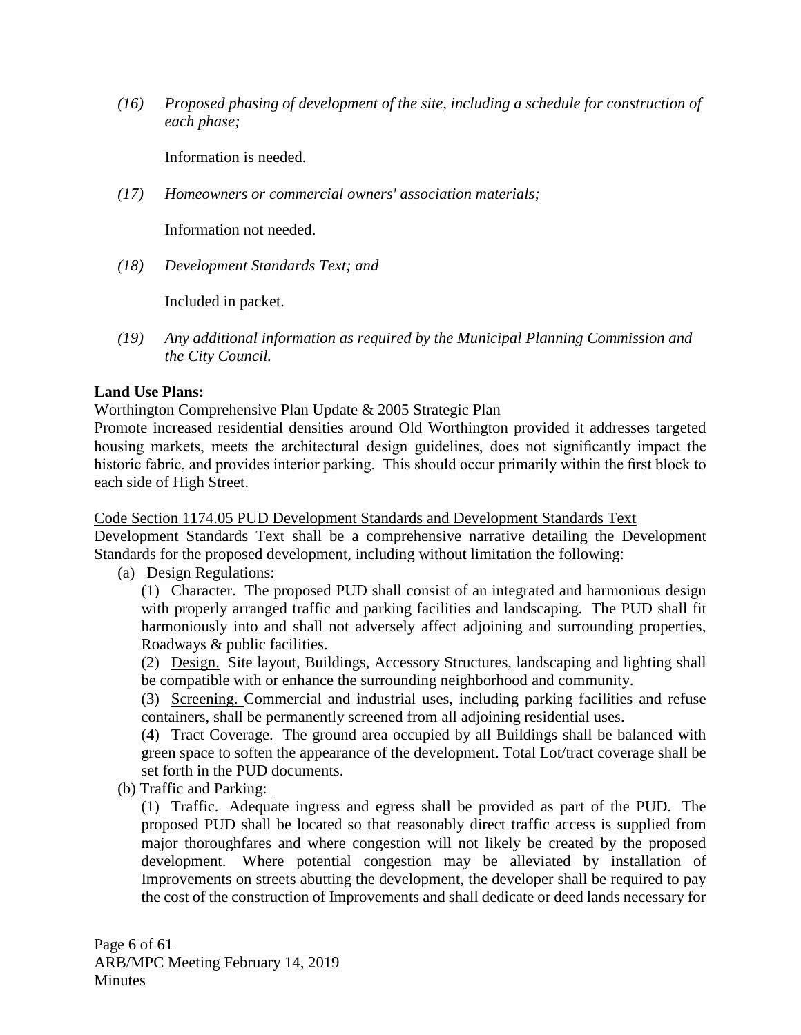*(16) Proposed phasing of development of the site, including a schedule for construction of each phase;*

Information is needed.

*(17) Homeowners or commercial owners' association materials;*

Information not needed.

*(18) Development Standards Text; and*

Included in packet.

*(19) Any additional information as required by the Municipal Planning Commission and the City Council.*

**Land Use Plans:**

Worthington Comprehensive Plan Update & 2005 Strategic Plan

Promote increased residential densities around Old Worthington provided it addresses targeted housing markets, meets the architectural design guidelines, does not significantly impact the historic fabric, and provides interior parking. This should occur primarily within the first block to each side of High Street.

Code Section 1174.05 PUD Development Standards and Development Standards Text

Development Standards Text shall be a comprehensive narrative detailing the Development Standards for the proposed development, including without limitation the following:

(a) Design Regulations:

(1) Character. The proposed PUD shall consist of an integrated and harmonious design with properly arranged traffic and parking facilities and landscaping. The PUD shall fit harmoniously into and shall not adversely affect adjoining and surrounding properties, Roadways & public facilities.

(2) Design. Site layout, Buildings, Accessory Structures, landscaping and lighting shall be compatible with or enhance the surrounding neighborhood and community.

(3) Screening. Commercial and industrial uses, including parking facilities and refuse containers, shall be permanently screened from all adjoining residential uses.

(4) Tract Coverage. The ground area occupied by all Buildings shall be balanced with green space to soften the appearance of the development. Total Lot/tract coverage shall be set forth in the PUD documents.

(b) Traffic and Parking:

(1) Traffic. Adequate ingress and egress shall be provided as part of the PUD. The proposed PUD shall be located so that reasonably direct traffic access is supplied from major thoroughfares and where congestion will not likely be created by the proposed development. Where potential congestion may be alleviated by installation of Improvements on streets abutting the development, the developer shall be required to pay the cost of the construction of Improvements and shall dedicate or deed lands necessary for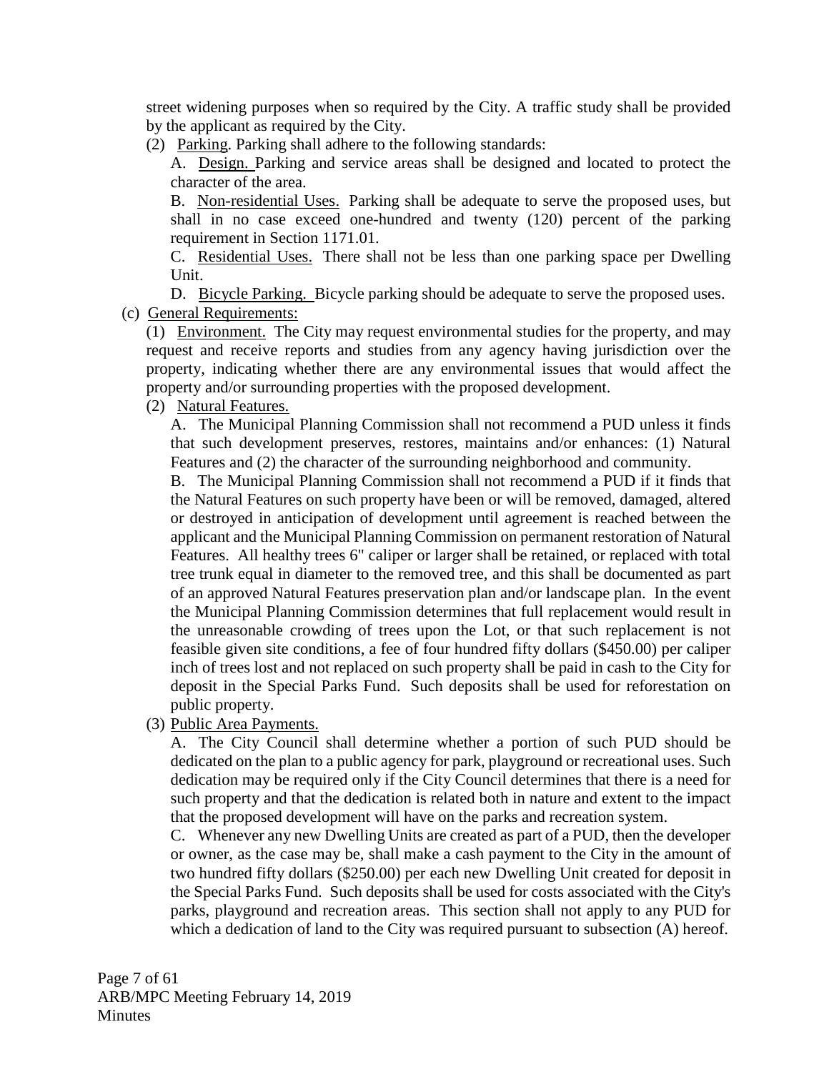street widening purposes when so required by the City. A traffic study shall be provided by the applicant as required by the City.

(2) Parking. Parking shall adhere to the following standards:

A. Design. Parking and service areas shall be designed and located to protect the character of the area.

B. Non-residential Uses. Parking shall be adequate to serve the proposed uses, but shall in no case exceed one-hundred and twenty (120) percent of the parking requirement in Section 1171.01.

C. Residential Uses. There shall not be less than one parking space per Dwelling Unit.

D. Bicycle Parking. Bicycle parking should be adequate to serve the proposed uses.

(c) General Requirements:

(1) Environment. The City may request environmental studies for the property, and may request and receive reports and studies from any agency having jurisdiction over the property, indicating whether there are any environmental issues that would affect the property and/or surrounding properties with the proposed development.

(2) Natural Features.

A. The Municipal Planning Commission shall not recommend a PUD unless it finds that such development preserves, restores, maintains and/or enhances: (1) Natural Features and (2) the character of the surrounding neighborhood and community.

B. The Municipal Planning Commission shall not recommend a PUD if it finds that the Natural Features on such property have been or will be removed, damaged, altered or destroyed in anticipation of development until agreement is reached between the applicant and the Municipal Planning Commission on permanent restoration of Natural Features. All healthy trees 6" caliper or larger shall be retained, or replaced with total tree trunk equal in diameter to the removed tree, and this shall be documented as part of an approved Natural Features preservation plan and/or landscape plan. In the event the Municipal Planning Commission determines that full replacement would result in the unreasonable crowding of trees upon the Lot, or that such replacement is not feasible given site conditions, a fee of four hundred fifty dollars ($450.00) per caliper inch of trees lost and not replaced on such property shall be paid in cash to the City for deposit in the Special Parks Fund. Such deposits shall be used for reforestation on public property.

(3) Public Area Payments.

A. The City Council shall determine whether a portion of such PUD should be dedicated on the plan to a public agency for park, playground or recreational uses. Such dedication may be required only if the City Council determines that there is a need for such property and that the dedication is related both in nature and extent to the impact that the proposed development will have on the parks and recreation system.

C. Whenever any new Dwelling Units are created as part of a PUD, then the developer or owner, as the case may be, shall make a cash payment to the City in the amount of two hundred fifty dollars ($250.00) per each new Dwelling Unit created for deposit in the Special Parks Fund. Such deposits shall be used for costs associated with the City's parks, playground and recreation areas. This section shall not apply to any PUD for which a dedication of land to the City was required pursuant to subsection (A) hereof.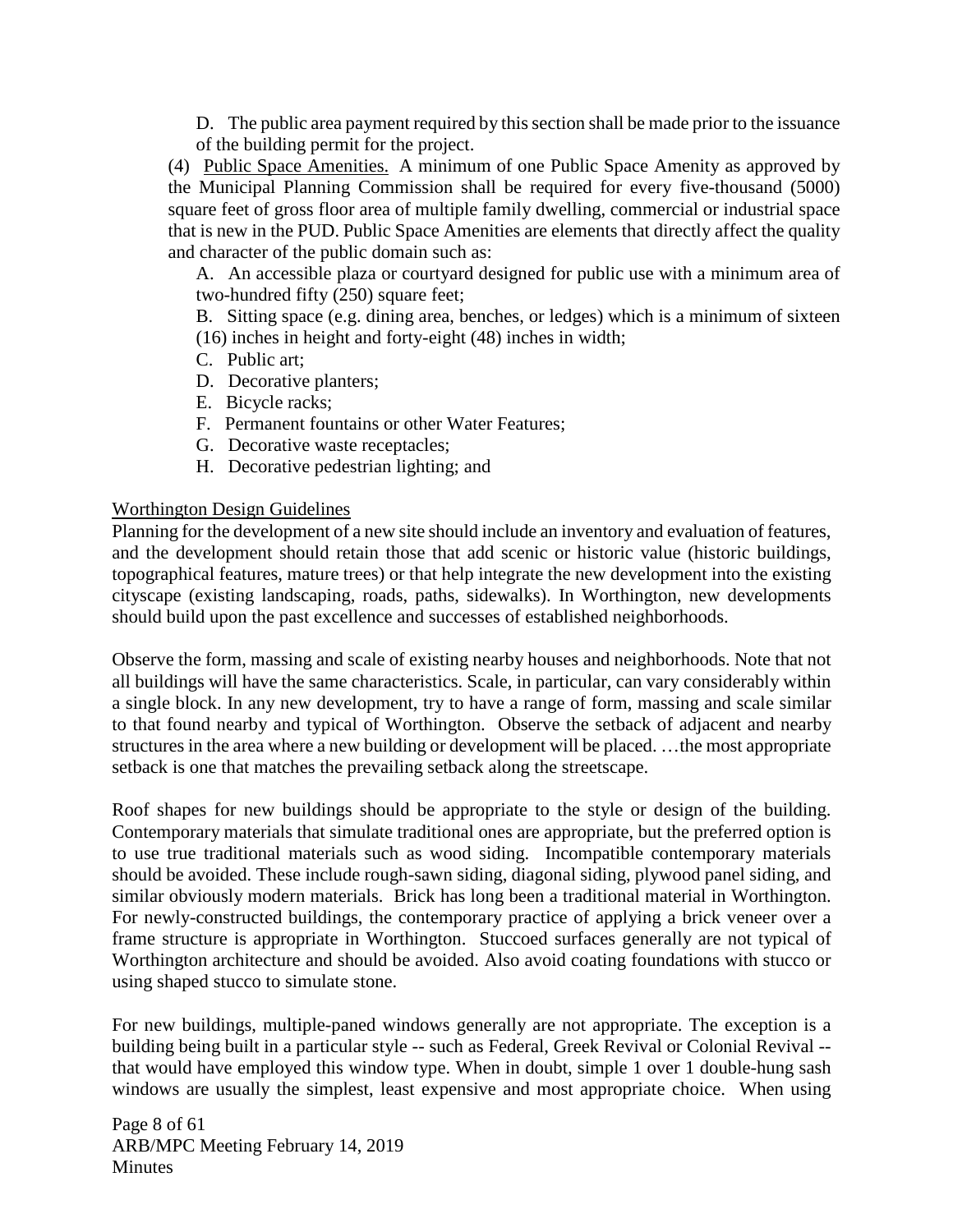D. The public area payment required by this section shall be made prior to the issuance of the building permit for the project.

(4) <u>Public Space Amenities.</u> A minimum of one Public Space Amenity as approved by the Municipal Planning Commission shall be required for every five-thousand (5000) square feet of gross floor area of multiple family dwelling, commercial or industrial space that is new in the PUD. Public Space Amenities are elements that directly affect the quality and character of the public domain such as:

A. An accessible plaza or courtyard designed for public use with a minimum area of two-hundred fifty (250) square feet;

B. Sitting space (e.g. dining area, benches, or ledges) which is a minimum of sixteen (16) inches in height and forty-eight (48) inches in width;

C. Public art;

D. Decorative planters;

E. Bicycle racks;

F. Permanent fountains or other Water Features;

G. Decorative waste receptacles;

H. Decorative pedestrian lighting; and

<u>Worthington Design Guidelines</u>

Planning for the development of a new site should include an inventory and evaluation of features, and the development should retain those that add scenic or historic value (historic buildings, topographical features, mature trees) or that help integrate the new development into the existing cityscape (existing landscaping, roads, paths, sidewalks). In Worthington, new developments should build upon the past excellence and successes of established neighborhoods.

Observe the form, massing and scale of existing nearby houses and neighborhoods. Note that not all buildings will have the same characteristics. Scale, in particular, can vary considerably within a single block. In any new development, try to have a range of form, massing and scale similar to that found nearby and typical of Worthington. Observe the setback of adjacent and nearby structures in the area where a new building or development will be placed. …the most appropriate setback is one that matches the prevailing setback along the streetscape.

Roof shapes for new buildings should be appropriate to the style or design of the building. Contemporary materials that simulate traditional ones are appropriate, but the preferred option is to use true traditional materials such as wood siding. Incompatible contemporary materials should be avoided. These include rough-sawn siding, diagonal siding, plywood panel siding, and similar obviously modern materials. Brick has long been a traditional material in Worthington. For newly-constructed buildings, the contemporary practice of applying a brick veneer over a frame structure is appropriate in Worthington. Stuccoed surfaces generally are not typical of Worthington architecture and should be avoided. Also avoid coating foundations with stucco or using shaped stucco to simulate stone.

For new buildings, multiple-paned windows generally are not appropriate. The exception is a building being built in a particular style -- such as Federal, Greek Revival or Colonial Revival -- that would have employed this window type. When in doubt, simple 1 over 1 double-hung sash windows are usually the simplest, least expensive and most appropriate choice. When using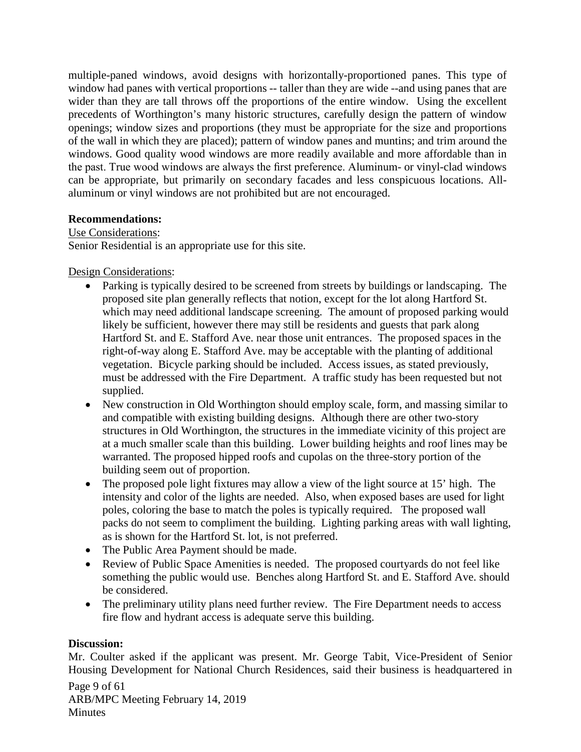multiple-paned windows, avoid designs with horizontally-proportioned panes. This type of window had panes with vertical proportions -- taller than they are wide --and using panes that are wider than they are tall throws off the proportions of the entire window. Using the excellent precedents of Worthington's many historic structures, carefully design the pattern of window openings; window sizes and proportions (they must be appropriate for the size and proportions of the wall in which they are placed); pattern of window panes and muntins; and trim around the windows. Good quality wood windows are more readily available and more affordable than in the past. True wood windows are always the first preference. Aluminum- or vinyl-clad windows can be appropriate, but primarily on secondary facades and less conspicuous locations. All-aluminum or vinyl windows are not prohibited but are not encouraged.

**Recommendations:**

Use Considerations:

Senior Residential is an appropriate use for this site.

Design Considerations:

- Parking is typically desired to be screened from streets by buildings or landscaping. The proposed site plan generally reflects that notion, except for the lot along Hartford St. which may need additional landscape screening. The amount of proposed parking would likely be sufficient, however there may still be residents and guests that park along Hartford St. and E. Stafford Ave. near those unit entrances. The proposed spaces in the right-of-way along E. Stafford Ave. may be acceptable with the planting of additional vegetation. Bicycle parking should be included. Access issues, as stated previously, must be addressed with the Fire Department. A traffic study has been requested but not supplied.
- New construction in Old Worthington should employ scale, form, and massing similar to and compatible with existing building designs. Although there are other two-story structures in Old Worthington, the structures in the immediate vicinity of this project are at a much smaller scale than this building. Lower building heights and roof lines may be warranted. The proposed hipped roofs and cupolas on the three-story portion of the building seem out of proportion.
- The proposed pole light fixtures may allow a view of the light source at 15' high. The intensity and color of the lights are needed. Also, when exposed bases are used for light poles, coloring the base to match the poles is typically required. The proposed wall packs do not seem to compliment the building. Lighting parking areas with wall lighting, as is shown for the Hartford St. lot, is not preferred.
- The Public Area Payment should be made.
- Review of Public Space Amenities is needed. The proposed courtyards do not feel like something the public would use. Benches along Hartford St. and E. Stafford Ave. should be considered.
- The preliminary utility plans need further review. The Fire Department needs to access fire flow and hydrant access is adequate serve this building.

**Discussion:**

Mr. Coulter asked if the applicant was present. Mr. George Tabit, Vice-President of Senior Housing Development for National Church Residences, said their business is headquartered in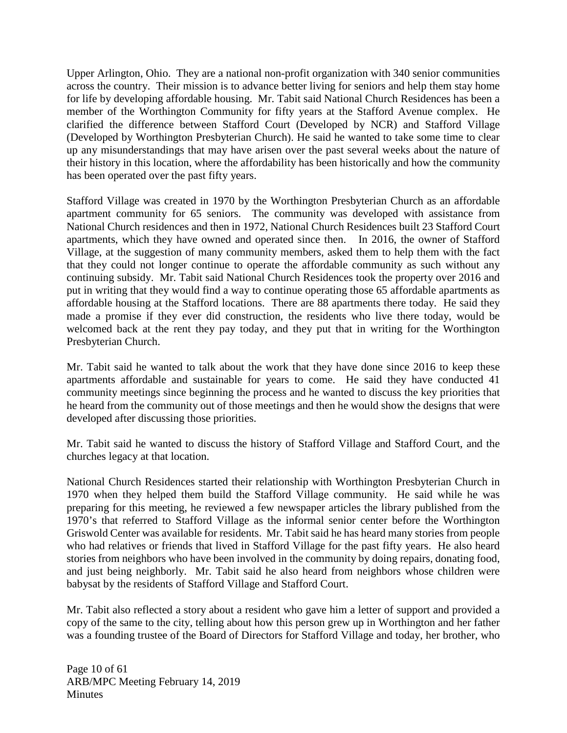Upper Arlington, Ohio. They are a national non-profit organization with 340 senior communities across the country. Their mission is to advance better living for seniors and help them stay home for life by developing affordable housing. Mr. Tabit said National Church Residences has been a member of the Worthington Community for fifty years at the Stafford Avenue complex. He clarified the difference between Stafford Court (Developed by NCR) and Stafford Village (Developed by Worthington Presbyterian Church). He said he wanted to take some time to clear up any misunderstandings that may have arisen over the past several weeks about the nature of their history in this location, where the affordability has been historically and how the community has been operated over the past fifty years.

Stafford Village was created in 1970 by the Worthington Presbyterian Church as an affordable apartment community for 65 seniors. The community was developed with assistance from National Church residences and then in 1972, National Church Residences built 23 Stafford Court apartments, which they have owned and operated since then. In 2016, the owner of Stafford Village, at the suggestion of many community members, asked them to help them with the fact that they could not longer continue to operate the affordable community as such without any continuing subsidy. Mr. Tabit said National Church Residences took the property over 2016 and put in writing that they would find a way to continue operating those 65 affordable apartments as affordable housing at the Stafford locations. There are 88 apartments there today. He said they made a promise if they ever did construction, the residents who live there today, would be welcomed back at the rent they pay today, and they put that in writing for the Worthington Presbyterian Church.

Mr. Tabit said he wanted to talk about the work that they have done since 2016 to keep these apartments affordable and sustainable for years to come. He said they have conducted 41 community meetings since beginning the process and he wanted to discuss the key priorities that he heard from the community out of those meetings and then he would show the designs that were developed after discussing those priorities.

Mr. Tabit said he wanted to discuss the history of Stafford Village and Stafford Court, and the churches legacy at that location.

National Church Residences started their relationship with Worthington Presbyterian Church in 1970 when they helped them build the Stafford Village community. He said while he was preparing for this meeting, he reviewed a few newspaper articles the library published from the 1970's that referred to Stafford Village as the informal senior center before the Worthington Griswold Center was available for residents. Mr. Tabit said he has heard many stories from people who had relatives or friends that lived in Stafford Village for the past fifty years. He also heard stories from neighbors who have been involved in the community by doing repairs, donating food, and just being neighborly. Mr. Tabit said he also heard from neighbors whose children were babysat by the residents of Stafford Village and Stafford Court.

Mr. Tabit also reflected a story about a resident who gave him a letter of support and provided a copy of the same to the city, telling about how this person grew up in Worthington and her father was a founding trustee of the Board of Directors for Stafford Village and today, her brother, who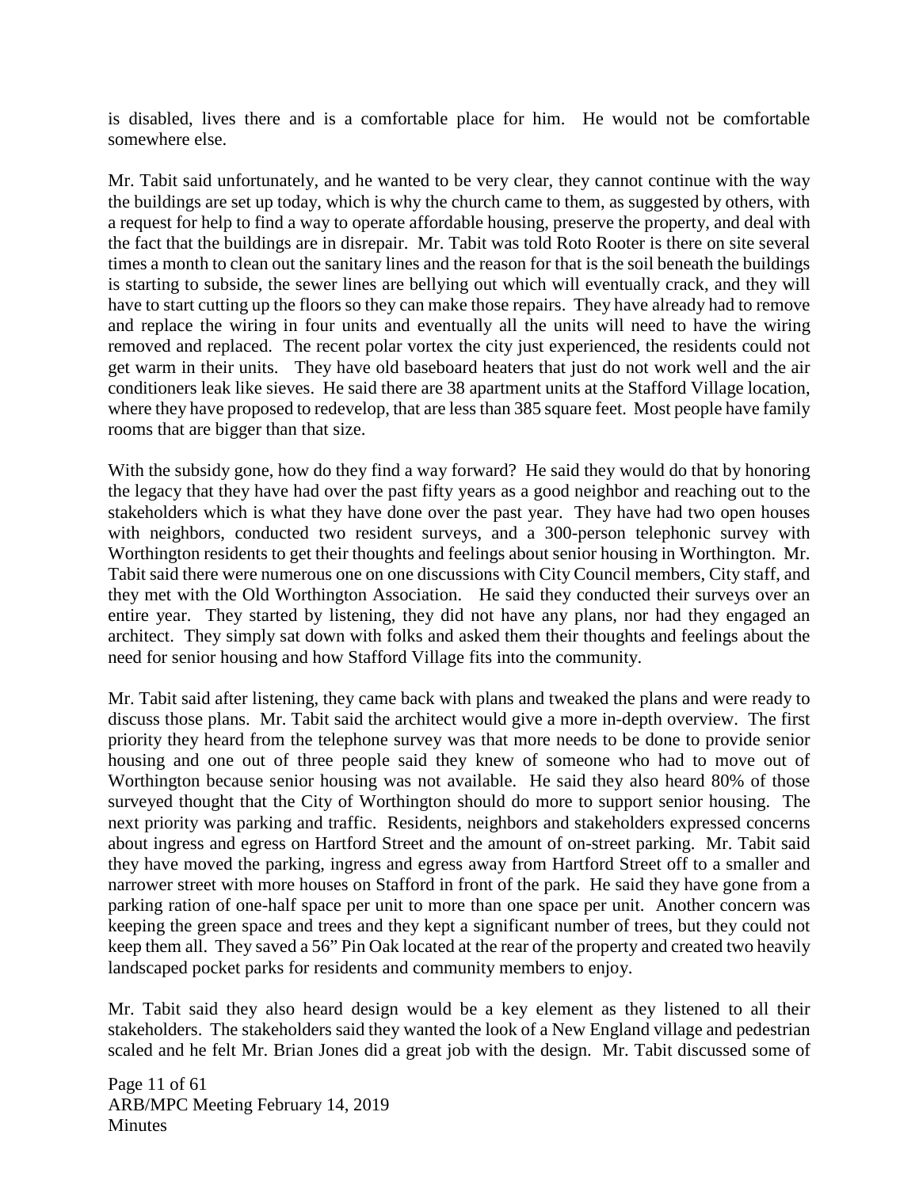is disabled, lives there and is a comfortable place for him. He would not be comfortable somewhere else.

Mr. Tabit said unfortunately, and he wanted to be very clear, they cannot continue with the way the buildings are set up today, which is why the church came to them, as suggested by others, with a request for help to find a way to operate affordable housing, preserve the property, and deal with the fact that the buildings are in disrepair. Mr. Tabit was told Roto Rooter is there on site several times a month to clean out the sanitary lines and the reason for that is the soil beneath the buildings is starting to subside, the sewer lines are bellying out which will eventually crack, and they will have to start cutting up the floors so they can make those repairs. They have already had to remove and replace the wiring in four units and eventually all the units will need to have the wiring removed and replaced. The recent polar vortex the city just experienced, the residents could not get warm in their units. They have old baseboard heaters that just do not work well and the air conditioners leak like sieves. He said there are 38 apartment units at the Stafford Village location, where they have proposed to redevelop, that are less than 385 square feet. Most people have family rooms that are bigger than that size.

With the subsidy gone, how do they find a way forward? He said they would do that by honoring the legacy that they have had over the past fifty years as a good neighbor and reaching out to the stakeholders which is what they have done over the past year. They have had two open houses with neighbors, conducted two resident surveys, and a 300-person telephonic survey with Worthington residents to get their thoughts and feelings about senior housing in Worthington. Mr. Tabit said there were numerous one on one discussions with City Council members, City staff, and they met with the Old Worthington Association. He said they conducted their surveys over an entire year. They started by listening, they did not have any plans, nor had they engaged an architect. They simply sat down with folks and asked them their thoughts and feelings about the need for senior housing and how Stafford Village fits into the community.

Mr. Tabit said after listening, they came back with plans and tweaked the plans and were ready to discuss those plans. Mr. Tabit said the architect would give a more in-depth overview. The first priority they heard from the telephone survey was that more needs to be done to provide senior housing and one out of three people said they knew of someone who had to move out of Worthington because senior housing was not available. He said they also heard 80% of those surveyed thought that the City of Worthington should do more to support senior housing. The next priority was parking and traffic. Residents, neighbors and stakeholders expressed concerns about ingress and egress on Hartford Street and the amount of on-street parking. Mr. Tabit said they have moved the parking, ingress and egress away from Hartford Street off to a smaller and narrower street with more houses on Stafford in front of the park. He said they have gone from a parking ration of one-half space per unit to more than one space per unit. Another concern was keeping the green space and trees and they kept a significant number of trees, but they could not keep them all. They saved a 56" Pin Oak located at the rear of the property and created two heavily landscaped pocket parks for residents and community members to enjoy.

Mr. Tabit said they also heard design would be a key element as they listened to all their stakeholders. The stakeholders said they wanted the look of a New England village and pedestrian scaled and he felt Mr. Brian Jones did a great job with the design. Mr. Tabit discussed some of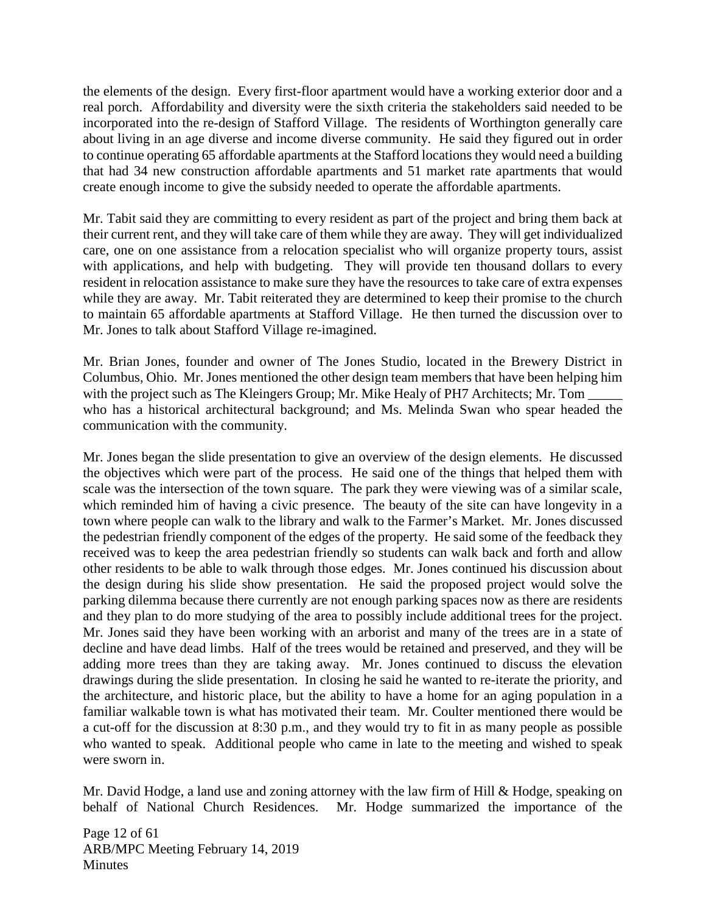the elements of the design. Every first-floor apartment would have a working exterior door and a real porch. Affordability and diversity were the sixth criteria the stakeholders said needed to be incorporated into the re-design of Stafford Village. The residents of Worthington generally care about living in an age diverse and income diverse community. He said they figured out in order to continue operating 65 affordable apartments at the Stafford locations they would need a building that had 34 new construction affordable apartments and 51 market rate apartments that would create enough income to give the subsidy needed to operate the affordable apartments.

Mr. Tabit said they are committing to every resident as part of the project and bring them back at their current rent, and they will take care of them while they are away. They will get individualized care, one on one assistance from a relocation specialist who will organize property tours, assist with applications, and help with budgeting. They will provide ten thousand dollars to every resident in relocation assistance to make sure they have the resources to take care of extra expenses while they are away. Mr. Tabit reiterated they are determined to keep their promise to the church to maintain 65 affordable apartments at Stafford Village. He then turned the discussion over to Mr. Jones to talk about Stafford Village re-imagined.

Mr. Brian Jones, founder and owner of The Jones Studio, located in the Brewery District in Columbus, Ohio. Mr. Jones mentioned the other design team members that have been helping him with the project such as The Kleingers Group; Mr. Mike Healy of PH7 Architects; Mr. Tom _____ who has a historical architectural background; and Ms. Melinda Swan who spear headed the communication with the community.

Mr. Jones began the slide presentation to give an overview of the design elements. He discussed the objectives which were part of the process. He said one of the things that helped them with scale was the intersection of the town square. The park they were viewing was of a similar scale, which reminded him of having a civic presence. The beauty of the site can have longevity in a town where people can walk to the library and walk to the Farmer's Market. Mr. Jones discussed the pedestrian friendly component of the edges of the property. He said some of the feedback they received was to keep the area pedestrian friendly so students can walk back and forth and allow other residents to be able to walk through those edges. Mr. Jones continued his discussion about the design during his slide show presentation. He said the proposed project would solve the parking dilemma because there currently are not enough parking spaces now as there are residents and they plan to do more studying of the area to possibly include additional trees for the project. Mr. Jones said they have been working with an arborist and many of the trees are in a state of decline and have dead limbs. Half of the trees would be retained and preserved, and they will be adding more trees than they are taking away. Mr. Jones continued to discuss the elevation drawings during the slide presentation. In closing he said he wanted to re-iterate the priority, and the architecture, and historic place, but the ability to have a home for an aging population in a familiar walkable town is what has motivated their team. Mr. Coulter mentioned there would be a cut-off for the discussion at 8:30 p.m., and they would try to fit in as many people as possible who wanted to speak. Additional people who came in late to the meeting and wished to speak were sworn in.

Mr. David Hodge, a land use and zoning attorney with the law firm of Hill & Hodge, speaking on behalf of National Church Residences. Mr. Hodge summarized the importance of the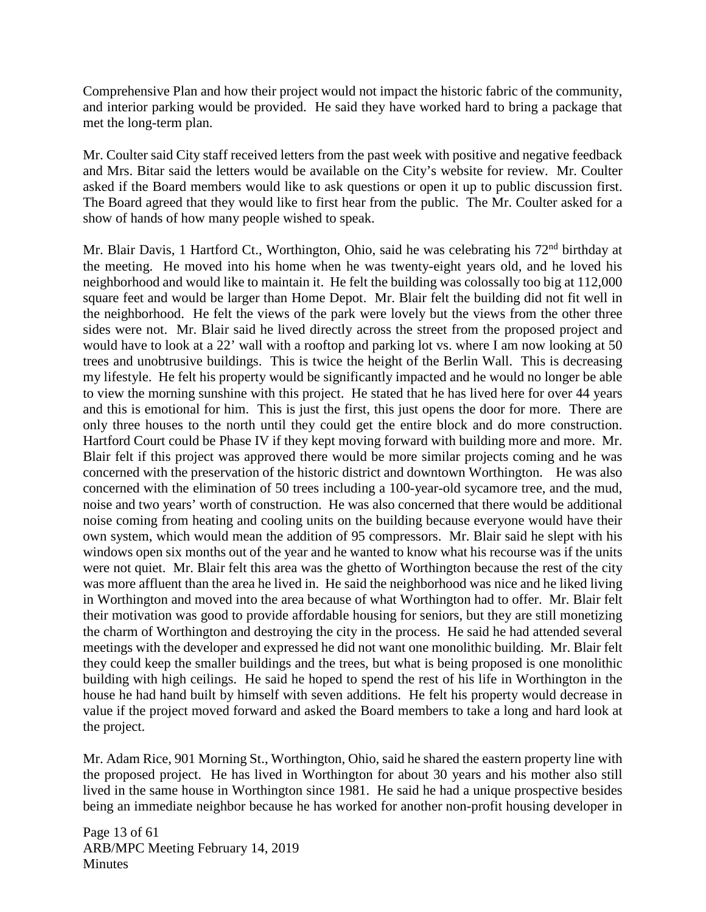Comprehensive Plan and how their project would not impact the historic fabric of the community, and interior parking would be provided. He said they have worked hard to bring a package that met the long-term plan.

Mr. Coulter said City staff received letters from the past week with positive and negative feedback and Mrs. Bitar said the letters would be available on the City's website for review. Mr. Coulter asked if the Board members would like to ask questions or open it up to public discussion first. The Board agreed that they would like to first hear from the public. The Mr. Coulter asked for a show of hands of how many people wished to speak.

Mr. Blair Davis, 1 Hartford Ct., Worthington, Ohio, said he was celebrating his 72nd birthday at the meeting. He moved into his home when he was twenty-eight years old, and he loved his neighborhood and would like to maintain it. He felt the building was colossally too big at 112,000 square feet and would be larger than Home Depot. Mr. Blair felt the building did not fit well in the neighborhood. He felt the views of the park were lovely but the views from the other three sides were not. Mr. Blair said he lived directly across the street from the proposed project and would have to look at a 22' wall with a rooftop and parking lot vs. where I am now looking at 50 trees and unobtrusive buildings. This is twice the height of the Berlin Wall. This is decreasing my lifestyle. He felt his property would be significantly impacted and he would no longer be able to view the morning sunshine with this project. He stated that he has lived here for over 44 years and this is emotional for him. This is just the first, this just opens the door for more. There are only three houses to the north until they could get the entire block and do more construction. Hartford Court could be Phase IV if they kept moving forward with building more and more. Mr. Blair felt if this project was approved there would be more similar projects coming and he was concerned with the preservation of the historic district and downtown Worthington. He was also concerned with the elimination of 50 trees including a 100-year-old sycamore tree, and the mud, noise and two years' worth of construction. He was also concerned that there would be additional noise coming from heating and cooling units on the building because everyone would have their own system, which would mean the addition of 95 compressors. Mr. Blair said he slept with his windows open six months out of the year and he wanted to know what his recourse was if the units were not quiet. Mr. Blair felt this area was the ghetto of Worthington because the rest of the city was more affluent than the area he lived in. He said the neighborhood was nice and he liked living in Worthington and moved into the area because of what Worthington had to offer. Mr. Blair felt their motivation was good to provide affordable housing for seniors, but they are still monetizing the charm of Worthington and destroying the city in the process. He said he had attended several meetings with the developer and expressed he did not want one monolithic building. Mr. Blair felt they could keep the smaller buildings and the trees, but what is being proposed is one monolithic building with high ceilings. He said he hoped to spend the rest of his life in Worthington in the house he had hand built by himself with seven additions. He felt his property would decrease in value if the project moved forward and asked the Board members to take a long and hard look at the project.

Mr. Adam Rice, 901 Morning St., Worthington, Ohio, said he shared the eastern property line with the proposed project. He has lived in Worthington for about 30 years and his mother also still lived in the same house in Worthington since 1981. He said he had a unique prospective besides being an immediate neighbor because he has worked for another non-profit housing developer in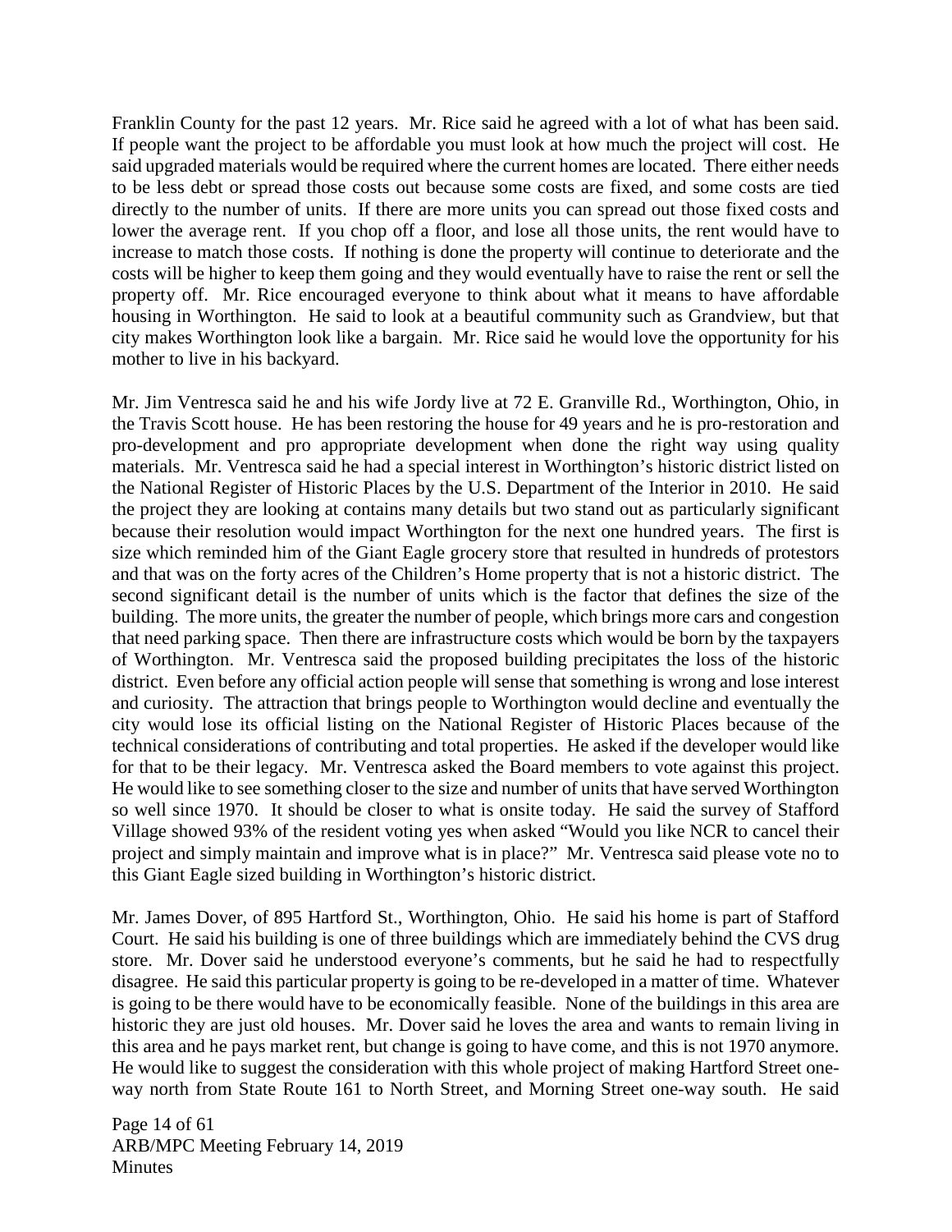Franklin County for the past 12 years. Mr. Rice said he agreed with a lot of what has been said. If people want the project to be affordable you must look at how much the project will cost. He said upgraded materials would be required where the current homes are located. There either needs to be less debt or spread those costs out because some costs are fixed, and some costs are tied directly to the number of units. If there are more units you can spread out those fixed costs and lower the average rent. If you chop off a floor, and lose all those units, the rent would have to increase to match those costs. If nothing is done the property will continue to deteriorate and the costs will be higher to keep them going and they would eventually have to raise the rent or sell the property off. Mr. Rice encouraged everyone to think about what it means to have affordable housing in Worthington. He said to look at a beautiful community such as Grandview, but that city makes Worthington look like a bargain. Mr. Rice said he would love the opportunity for his mother to live in his backyard.

Mr. Jim Ventresca said he and his wife Jordy live at 72 E. Granville Rd., Worthington, Ohio, in the Travis Scott house. He has been restoring the house for 49 years and he is pro-restoration and pro-development and pro appropriate development when done the right way using quality materials. Mr. Ventresca said he had a special interest in Worthington's historic district listed on the National Register of Historic Places by the U.S. Department of the Interior in 2010. He said the project they are looking at contains many details but two stand out as particularly significant because their resolution would impact Worthington for the next one hundred years. The first is size which reminded him of the Giant Eagle grocery store that resulted in hundreds of protestors and that was on the forty acres of the Children's Home property that is not a historic district. The second significant detail is the number of units which is the factor that defines the size of the building. The more units, the greater the number of people, which brings more cars and congestion that need parking space. Then there are infrastructure costs which would be born by the taxpayers of Worthington. Mr. Ventresca said the proposed building precipitates the loss of the historic district. Even before any official action people will sense that something is wrong and lose interest and curiosity. The attraction that brings people to Worthington would decline and eventually the city would lose its official listing on the National Register of Historic Places because of the technical considerations of contributing and total properties. He asked if the developer would like for that to be their legacy. Mr. Ventresca asked the Board members to vote against this project. He would like to see something closer to the size and number of units that have served Worthington so well since 1970. It should be closer to what is onsite today. He said the survey of Stafford Village showed 93% of the resident voting yes when asked "Would you like NCR to cancel their project and simply maintain and improve what is in place?" Mr. Ventresca said please vote no to this Giant Eagle sized building in Worthington's historic district.

Mr. James Dover, of 895 Hartford St., Worthington, Ohio. He said his home is part of Stafford Court. He said his building is one of three buildings which are immediately behind the CVS drug store. Mr. Dover said he understood everyone's comments, but he said he had to respectfully disagree. He said this particular property is going to be re-developed in a matter of time. Whatever is going to be there would have to be economically feasible. None of the buildings in this area are historic they are just old houses. Mr. Dover said he loves the area and wants to remain living in this area and he pays market rent, but change is going to have come, and this is not 1970 anymore. He would like to suggest the consideration with this whole project of making Hartford Street one-way north from State Route 161 to North Street, and Morning Street one-way south. He said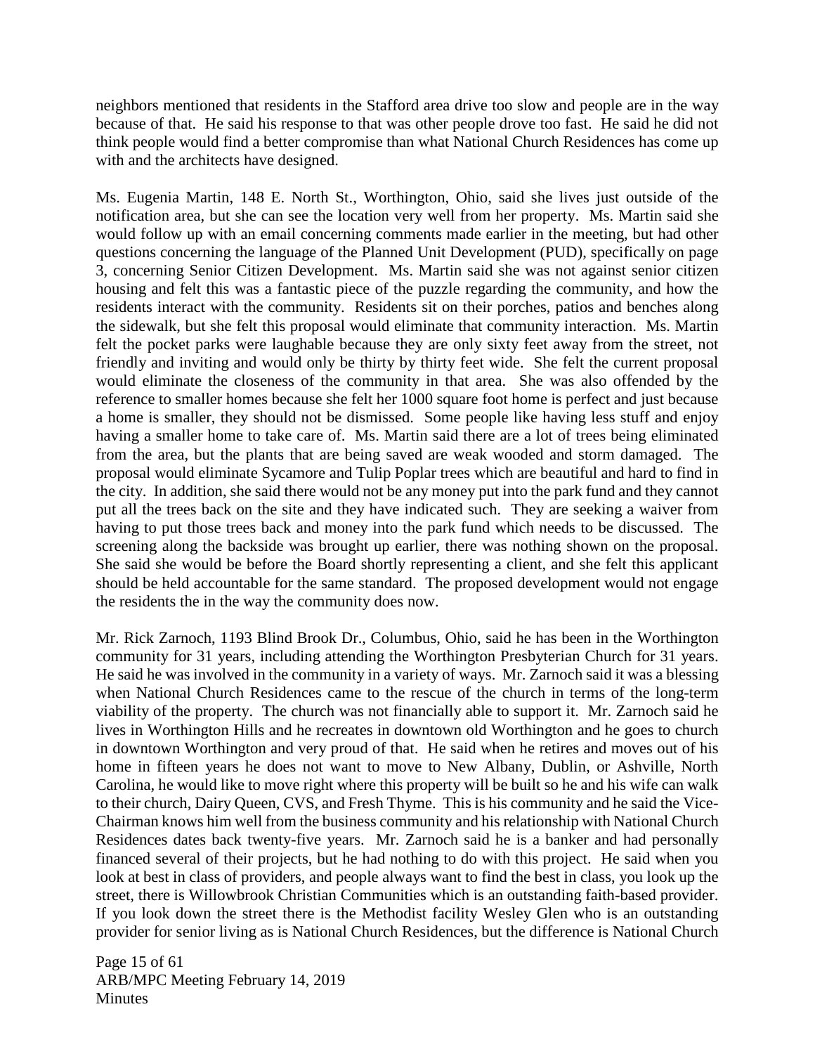neighbors mentioned that residents in the Stafford area drive too slow and people are in the way because of that. He said his response to that was other people drove too fast. He said he did not think people would find a better compromise than what National Church Residences has come up with and the architects have designed.

Ms. Eugenia Martin, 148 E. North St., Worthington, Ohio, said she lives just outside of the notification area, but she can see the location very well from her property. Ms. Martin said she would follow up with an email concerning comments made earlier in the meeting, but had other questions concerning the language of the Planned Unit Development (PUD), specifically on page 3, concerning Senior Citizen Development. Ms. Martin said she was not against senior citizen housing and felt this was a fantastic piece of the puzzle regarding the community, and how the residents interact with the community. Residents sit on their porches, patios and benches along the sidewalk, but she felt this proposal would eliminate that community interaction. Ms. Martin felt the pocket parks were laughable because they are only sixty feet away from the street, not friendly and inviting and would only be thirty by thirty feet wide. She felt the current proposal would eliminate the closeness of the community in that area. She was also offended by the reference to smaller homes because she felt her 1000 square foot home is perfect and just because a home is smaller, they should not be dismissed. Some people like having less stuff and enjoy having a smaller home to take care of. Ms. Martin said there are a lot of trees being eliminated from the area, but the plants that are being saved are weak wooded and storm damaged. The proposal would eliminate Sycamore and Tulip Poplar trees which are beautiful and hard to find in the city. In addition, she said there would not be any money put into the park fund and they cannot put all the trees back on the site and they have indicated such. They are seeking a waiver from having to put those trees back and money into the park fund which needs to be discussed. The screening along the backside was brought up earlier, there was nothing shown on the proposal. She said she would be before the Board shortly representing a client, and she felt this applicant should be held accountable for the same standard. The proposed development would not engage the residents the in the way the community does now.

Mr. Rick Zarnoch, 1193 Blind Brook Dr., Columbus, Ohio, said he has been in the Worthington community for 31 years, including attending the Worthington Presbyterian Church for 31 years. He said he was involved in the community in a variety of ways. Mr. Zarnoch said it was a blessing when National Church Residences came to the rescue of the church in terms of the long-term viability of the property. The church was not financially able to support it. Mr. Zarnoch said he lives in Worthington Hills and he recreates in downtown old Worthington and he goes to church in downtown Worthington and very proud of that. He said when he retires and moves out of his home in fifteen years he does not want to move to New Albany, Dublin, or Ashville, North Carolina, he would like to move right where this property will be built so he and his wife can walk to their church, Dairy Queen, CVS, and Fresh Thyme. This is his community and he said the Vice-Chairman knows him well from the business community and his relationship with National Church Residences dates back twenty-five years. Mr. Zarnoch said he is a banker and had personally financed several of their projects, but he had nothing to do with this project. He said when you look at best in class of providers, and people always want to find the best in class, you look up the street, there is Willowbrook Christian Communities which is an outstanding faith-based provider. If you look down the street there is the Methodist facility Wesley Glen who is an outstanding provider for senior living as is National Church Residences, but the difference is National Church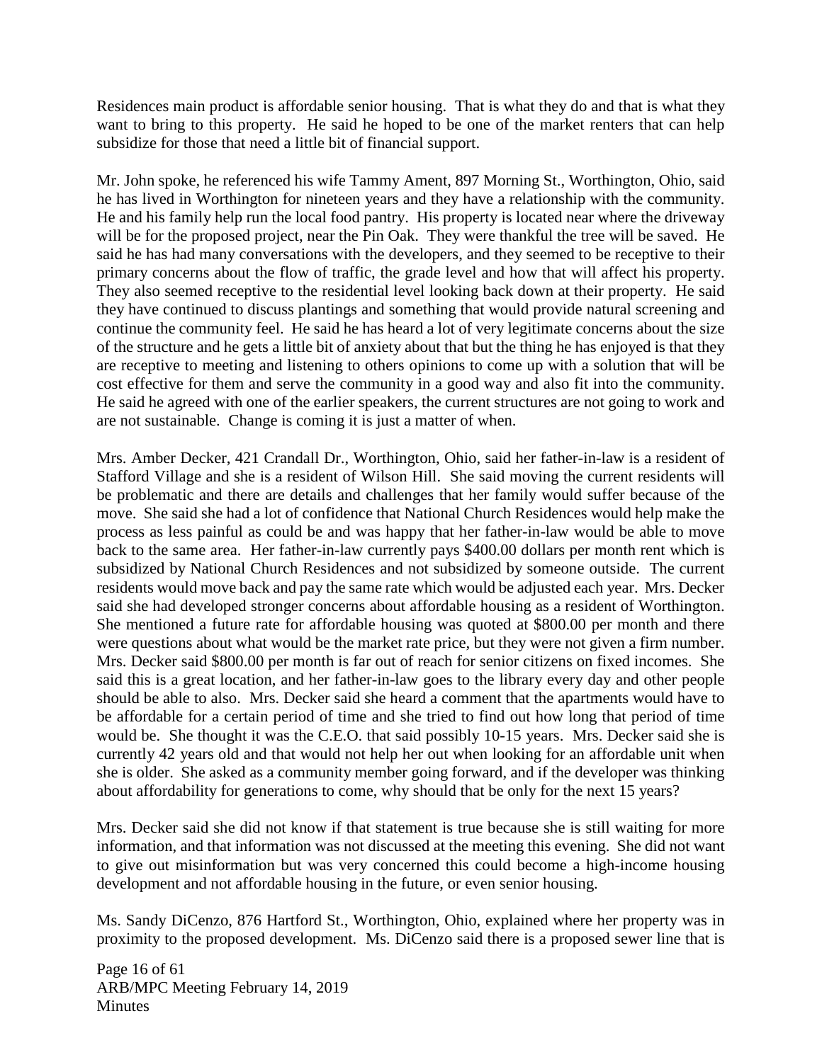Residences main product is affordable senior housing. That is what they do and that is what they want to bring to this property. He said he hoped to be one of the market renters that can help subsidize for those that need a little bit of financial support.

Mr. John spoke, he referenced his wife Tammy Ament, 897 Morning St., Worthington, Ohio, said he has lived in Worthington for nineteen years and they have a relationship with the community. He and his family help run the local food pantry. His property is located near where the driveway will be for the proposed project, near the Pin Oak. They were thankful the tree will be saved. He said he has had many conversations with the developers, and they seemed to be receptive to their primary concerns about the flow of traffic, the grade level and how that will affect his property. They also seemed receptive to the residential level looking back down at their property. He said they have continued to discuss plantings and something that would provide natural screening and continue the community feel. He said he has heard a lot of very legitimate concerns about the size of the structure and he gets a little bit of anxiety about that but the thing he has enjoyed is that they are receptive to meeting and listening to others opinions to come up with a solution that will be cost effective for them and serve the community in a good way and also fit into the community. He said he agreed with one of the earlier speakers, the current structures are not going to work and are not sustainable. Change is coming it is just a matter of when.

Mrs. Amber Decker, 421 Crandall Dr., Worthington, Ohio, said her father-in-law is a resident of Stafford Village and she is a resident of Wilson Hill. She said moving the current residents will be problematic and there are details and challenges that her family would suffer because of the move. She said she had a lot of confidence that National Church Residences would help make the process as less painful as could be and was happy that her father-in-law would be able to move back to the same area. Her father-in-law currently pays $400.00 dollars per month rent which is subsidized by National Church Residences and not subsidized by someone outside. The current residents would move back and pay the same rate which would be adjusted each year. Mrs. Decker said she had developed stronger concerns about affordable housing as a resident of Worthington. She mentioned a future rate for affordable housing was quoted at $800.00 per month and there were questions about what would be the market rate price, but they were not given a firm number. Mrs. Decker said $800.00 per month is far out of reach for senior citizens on fixed incomes. She said this is a great location, and her father-in-law goes to the library every day and other people should be able to also. Mrs. Decker said she heard a comment that the apartments would have to be affordable for a certain period of time and she tried to find out how long that period of time would be. She thought it was the C.E.O. that said possibly 10-15 years. Mrs. Decker said she is currently 42 years old and that would not help her out when looking for an affordable unit when she is older. She asked as a community member going forward, and if the developer was thinking about affordability for generations to come, why should that be only for the next 15 years?

Mrs. Decker said she did not know if that statement is true because she is still waiting for more information, and that information was not discussed at the meeting this evening. She did not want to give out misinformation but was very concerned this could become a high-income housing development and not affordable housing in the future, or even senior housing.

Ms. Sandy DiCenzo, 876 Hartford St., Worthington, Ohio, explained where her property was in proximity to the proposed development. Ms. DiCenzo said there is a proposed sewer line that is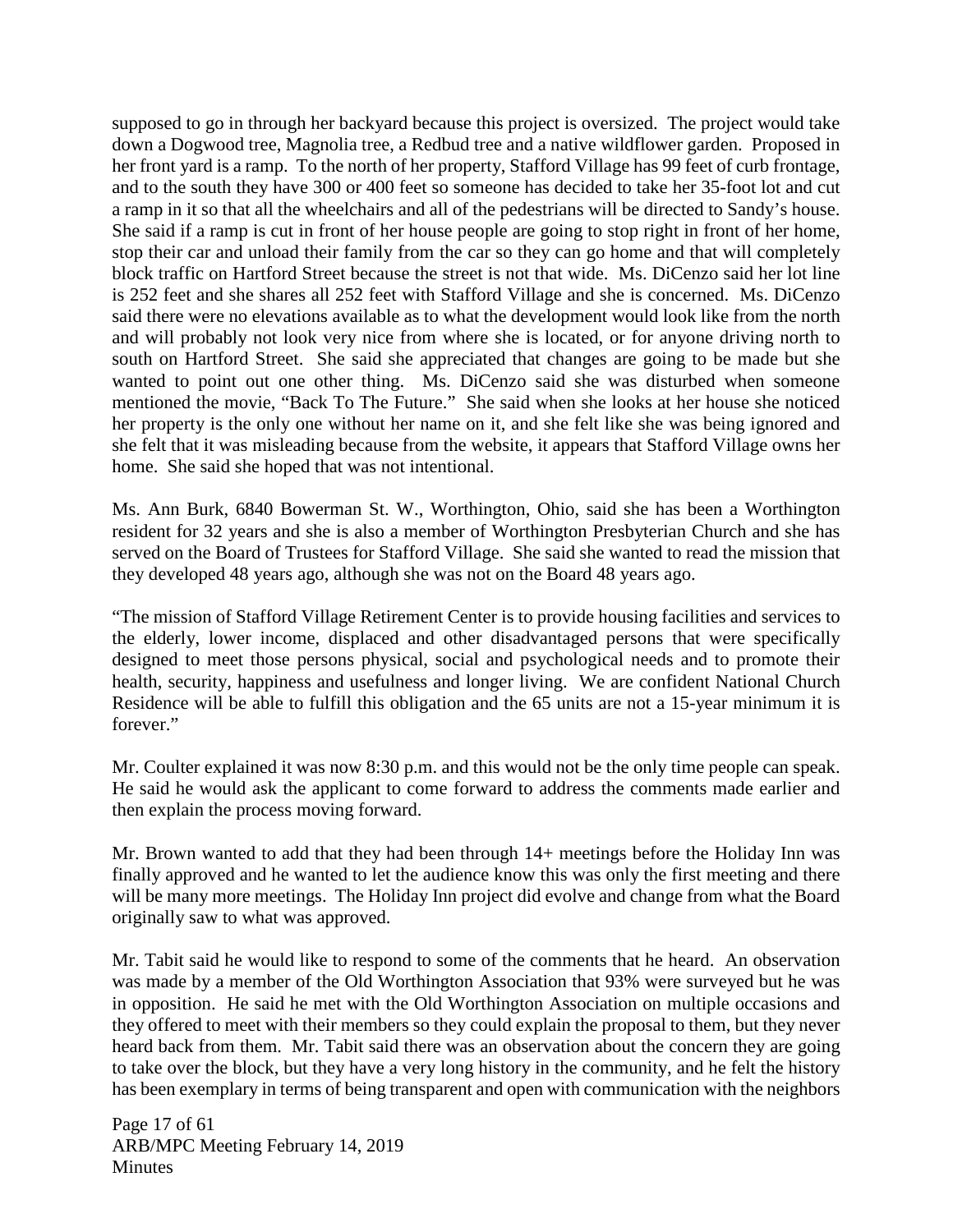supposed to go in through her backyard because this project is oversized. The project would take down a Dogwood tree, Magnolia tree, a Redbud tree and a native wildflower garden. Proposed in her front yard is a ramp. To the north of her property, Stafford Village has 99 feet of curb frontage, and to the south they have 300 or 400 feet so someone has decided to take her 35-foot lot and cut a ramp in it so that all the wheelchairs and all of the pedestrians will be directed to Sandy's house. She said if a ramp is cut in front of her house people are going to stop right in front of her home, stop their car and unload their family from the car so they can go home and that will completely block traffic on Hartford Street because the street is not that wide. Ms. DiCenzo said her lot line is 252 feet and she shares all 252 feet with Stafford Village and she is concerned. Ms. DiCenzo said there were no elevations available as to what the development would look like from the north and will probably not look very nice from where she is located, or for anyone driving north to south on Hartford Street. She said she appreciated that changes are going to be made but she wanted to point out one other thing. Ms. DiCenzo said she was disturbed when someone mentioned the movie, "Back To The Future." She said when she looks at her house she noticed her property is the only one without her name on it, and she felt like she was being ignored and she felt that it was misleading because from the website, it appears that Stafford Village owns her home. She said she hoped that was not intentional.

Ms. Ann Burk, 6840 Bowerman St. W., Worthington, Ohio, said she has been a Worthington resident for 32 years and she is also a member of Worthington Presbyterian Church and she has served on the Board of Trustees for Stafford Village. She said she wanted to read the mission that they developed 48 years ago, although she was not on the Board 48 years ago.

"The mission of Stafford Village Retirement Center is to provide housing facilities and services to the elderly, lower income, displaced and other disadvantaged persons that were specifically designed to meet those persons physical, social and psychological needs and to promote their health, security, happiness and usefulness and longer living. We are confident National Church Residence will be able to fulfill this obligation and the 65 units are not a 15-year minimum it is forever."

Mr. Coulter explained it was now 8:30 p.m. and this would not be the only time people can speak. He said he would ask the applicant to come forward to address the comments made earlier and then explain the process moving forward.

Mr. Brown wanted to add that they had been through 14+ meetings before the Holiday Inn was finally approved and he wanted to let the audience know this was only the first meeting and there will be many more meetings. The Holiday Inn project did evolve and change from what the Board originally saw to what was approved.

Mr. Tabit said he would like to respond to some of the comments that he heard. An observation was made by a member of the Old Worthington Association that 93% were surveyed but he was in opposition. He said he met with the Old Worthington Association on multiple occasions and they offered to meet with their members so they could explain the proposal to them, but they never heard back from them. Mr. Tabit said there was an observation about the concern they are going to take over the block, but they have a very long history in the community, and he felt the history has been exemplary in terms of being transparent and open with communication with the neighbors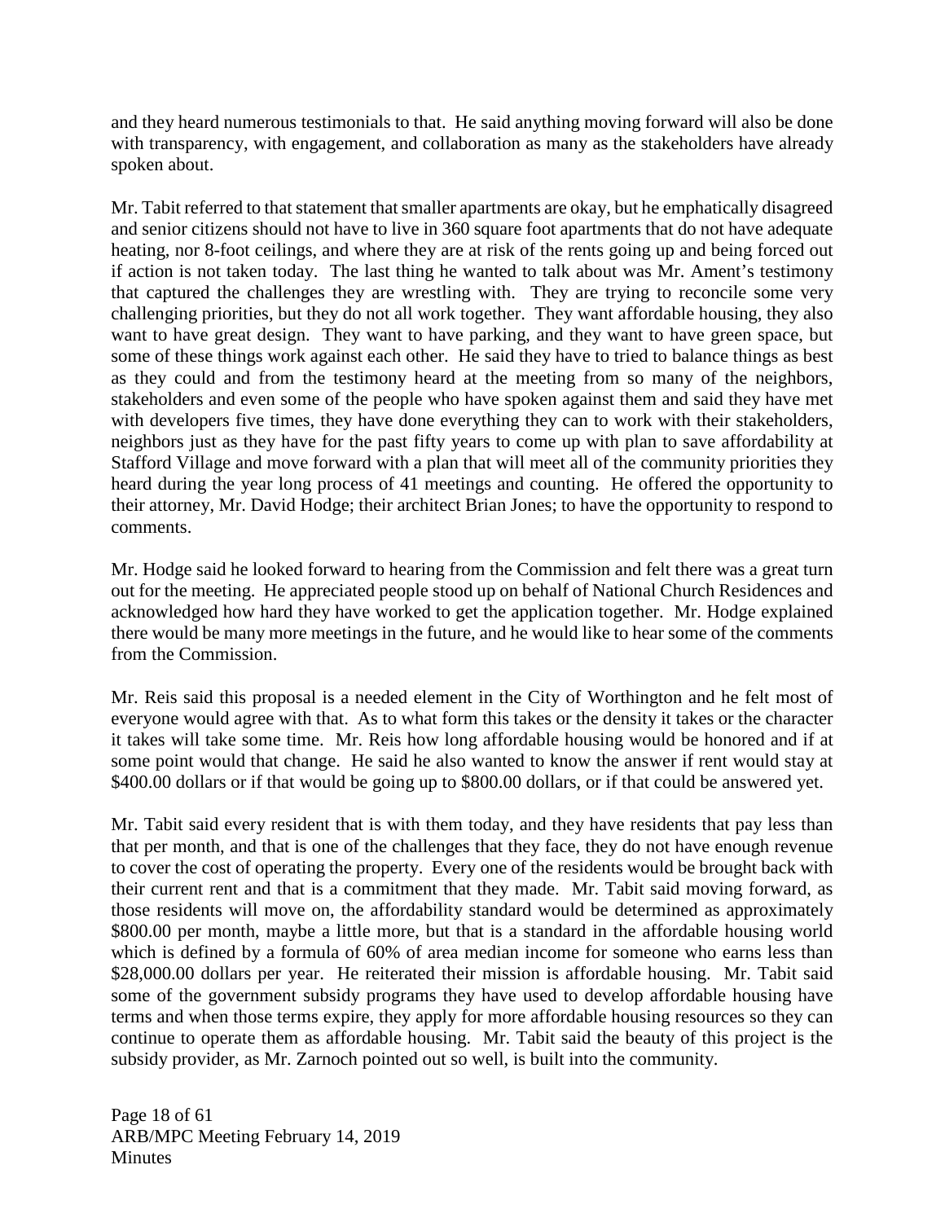and they heard numerous testimonials to that. He said anything moving forward will also be done with transparency, with engagement, and collaboration as many as the stakeholders have already spoken about.

Mr. Tabit referred to that statement that smaller apartments are okay, but he emphatically disagreed and senior citizens should not have to live in 360 square foot apartments that do not have adequate heating, nor 8-foot ceilings, and where they are at risk of the rents going up and being forced out if action is not taken today. The last thing he wanted to talk about was Mr. Ament's testimony that captured the challenges they are wrestling with. They are trying to reconcile some very challenging priorities, but they do not all work together. They want affordable housing, they also want to have great design. They want to have parking, and they want to have green space, but some of these things work against each other. He said they have to tried to balance things as best as they could and from the testimony heard at the meeting from so many of the neighbors, stakeholders and even some of the people who have spoken against them and said they have met with developers five times, they have done everything they can to work with their stakeholders, neighbors just as they have for the past fifty years to come up with plan to save affordability at Stafford Village and move forward with a plan that will meet all of the community priorities they heard during the year long process of 41 meetings and counting. He offered the opportunity to their attorney, Mr. David Hodge; their architect Brian Jones; to have the opportunity to respond to comments.

Mr. Hodge said he looked forward to hearing from the Commission and felt there was a great turn out for the meeting. He appreciated people stood up on behalf of National Church Residences and acknowledged how hard they have worked to get the application together. Mr. Hodge explained there would be many more meetings in the future, and he would like to hear some of the comments from the Commission.

Mr. Reis said this proposal is a needed element in the City of Worthington and he felt most of everyone would agree with that. As to what form this takes or the density it takes or the character it takes will take some time. Mr. Reis how long affordable housing would be honored and if at some point would that change. He said he also wanted to know the answer if rent would stay at $400.00 dollars or if that would be going up to $800.00 dollars, or if that could be answered yet.

Mr. Tabit said every resident that is with them today, and they have residents that pay less than that per month, and that is one of the challenges that they face, they do not have enough revenue to cover the cost of operating the property. Every one of the residents would be brought back with their current rent and that is a commitment that they made. Mr. Tabit said moving forward, as those residents will move on, the affordability standard would be determined as approximately $800.00 per month, maybe a little more, but that is a standard in the affordable housing world which is defined by a formula of 60% of area median income for someone who earns less than $28,000.00 dollars per year. He reiterated their mission is affordable housing. Mr. Tabit said some of the government subsidy programs they have used to develop affordable housing have terms and when those terms expire, they apply for more affordable housing resources so they can continue to operate them as affordable housing. Mr. Tabit said the beauty of this project is the subsidy provider, as Mr. Zarnoch pointed out so well, is built into the community.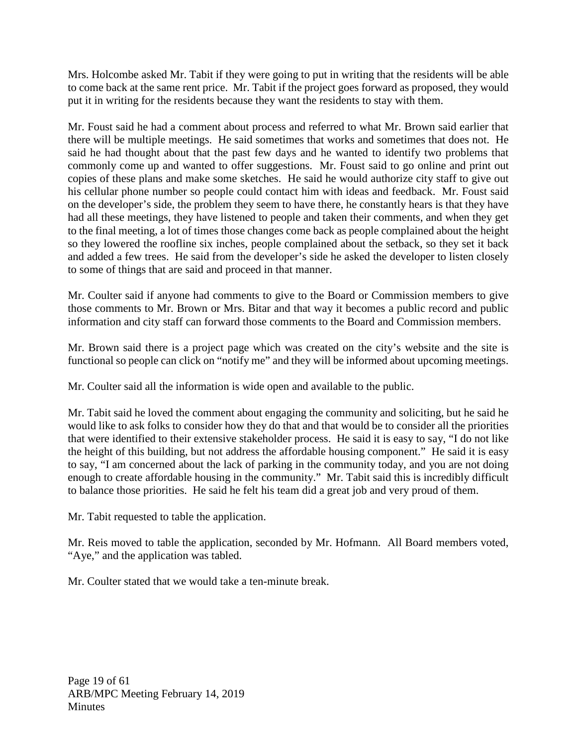Mrs. Holcombe asked Mr. Tabit if they were going to put in writing that the residents will be able to come back at the same rent price. Mr. Tabit if the project goes forward as proposed, they would put it in writing for the residents because they want the residents to stay with them.

Mr. Foust said he had a comment about process and referred to what Mr. Brown said earlier that there will be multiple meetings. He said sometimes that works and sometimes that does not. He said he had thought about that the past few days and he wanted to identify two problems that commonly come up and wanted to offer suggestions. Mr. Foust said to go online and print out copies of these plans and make some sketches. He said he would authorize city staff to give out his cellular phone number so people could contact him with ideas and feedback. Mr. Foust said on the developer's side, the problem they seem to have there, he constantly hears is that they have had all these meetings, they have listened to people and taken their comments, and when they get to the final meeting, a lot of times those changes come back as people complained about the height so they lowered the roofline six inches, people complained about the setback, so they set it back and added a few trees. He said from the developer's side he asked the developer to listen closely to some of things that are said and proceed in that manner.

Mr. Coulter said if anyone had comments to give to the Board or Commission members to give those comments to Mr. Brown or Mrs. Bitar and that way it becomes a public record and public information and city staff can forward those comments to the Board and Commission members.

Mr. Brown said there is a project page which was created on the city's website and the site is functional so people can click on "notify me" and they will be informed about upcoming meetings.

Mr. Coulter said all the information is wide open and available to the public.

Mr. Tabit said he loved the comment about engaging the community and soliciting, but he said he would like to ask folks to consider how they do that and that would be to consider all the priorities that were identified to their extensive stakeholder process. He said it is easy to say, "I do not like the height of this building, but not address the affordable housing component." He said it is easy to say, "I am concerned about the lack of parking in the community today, and you are not doing enough to create affordable housing in the community." Mr. Tabit said this is incredibly difficult to balance those priorities. He said he felt his team did a great job and very proud of them.

Mr. Tabit requested to table the application.

Mr. Reis moved to table the application, seconded by Mr. Hofmann. All Board members voted, "Aye," and the application was tabled.

Mr. Coulter stated that we would take a ten-minute break.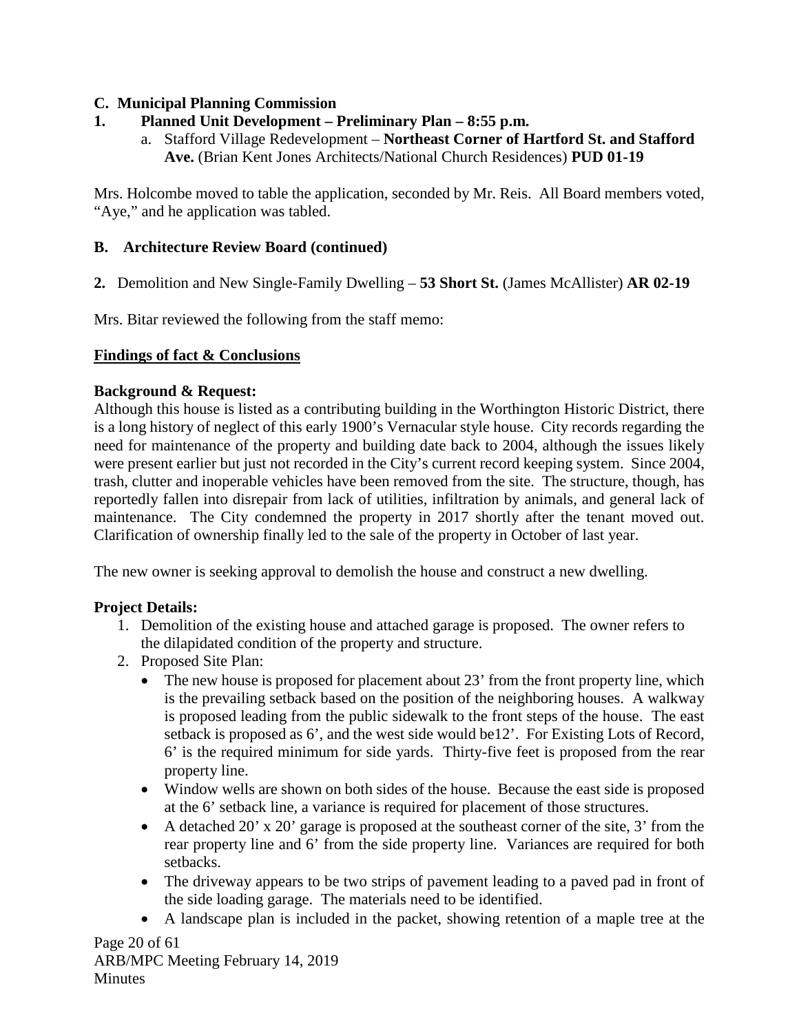### C. Municipal Planning Commission

### 1. Planned Unit Development – Preliminary Plan – 8:55 p.m.

a. Stafford Village Redevelopment – **Northeast Corner of Hartford St. and Stafford Ave.** (Brian Kent Jones Architects/National Church Residences) **PUD 01-19**

Mrs. Holcombe moved to table the application, seconded by Mr. Reis. All Board members voted, "Aye," and he application was tabled.

### B. Architecture Review Board (continued)

**2.** Demolition and New Single-Family Dwelling – **53 Short St.** (James McAllister) **AR 02-19**

Mrs. Bitar reviewed the following from the staff memo:

**Findings of fact & Conclusions**

**Background & Request:**
Although this house is listed as a contributing building in the Worthington Historic District, there is a long history of neglect of this early 1900's Vernacular style house. City records regarding the need for maintenance of the property and building date back to 2004, although the issues likely were present earlier but just not recorded in the City's current record keeping system. Since 2004, trash, clutter and inoperable vehicles have been removed from the site. The structure, though, has reportedly fallen into disrepair from lack of utilities, infiltration by animals, and general lack of maintenance. The City condemned the property in 2017 shortly after the tenant moved out. Clarification of ownership finally led to the sale of the property in October of last year.

The new owner is seeking approval to demolish the house and construct a new dwelling.

**Project Details:**

1. Demolition of the existing house and attached garage is proposed. The owner refers to the dilapidated condition of the property and structure.
2. Proposed Site Plan:
   - The new house is proposed for placement about 23' from the front property line, which is the prevailing setback based on the position of the neighboring houses. A walkway is proposed leading from the public sidewalk to the front steps of the house. The east setback is proposed as 6', and the west side would be12'. For Existing Lots of Record, 6' is the required minimum for side yards. Thirty-five feet is proposed from the rear property line.
   - Window wells are shown on both sides of the house. Because the east side is proposed at the 6' setback line, a variance is required for placement of those structures.
   - A detached 20' x 20' garage is proposed at the southeast corner of the site, 3' from the rear property line and 6' from the side property line. Variances are required for both setbacks.
   - The driveway appears to be two strips of pavement leading to a paved pad in front of the side loading garage. The materials need to be identified.
   - A landscape plan is included in the packet, showing retention of a maple tree at the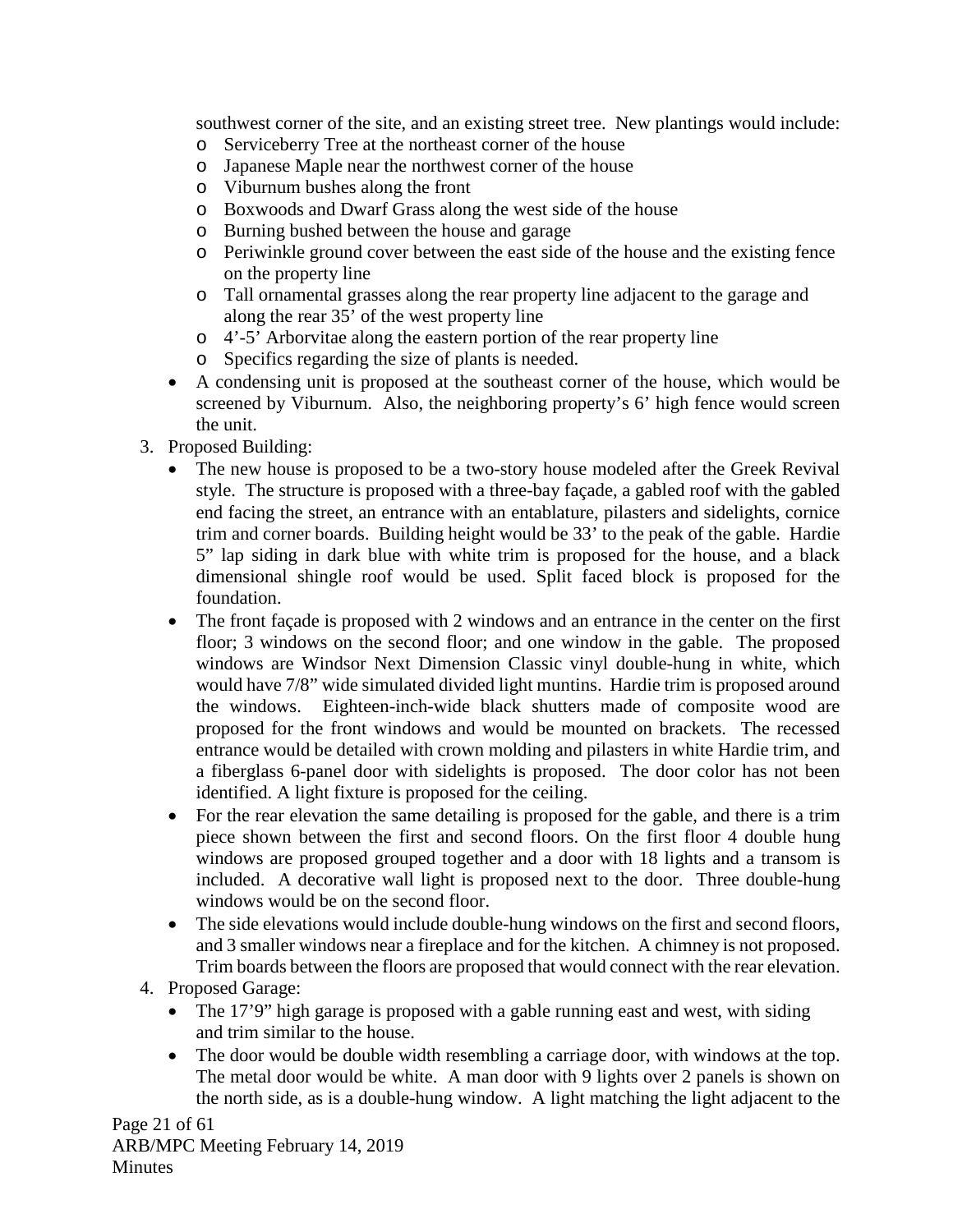southwest corner of the site, and an existing street tree. New plantings would include:

- Serviceberry Tree at the northeast corner of the house
- Japanese Maple near the northwest corner of the house
- Viburnum bushes along the front
- Boxwoods and Dwarf Grass along the west side of the house
- Burning bushed between the house and garage
- Periwinkle ground cover between the east side of the house and the existing fence on the property line
- Tall ornamental grasses along the rear property line adjacent to the garage and along the rear 35' of the west property line
- 4'-5' Arborvitae along the eastern portion of the rear property line
- Specifics regarding the size of plants is needed.

- A condensing unit is proposed at the southeast corner of the house, which would be screened by Viburnum. Also, the neighboring property's 6' high fence would screen the unit.

3. Proposed Building:
   - The new house is proposed to be a two-story house modeled after the Greek Revival style. The structure is proposed with a three-bay façade, a gabled roof with the gabled end facing the street, an entrance with an entablature, pilasters and sidelights, cornice trim and corner boards. Building height would be 33' to the peak of the gable. Hardie 5" lap siding in dark blue with white trim is proposed for the house, and a black dimensional shingle roof would be used. Split faced block is proposed for the foundation.
   - The front façade is proposed with 2 windows and an entrance in the center on the first floor; 3 windows on the second floor; and one window in the gable. The proposed windows are Windsor Next Dimension Classic vinyl double-hung in white, which would have 7/8" wide simulated divided light muntins. Hardie trim is proposed around the windows. Eighteen-inch-wide black shutters made of composite wood are proposed for the front windows and would be mounted on brackets. The recessed entrance would be detailed with crown molding and pilasters in white Hardie trim, and a fiberglass 6-panel door with sidelights is proposed. The door color has not been identified. A light fixture is proposed for the ceiling.
   - For the rear elevation the same detailing is proposed for the gable, and there is a trim piece shown between the first and second floors. On the first floor 4 double hung windows are proposed grouped together and a door with 18 lights and a transom is included. A decorative wall light is proposed next to the door. Three double-hung windows would be on the second floor.
   - The side elevations would include double-hung windows on the first and second floors, and 3 smaller windows near a fireplace and for the kitchen. A chimney is not proposed. Trim boards between the floors are proposed that would connect with the rear elevation.
4. Proposed Garage:
   - The 17'9" high garage is proposed with a gable running east and west, with siding and trim similar to the house.
   - The door would be double width resembling a carriage door, with windows at the top. The metal door would be white. A man door with 9 lights over 2 panels is shown on the north side, as is a double-hung window. A light matching the light adjacent to the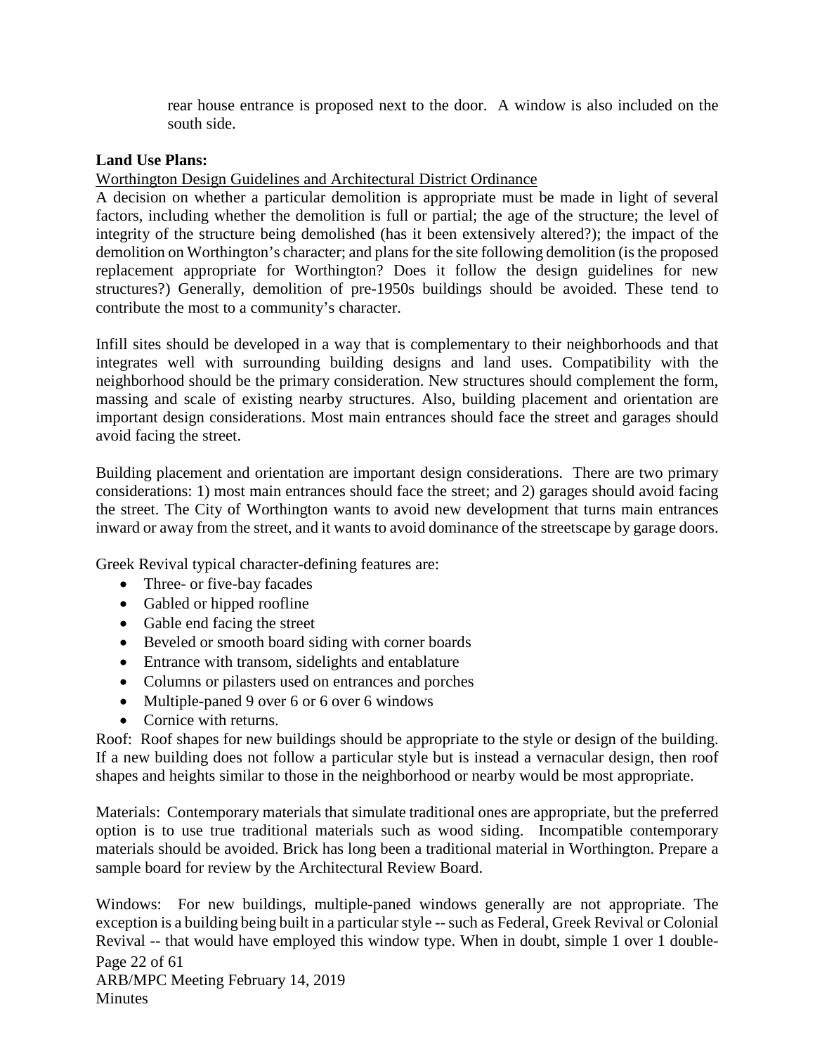rear house entrance is proposed next to the door. A window is also included on the south side.

**Land Use Plans:**

Worthington Design Guidelines and Architectural District Ordinance

A decision on whether a particular demolition is appropriate must be made in light of several factors, including whether the demolition is full or partial; the age of the structure; the level of integrity of the structure being demolished (has it been extensively altered?); the impact of the demolition on Worthington's character; and plans for the site following demolition (is the proposed replacement appropriate for Worthington? Does it follow the design guidelines for new structures?) Generally, demolition of pre-1950s buildings should be avoided. These tend to contribute the most to a community's character.

Infill sites should be developed in a way that is complementary to their neighborhoods and that integrates well with surrounding building designs and land uses. Compatibility with the neighborhood should be the primary consideration. New structures should complement the form, massing and scale of existing nearby structures. Also, building placement and orientation are important design considerations. Most main entrances should face the street and garages should avoid facing the street.

Building placement and orientation are important design considerations. There are two primary considerations: 1) most main entrances should face the street; and 2) garages should avoid facing the street. The City of Worthington wants to avoid new development that turns main entrances inward or away from the street, and it wants to avoid dominance of the streetscape by garage doors.

Greek Revival typical character-defining features are:

- Three- or five-bay facades
- Gabled or hipped roofline
- Gable end facing the street
- Beveled or smooth board siding with corner boards
- Entrance with transom, sidelights and entablature
- Columns or pilasters used on entrances and porches
- Multiple-paned 9 over 6 or 6 over 6 windows
- Cornice with returns.

Roof: Roof shapes for new buildings should be appropriate to the style or design of the building. If a new building does not follow a particular style but is instead a vernacular design, then roof shapes and heights similar to those in the neighborhood or nearby would be most appropriate.

Materials: Contemporary materials that simulate traditional ones are appropriate, but the preferred option is to use true traditional materials such as wood siding. Incompatible contemporary materials should be avoided. Brick has long been a traditional material in Worthington. Prepare a sample board for review by the Architectural Review Board.

Windows: For new buildings, multiple-paned windows generally are not appropriate. The exception is a building being built in a particular style -- such as Federal, Greek Revival or Colonial Revival -- that would have employed this window type. When in doubt, simple 1 over 1 double-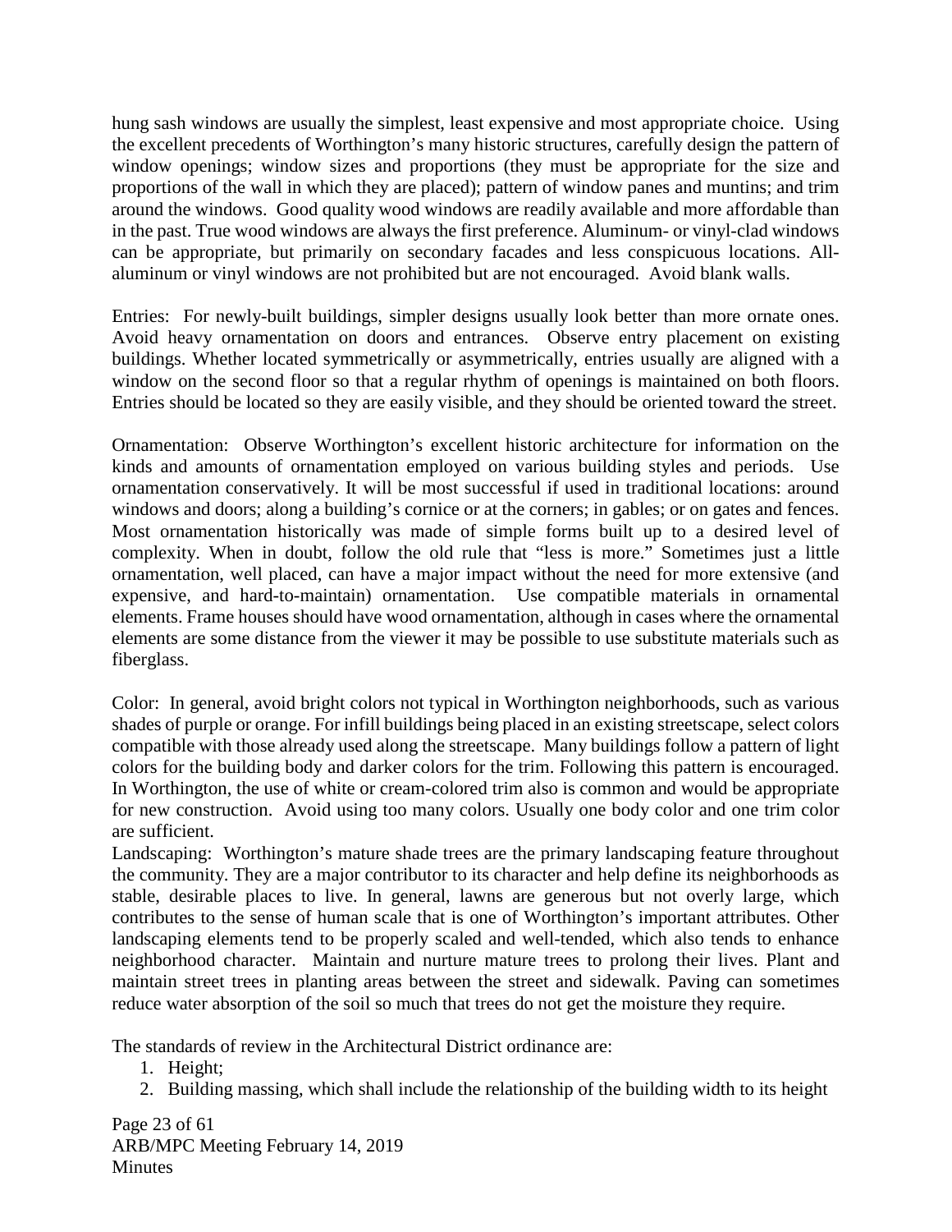hung sash windows are usually the simplest, least expensive and most appropriate choice. Using the excellent precedents of Worthington's many historic structures, carefully design the pattern of window openings; window sizes and proportions (they must be appropriate for the size and proportions of the wall in which they are placed); pattern of window panes and muntins; and trim around the windows. Good quality wood windows are readily available and more affordable than in the past. True wood windows are always the first preference. Aluminum- or vinyl-clad windows can be appropriate, but primarily on secondary facades and less conspicuous locations. All-aluminum or vinyl windows are not prohibited but are not encouraged. Avoid blank walls.

Entries: For newly-built buildings, simpler designs usually look better than more ornate ones. Avoid heavy ornamentation on doors and entrances. Observe entry placement on existing buildings. Whether located symmetrically or asymmetrically, entries usually are aligned with a window on the second floor so that a regular rhythm of openings is maintained on both floors. Entries should be located so they are easily visible, and they should be oriented toward the street.

Ornamentation: Observe Worthington's excellent historic architecture for information on the kinds and amounts of ornamentation employed on various building styles and periods. Use ornamentation conservatively. It will be most successful if used in traditional locations: around windows and doors; along a building's cornice or at the corners; in gables; or on gates and fences. Most ornamentation historically was made of simple forms built up to a desired level of complexity. When in doubt, follow the old rule that "less is more." Sometimes just a little ornamentation, well placed, can have a major impact without the need for more extensive (and expensive, and hard-to-maintain) ornamentation. Use compatible materials in ornamental elements. Frame houses should have wood ornamentation, although in cases where the ornamental elements are some distance from the viewer it may be possible to use substitute materials such as fiberglass.

Color: In general, avoid bright colors not typical in Worthington neighborhoods, such as various shades of purple or orange. For infill buildings being placed in an existing streetscape, select colors compatible with those already used along the streetscape. Many buildings follow a pattern of light colors for the building body and darker colors for the trim. Following this pattern is encouraged. In Worthington, the use of white or cream-colored trim also is common and would be appropriate for new construction. Avoid using too many colors. Usually one body color and one trim color are sufficient.

Landscaping: Worthington's mature shade trees are the primary landscaping feature throughout the community. They are a major contributor to its character and help define its neighborhoods as stable, desirable places to live. In general, lawns are generous but not overly large, which contributes to the sense of human scale that is one of Worthington's important attributes. Other landscaping elements tend to be properly scaled and well-tended, which also tends to enhance neighborhood character. Maintain and nurture mature trees to prolong their lives. Plant and maintain street trees in planting areas between the street and sidewalk. Paving can sometimes reduce water absorption of the soil so much that trees do not get the moisture they require.

The standards of review in the Architectural District ordinance are:

1. Height;
2. Building massing, which shall include the relationship of the building width to its height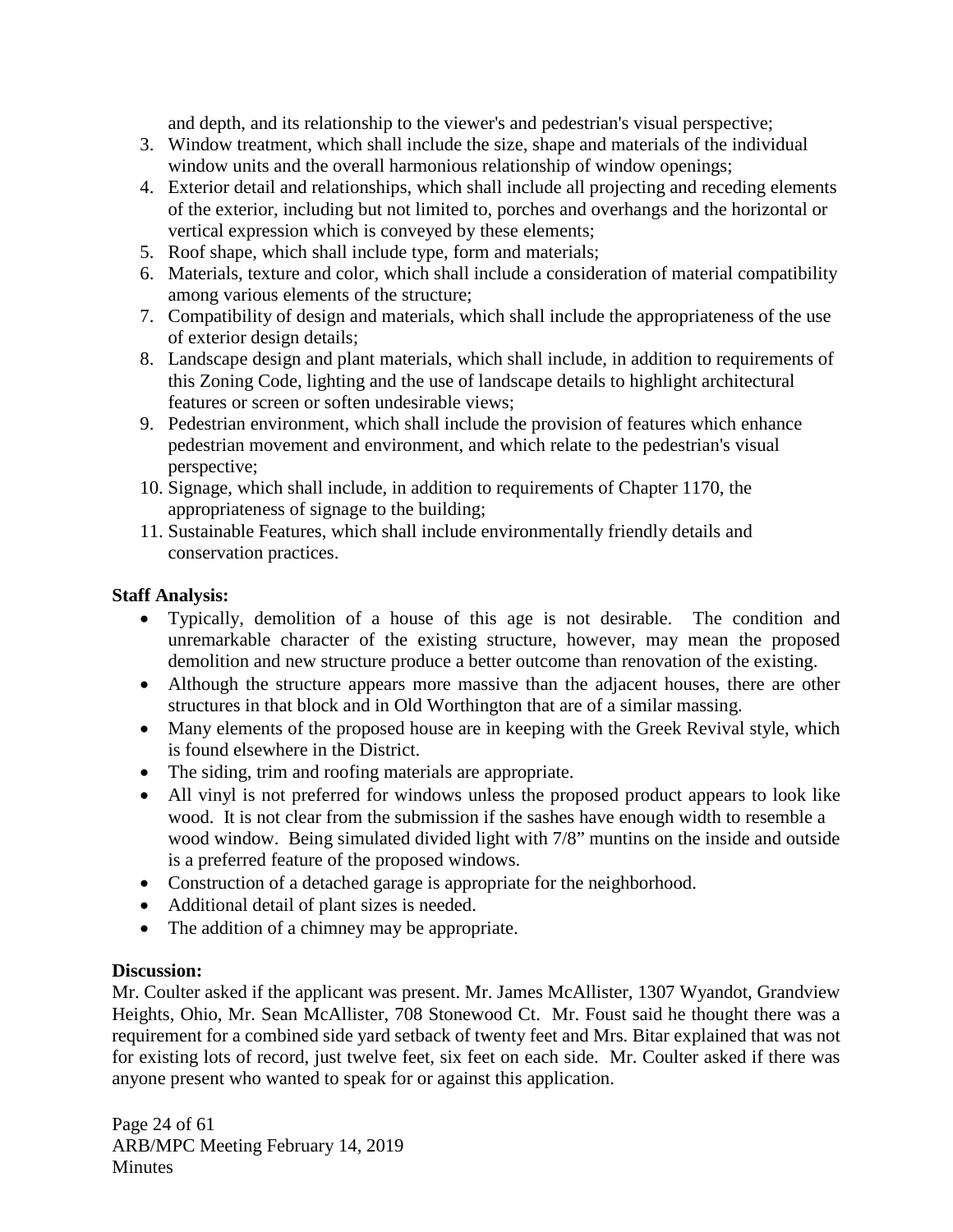and depth, and its relationship to the viewer's and pedestrian's visual perspective;

3. Window treatment, which shall include the size, shape and materials of the individual window units and the overall harmonious relationship of window openings;
4. Exterior detail and relationships, which shall include all projecting and receding elements of the exterior, including but not limited to, porches and overhangs and the horizontal or vertical expression which is conveyed by these elements;
5. Roof shape, which shall include type, form and materials;
6. Materials, texture and color, which shall include a consideration of material compatibility among various elements of the structure;
7. Compatibility of design and materials, which shall include the appropriateness of the use of exterior design details;
8. Landscape design and plant materials, which shall include, in addition to requirements of this Zoning Code, lighting and the use of landscape details to highlight architectural features or screen or soften undesirable views;
9. Pedestrian environment, which shall include the provision of features which enhance pedestrian movement and environment, and which relate to the pedestrian's visual perspective;
10. Signage, which shall include, in addition to requirements of Chapter 1170, the appropriateness of signage to the building;
11. Sustainable Features, which shall include environmentally friendly details and conservation practices.

**Staff Analysis:**

- Typically, demolition of a house of this age is not desirable. The condition and unremarkable character of the existing structure, however, may mean the proposed demolition and new structure produce a better outcome than renovation of the existing.
- Although the structure appears more massive than the adjacent houses, there are other structures in that block and in Old Worthington that are of a similar massing.
- Many elements of the proposed house are in keeping with the Greek Revival style, which is found elsewhere in the District.
- The siding, trim and roofing materials are appropriate.
- All vinyl is not preferred for windows unless the proposed product appears to look like wood. It is not clear from the submission if the sashes have enough width to resemble a wood window. Being simulated divided light with 7/8" muntins on the inside and outside is a preferred feature of the proposed windows.
- Construction of a detached garage is appropriate for the neighborhood.
- Additional detail of plant sizes is needed.
- The addition of a chimney may be appropriate.

**Discussion:**

Mr. Coulter asked if the applicant was present. Mr. James McAllister, 1307 Wyandot, Grandview Heights, Ohio, Mr. Sean McAllister, 708 Stonewood Ct. Mr. Foust said he thought there was a requirement for a combined side yard setback of twenty feet and Mrs. Bitar explained that was not for existing lots of record, just twelve feet, six feet on each side. Mr. Coulter asked if there was anyone present who wanted to speak for or against this application.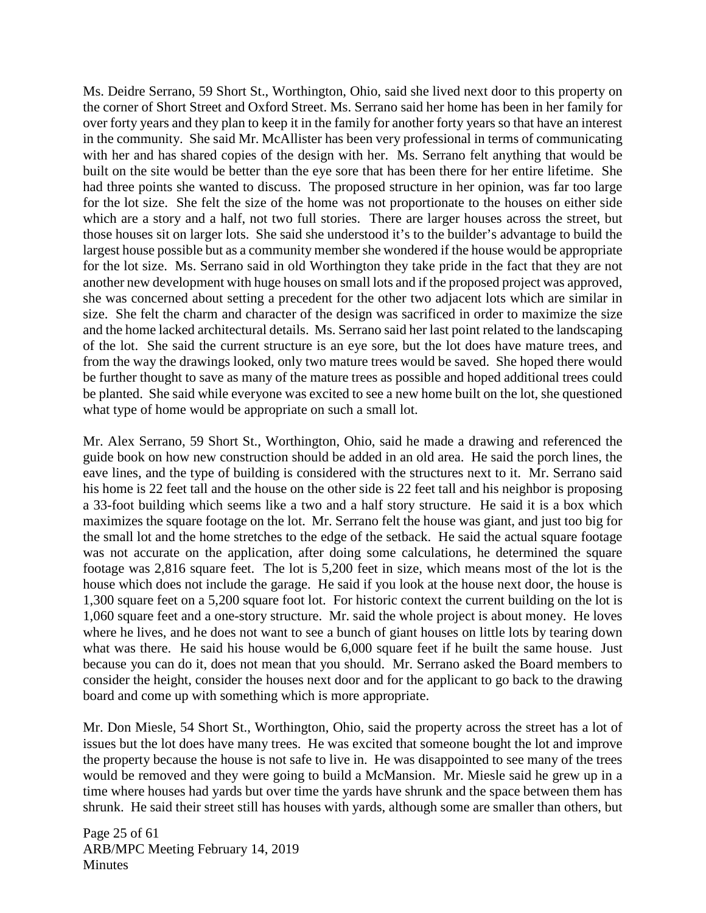Ms. Deidre Serrano, 59 Short St., Worthington, Ohio, said she lived next door to this property on the corner of Short Street and Oxford Street. Ms. Serrano said her home has been in her family for over forty years and they plan to keep it in the family for another forty years so that have an interest in the community. She said Mr. McAllister has been very professional in terms of communicating with her and has shared copies of the design with her. Ms. Serrano felt anything that would be built on the site would be better than the eye sore that has been there for her entire lifetime. She had three points she wanted to discuss. The proposed structure in her opinion, was far too large for the lot size. She felt the size of the home was not proportionate to the houses on either side which are a story and a half, not two full stories. There are larger houses across the street, but those houses sit on larger lots. She said she understood it's to the builder's advantage to build the largest house possible but as a community member she wondered if the house would be appropriate for the lot size. Ms. Serrano said in old Worthington they take pride in the fact that they are not another new development with huge houses on small lots and if the proposed project was approved, she was concerned about setting a precedent for the other two adjacent lots which are similar in size. She felt the charm and character of the design was sacrificed in order to maximize the size and the home lacked architectural details. Ms. Serrano said her last point related to the landscaping of the lot. She said the current structure is an eye sore, but the lot does have mature trees, and from the way the drawings looked, only two mature trees would be saved. She hoped there would be further thought to save as many of the mature trees as possible and hoped additional trees could be planted. She said while everyone was excited to see a new home built on the lot, she questioned what type of home would be appropriate on such a small lot.

Mr. Alex Serrano, 59 Short St., Worthington, Ohio, said he made a drawing and referenced the guide book on how new construction should be added in an old area. He said the porch lines, the eave lines, and the type of building is considered with the structures next to it. Mr. Serrano said his home is 22 feet tall and the house on the other side is 22 feet tall and his neighbor is proposing a 33-foot building which seems like a two and a half story structure. He said it is a box which maximizes the square footage on the lot. Mr. Serrano felt the house was giant, and just too big for the small lot and the home stretches to the edge of the setback. He said the actual square footage was not accurate on the application, after doing some calculations, he determined the square footage was 2,816 square feet. The lot is 5,200 feet in size, which means most of the lot is the house which does not include the garage. He said if you look at the house next door, the house is 1,300 square feet on a 5,200 square foot lot. For historic context the current building on the lot is 1,060 square feet and a one-story structure. Mr. said the whole project is about money. He loves where he lives, and he does not want to see a bunch of giant houses on little lots by tearing down what was there. He said his house would be 6,000 square feet if he built the same house. Just because you can do it, does not mean that you should. Mr. Serrano asked the Board members to consider the height, consider the houses next door and for the applicant to go back to the drawing board and come up with something which is more appropriate.

Mr. Don Miesle, 54 Short St., Worthington, Ohio, said the property across the street has a lot of issues but the lot does have many trees. He was excited that someone bought the lot and improve the property because the house is not safe to live in. He was disappointed to see many of the trees would be removed and they were going to build a McMansion. Mr. Miesle said he grew up in a time where houses had yards but over time the yards have shrunk and the space between them has shrunk. He said their street still has houses with yards, although some are smaller than others, but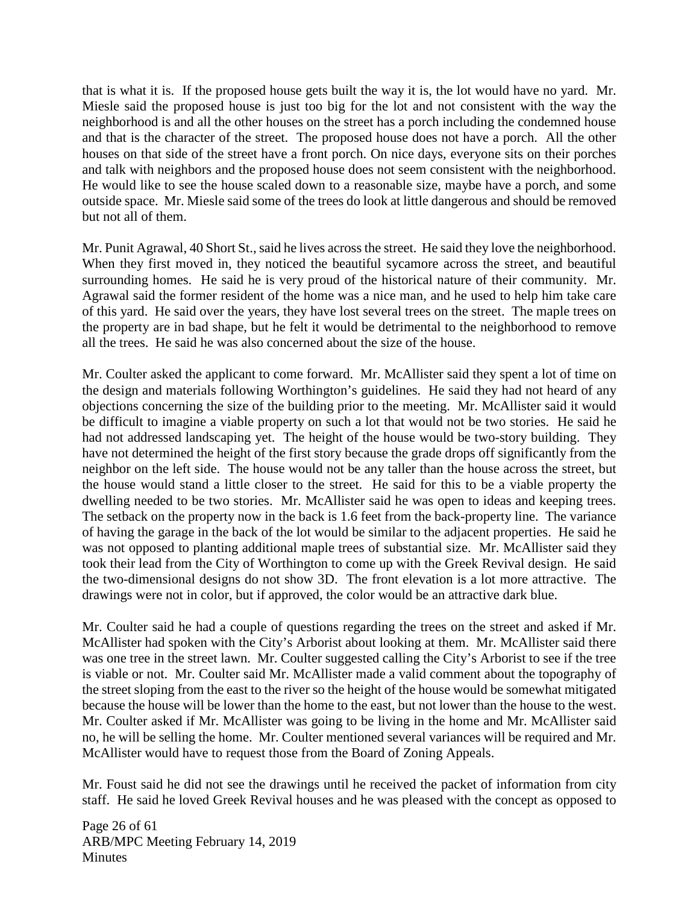that is what it is. If the proposed house gets built the way it is, the lot would have no yard. Mr. Miesle said the proposed house is just too big for the lot and not consistent with the way the neighborhood is and all the other houses on the street has a porch including the condemned house and that is the character of the street. The proposed house does not have a porch. All the other houses on that side of the street have a front porch. On nice days, everyone sits on their porches and talk with neighbors and the proposed house does not seem consistent with the neighborhood. He would like to see the house scaled down to a reasonable size, maybe have a porch, and some outside space. Mr. Miesle said some of the trees do look at little dangerous and should be removed but not all of them.

Mr. Punit Agrawal, 40 Short St., said he lives across the street. He said they love the neighborhood. When they first moved in, they noticed the beautiful sycamore across the street, and beautiful surrounding homes. He said he is very proud of the historical nature of their community. Mr. Agrawal said the former resident of the home was a nice man, and he used to help him take care of this yard. He said over the years, they have lost several trees on the street. The maple trees on the property are in bad shape, but he felt it would be detrimental to the neighborhood to remove all the trees. He said he was also concerned about the size of the house.

Mr. Coulter asked the applicant to come forward. Mr. McAllister said they spent a lot of time on the design and materials following Worthington's guidelines. He said they had not heard of any objections concerning the size of the building prior to the meeting. Mr. McAllister said it would be difficult to imagine a viable property on such a lot that would not be two stories. He said he had not addressed landscaping yet. The height of the house would be two-story building. They have not determined the height of the first story because the grade drops off significantly from the neighbor on the left side. The house would not be any taller than the house across the street, but the house would stand a little closer to the street. He said for this to be a viable property the dwelling needed to be two stories. Mr. McAllister said he was open to ideas and keeping trees. The setback on the property now in the back is 1.6 feet from the back-property line. The variance of having the garage in the back of the lot would be similar to the adjacent properties. He said he was not opposed to planting additional maple trees of substantial size. Mr. McAllister said they took their lead from the City of Worthington to come up with the Greek Revival design. He said the two-dimensional designs do not show 3D. The front elevation is a lot more attractive. The drawings were not in color, but if approved, the color would be an attractive dark blue.

Mr. Coulter said he had a couple of questions regarding the trees on the street and asked if Mr. McAllister had spoken with the City's Arborist about looking at them. Mr. McAllister said there was one tree in the street lawn. Mr. Coulter suggested calling the City's Arborist to see if the tree is viable or not. Mr. Coulter said Mr. McAllister made a valid comment about the topography of the street sloping from the east to the river so the height of the house would be somewhat mitigated because the house will be lower than the home to the east, but not lower than the house to the west. Mr. Coulter asked if Mr. McAllister was going to be living in the home and Mr. McAllister said no, he will be selling the home. Mr. Coulter mentioned several variances will be required and Mr. McAllister would have to request those from the Board of Zoning Appeals.

Mr. Foust said he did not see the drawings until he received the packet of information from city staff. He said he loved Greek Revival houses and he was pleased with the concept as opposed to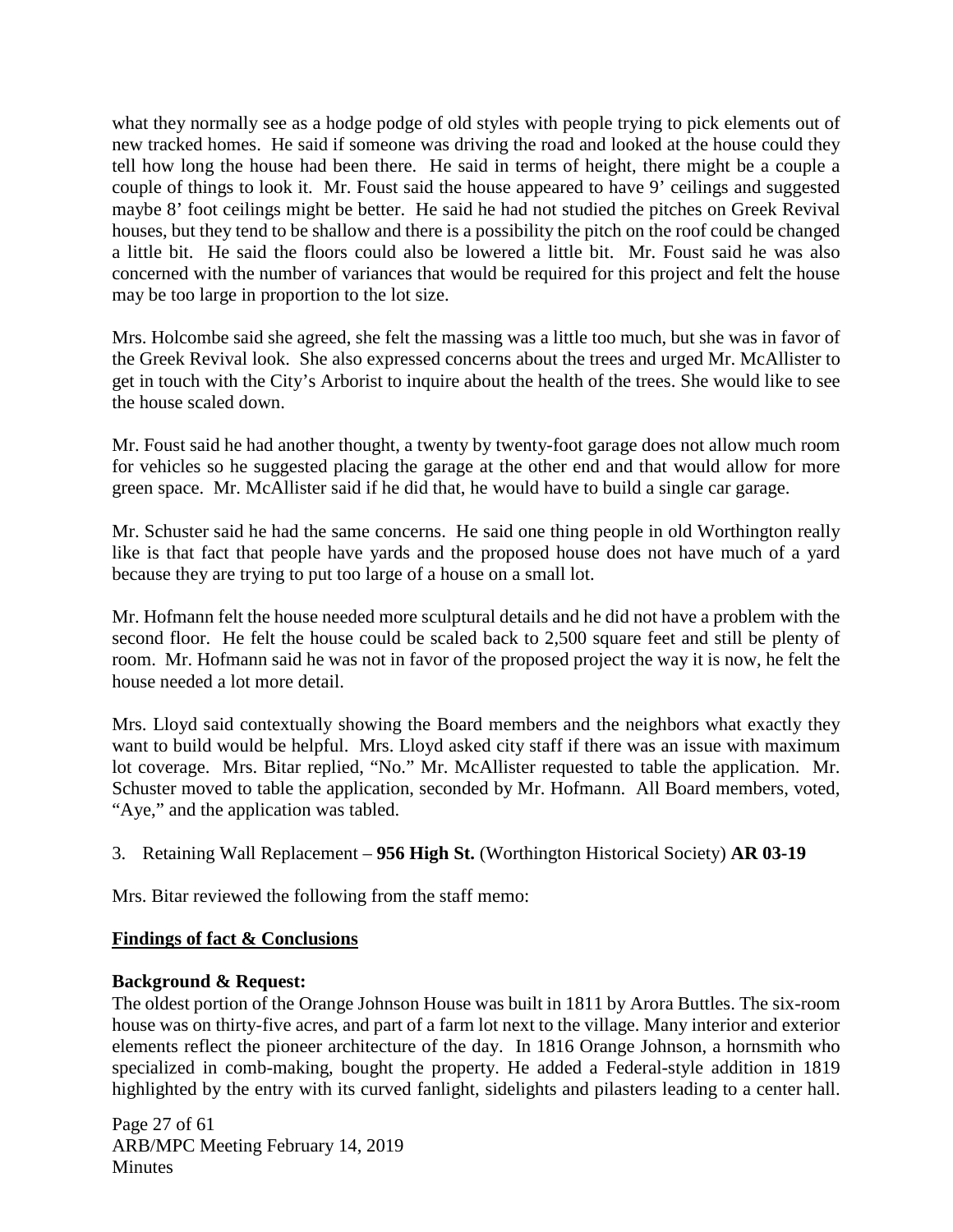what they normally see as a hodge podge of old styles with people trying to pick elements out of new tracked homes. He said if someone was driving the road and looked at the house could they tell how long the house had been there. He said in terms of height, there might be a couple a couple of things to look it. Mr. Foust said the house appeared to have 9' ceilings and suggested maybe 8' foot ceilings might be better. He said he had not studied the pitches on Greek Revival houses, but they tend to be shallow and there is a possibility the pitch on the roof could be changed a little bit. He said the floors could also be lowered a little bit. Mr. Foust said he was also concerned with the number of variances that would be required for this project and felt the house may be too large in proportion to the lot size.

Mrs. Holcombe said she agreed, she felt the massing was a little too much, but she was in favor of the Greek Revival look. She also expressed concerns about the trees and urged Mr. McAllister to get in touch with the City's Arborist to inquire about the health of the trees. She would like to see the house scaled down.

Mr. Foust said he had another thought, a twenty by twenty-foot garage does not allow much room for vehicles so he suggested placing the garage at the other end and that would allow for more green space. Mr. McAllister said if he did that, he would have to build a single car garage.

Mr. Schuster said he had the same concerns. He said one thing people in old Worthington really like is that fact that people have yards and the proposed house does not have much of a yard because they are trying to put too large of a house on a small lot.

Mr. Hofmann felt the house needed more sculptural details and he did not have a problem with the second floor. He felt the house could be scaled back to 2,500 square feet and still be plenty of room. Mr. Hofmann said he was not in favor of the proposed project the way it is now, he felt the house needed a lot more detail.

Mrs. Lloyd said contextually showing the Board members and the neighbors what exactly they want to build would be helpful. Mrs. Lloyd asked city staff if there was an issue with maximum lot coverage. Mrs. Bitar replied, "No." Mr. McAllister requested to table the application. Mr. Schuster moved to table the application, seconded by Mr. Hofmann. All Board members, voted, "Aye," and the application was tabled.

3. Retaining Wall Replacement – **956 High St.** (Worthington Historical Society) **AR 03-19**

Mrs. Bitar reviewed the following from the staff memo:

**<u>Findings of fact & Conclusions</u>**

**Background & Request:**

The oldest portion of the Orange Johnson House was built in 1811 by Arora Buttles. The six-room house was on thirty-five acres, and part of a farm lot next to the village. Many interior and exterior elements reflect the pioneer architecture of the day. In 1816 Orange Johnson, a hornsmith who specialized in comb-making, bought the property. He added a Federal-style addition in 1819 highlighted by the entry with its curved fanlight, sidelights and pilasters leading to a center hall.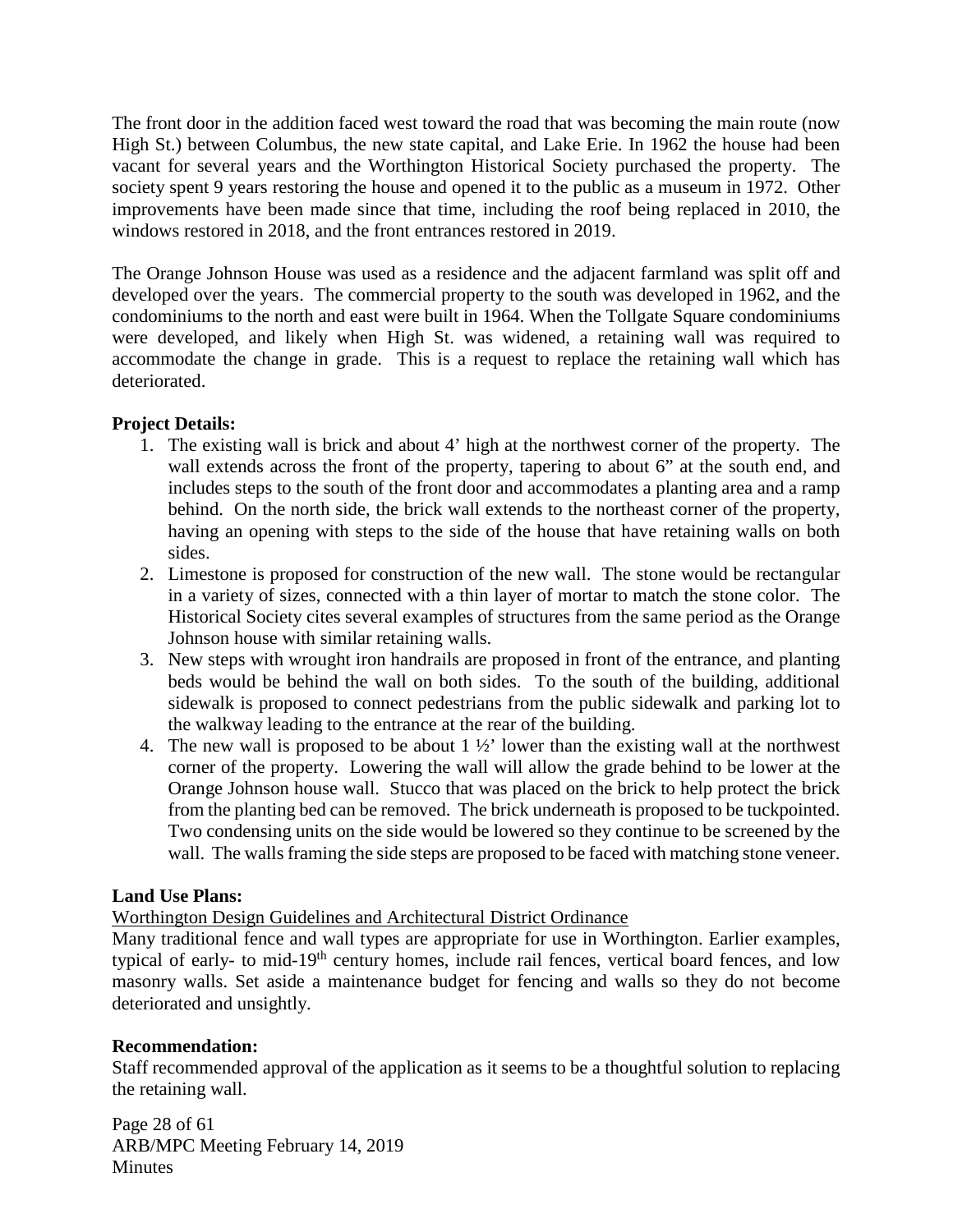The front door in the addition faced west toward the road that was becoming the main route (now High St.) between Columbus, the new state capital, and Lake Erie. In 1962 the house had been vacant for several years and the Worthington Historical Society purchased the property. The society spent 9 years restoring the house and opened it to the public as a museum in 1972. Other improvements have been made since that time, including the roof being replaced in 2010, the windows restored in 2018, and the front entrances restored in 2019.

The Orange Johnson House was used as a residence and the adjacent farmland was split off and developed over the years. The commercial property to the south was developed in 1962, and the condominiums to the north and east were built in 1964. When the Tollgate Square condominiums were developed, and likely when High St. was widened, a retaining wall was required to accommodate the change in grade. This is a request to replace the retaining wall which has deteriorated.

**Project Details:**

1. The existing wall is brick and about 4' high at the northwest corner of the property. The wall extends across the front of the property, tapering to about 6" at the south end, and includes steps to the south of the front door and accommodates a planting area and a ramp behind. On the north side, the brick wall extends to the northeast corner of the property, having an opening with steps to the side of the house that have retaining walls on both sides.
2. Limestone is proposed for construction of the new wall. The stone would be rectangular in a variety of sizes, connected with a thin layer of mortar to match the stone color. The Historical Society cites several examples of structures from the same period as the Orange Johnson house with similar retaining walls.
3. New steps with wrought iron handrails are proposed in front of the entrance, and planting beds would be behind the wall on both sides. To the south of the building, additional sidewalk is proposed to connect pedestrians from the public sidewalk and parking lot to the walkway leading to the entrance at the rear of the building.
4. The new wall is proposed to be about 1 ½' lower than the existing wall at the northwest corner of the property. Lowering the wall will allow the grade behind to be lower at the Orange Johnson house wall. Stucco that was placed on the brick to help protect the brick from the planting bed can be removed. The brick underneath is proposed to be tuckpointed. Two condensing units on the side would be lowered so they continue to be screened by the wall. The walls framing the side steps are proposed to be faced with matching stone veneer.

**Land Use Plans:**

Worthington Design Guidelines and Architectural District Ordinance

Many traditional fence and wall types are appropriate for use in Worthington. Earlier examples, typical of early- to mid-19th century homes, include rail fences, vertical board fences, and low masonry walls. Set aside a maintenance budget for fencing and walls so they do not become deteriorated and unsightly.

**Recommendation:**

Staff recommended approval of the application as it seems to be a thoughtful solution to replacing the retaining wall.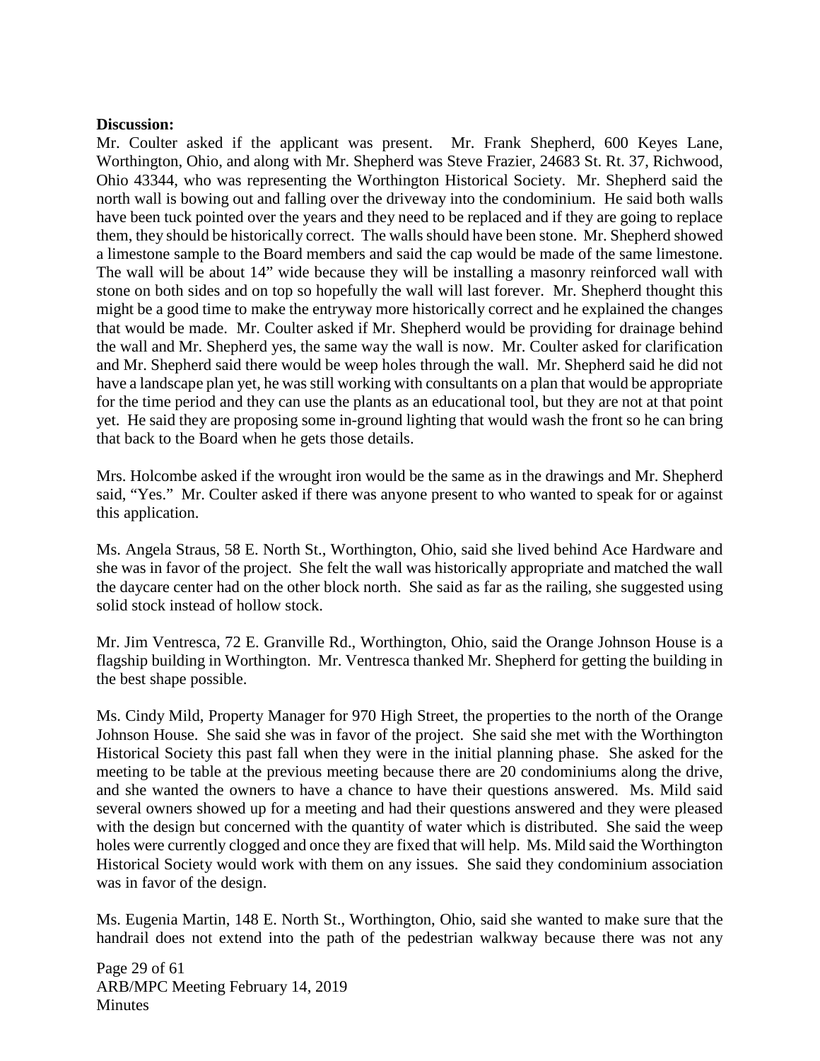**Discussion:**

Mr. Coulter asked if the applicant was present. Mr. Frank Shepherd, 600 Keyes Lane, Worthington, Ohio, and along with Mr. Shepherd was Steve Frazier, 24683 St. Rt. 37, Richwood, Ohio 43344, who was representing the Worthington Historical Society. Mr. Shepherd said the north wall is bowing out and falling over the driveway into the condominium. He said both walls have been tuck pointed over the years and they need to be replaced and if they are going to replace them, they should be historically correct. The walls should have been stone. Mr. Shepherd showed a limestone sample to the Board members and said the cap would be made of the same limestone. The wall will be about 14" wide because they will be installing a masonry reinforced wall with stone on both sides and on top so hopefully the wall will last forever. Mr. Shepherd thought this might be a good time to make the entryway more historically correct and he explained the changes that would be made. Mr. Coulter asked if Mr. Shepherd would be providing for drainage behind the wall and Mr. Shepherd yes, the same way the wall is now. Mr. Coulter asked for clarification and Mr. Shepherd said there would be weep holes through the wall. Mr. Shepherd said he did not have a landscape plan yet, he was still working with consultants on a plan that would be appropriate for the time period and they can use the plants as an educational tool, but they are not at that point yet. He said they are proposing some in-ground lighting that would wash the front so he can bring that back to the Board when he gets those details.

Mrs. Holcombe asked if the wrought iron would be the same as in the drawings and Mr. Shepherd said, "Yes." Mr. Coulter asked if there was anyone present to who wanted to speak for or against this application.

Ms. Angela Straus, 58 E. North St., Worthington, Ohio, said she lived behind Ace Hardware and she was in favor of the project. She felt the wall was historically appropriate and matched the wall the daycare center had on the other block north. She said as far as the railing, she suggested using solid stock instead of hollow stock.

Mr. Jim Ventresca, 72 E. Granville Rd., Worthington, Ohio, said the Orange Johnson House is a flagship building in Worthington. Mr. Ventresca thanked Mr. Shepherd for getting the building in the best shape possible.

Ms. Cindy Mild, Property Manager for 970 High Street, the properties to the north of the Orange Johnson House. She said she was in favor of the project. She said she met with the Worthington Historical Society this past fall when they were in the initial planning phase. She asked for the meeting to be table at the previous meeting because there are 20 condominiums along the drive, and she wanted the owners to have a chance to have their questions answered. Ms. Mild said several owners showed up for a meeting and had their questions answered and they were pleased with the design but concerned with the quantity of water which is distributed. She said the weep holes were currently clogged and once they are fixed that will help. Ms. Mild said the Worthington Historical Society would work with them on any issues. She said they condominium association was in favor of the design.

Ms. Eugenia Martin, 148 E. North St., Worthington, Ohio, said she wanted to make sure that the handrail does not extend into the path of the pedestrian walkway because there was not any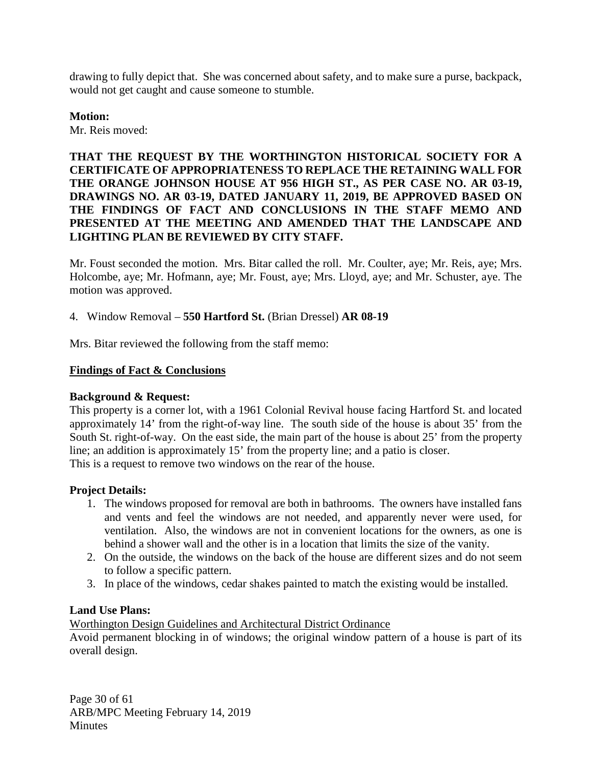drawing to fully depict that. She was concerned about safety, and to make sure a purse, backpack, would not get caught and cause someone to stumble.

**Motion:**

Mr. Reis moved:

**THAT THE REQUEST BY THE WORTHINGTON HISTORICAL SOCIETY FOR A CERTIFICATE OF APPROPRIATENESS TO REPLACE THE RETAINING WALL FOR THE ORANGE JOHNSON HOUSE AT 956 HIGH ST., AS PER CASE NO. AR 03-19, DRAWINGS NO. AR 03-19, DATED JANUARY 11, 2019, BE APPROVED BASED ON THE FINDINGS OF FACT AND CONCLUSIONS IN THE STAFF MEMO AND PRESENTED AT THE MEETING AND AMENDED THAT THE LANDSCAPE AND LIGHTING PLAN BE REVIEWED BY CITY STAFF.**

Mr. Foust seconded the motion. Mrs. Bitar called the roll. Mr. Coulter, aye; Mr. Reis, aye; Mrs. Holcombe, aye; Mr. Hofmann, aye; Mr. Foust, aye; Mrs. Lloyd, aye; and Mr. Schuster, aye. The motion was approved.

4. Window Removal – **550 Hartford St.** (Brian Dressel) **AR 08-19**

Mrs. Bitar reviewed the following from the staff memo:

**Findings of Fact & Conclusions**

**Background & Request:**

This property is a corner lot, with a 1961 Colonial Revival house facing Hartford St. and located approximately 14' from the right-of-way line. The south side of the house is about 35' from the South St. right-of-way. On the east side, the main part of the house is about 25' from the property line; an addition is approximately 15' from the property line; and a patio is closer.
This is a request to remove two windows on the rear of the house.

**Project Details:**

1. The windows proposed for removal are both in bathrooms. The owners have installed fans and vents and feel the windows are not needed, and apparently never were used, for ventilation. Also, the windows are not in convenient locations for the owners, as one is behind a shower wall and the other is in a location that limits the size of the vanity.
2. On the outside, the windows on the back of the house are different sizes and do not seem to follow a specific pattern.
3. In place of the windows, cedar shakes painted to match the existing would be installed.

**Land Use Plans:**

Worthington Design Guidelines and Architectural District Ordinance

Avoid permanent blocking in of windows; the original window pattern of a house is part of its overall design.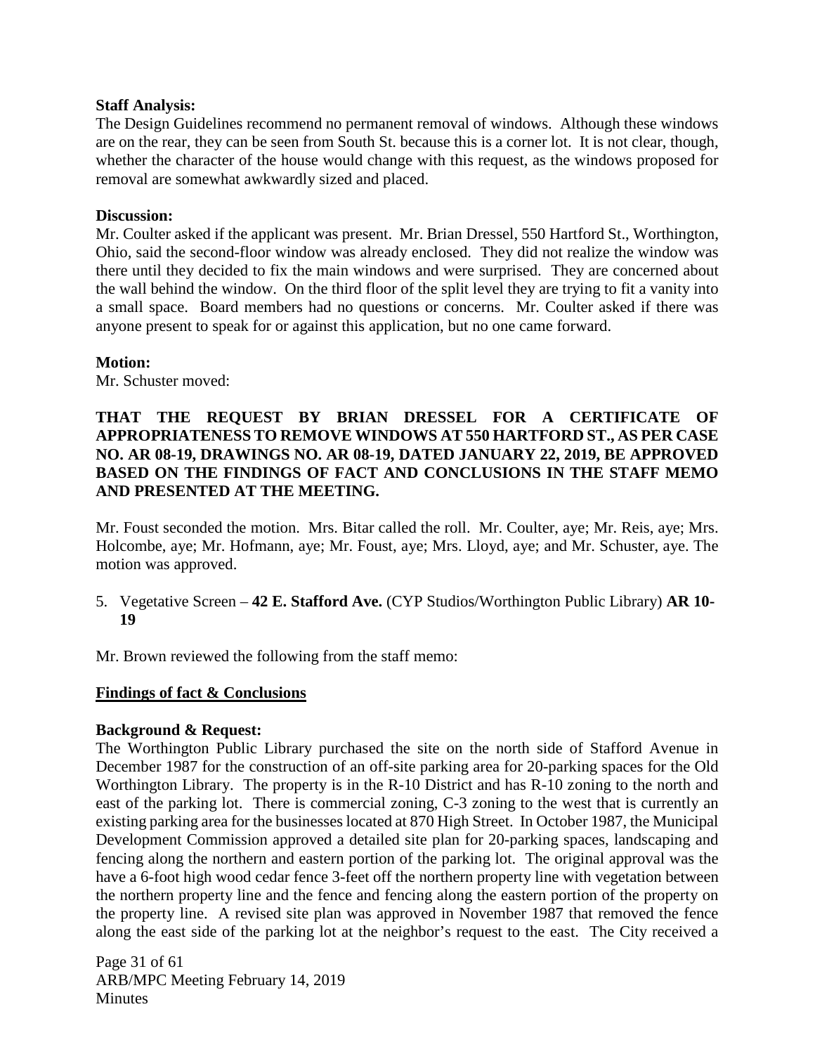**Staff Analysis:**

The Design Guidelines recommend no permanent removal of windows. Although these windows are on the rear, they can be seen from South St. because this is a corner lot. It is not clear, though, whether the character of the house would change with this request, as the windows proposed for removal are somewhat awkwardly sized and placed.

**Discussion:**

Mr. Coulter asked if the applicant was present. Mr. Brian Dressel, 550 Hartford St., Worthington, Ohio, said the second-floor window was already enclosed. They did not realize the window was there until they decided to fix the main windows and were surprised. They are concerned about the wall behind the window. On the third floor of the split level they are trying to fit a vanity into a small space. Board members had no questions or concerns. Mr. Coulter asked if there was anyone present to speak for or against this application, but no one came forward.

**Motion:**

Mr. Schuster moved:

**THAT THE REQUEST BY BRIAN DRESSEL FOR A CERTIFICATE OF APPROPRIATENESS TO REMOVE WINDOWS AT 550 HARTFORD ST., AS PER CASE NO. AR 08-19, DRAWINGS NO. AR 08-19, DATED JANUARY 22, 2019, BE APPROVED BASED ON THE FINDINGS OF FACT AND CONCLUSIONS IN THE STAFF MEMO AND PRESENTED AT THE MEETING.**

Mr. Foust seconded the motion. Mrs. Bitar called the roll. Mr. Coulter, aye; Mr. Reis, aye; Mrs. Holcombe, aye; Mr. Hofmann, aye; Mr. Foust, aye; Mrs. Lloyd, aye; and Mr. Schuster, aye. The motion was approved.

5. Vegetative Screen – **42 E. Stafford Ave.** (CYP Studios/Worthington Public Library) **AR 10-19**

Mr. Brown reviewed the following from the staff memo:

**Findings of fact & Conclusions**

**Background & Request:**

The Worthington Public Library purchased the site on the north side of Stafford Avenue in December 1987 for the construction of an off-site parking area for 20-parking spaces for the Old Worthington Library. The property is in the R-10 District and has R-10 zoning to the north and east of the parking lot. There is commercial zoning, C-3 zoning to the west that is currently an existing parking area for the businesses located at 870 High Street. In October 1987, the Municipal Development Commission approved a detailed site plan for 20-parking spaces, landscaping and fencing along the northern and eastern portion of the parking lot. The original approval was the have a 6-foot high wood cedar fence 3-feet off the northern property line with vegetation between the northern property line and the fence and fencing along the eastern portion of the property on the property line. A revised site plan was approved in November 1987 that removed the fence along the east side of the parking lot at the neighbor's request to the east. The City received a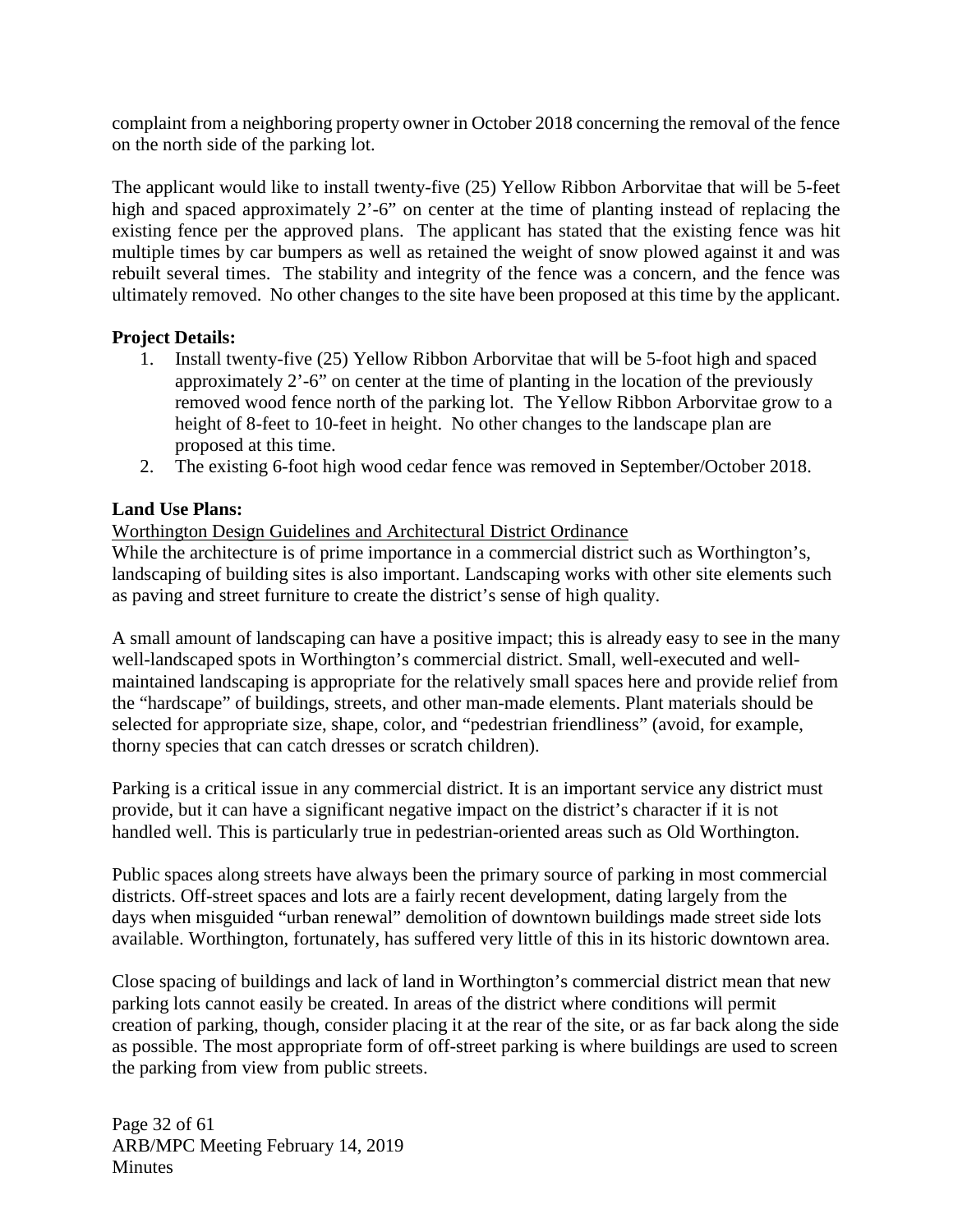complaint from a neighboring property owner in October 2018 concerning the removal of the fence on the north side of the parking lot.

The applicant would like to install twenty-five (25) Yellow Ribbon Arborvitae that will be 5-feet high and spaced approximately 2'-6" on center at the time of planting instead of replacing the existing fence per the approved plans. The applicant has stated that the existing fence was hit multiple times by car bumpers as well as retained the weight of snow plowed against it and was rebuilt several times. The stability and integrity of the fence was a concern, and the fence was ultimately removed. No other changes to the site have been proposed at this time by the applicant.

**Project Details:**

1. Install twenty-five (25) Yellow Ribbon Arborvitae that will be 5-foot high and spaced approximately 2'-6" on center at the time of planting in the location of the previously removed wood fence north of the parking lot. The Yellow Ribbon Arborvitae grow to a height of 8-feet to 10-feet in height. No other changes to the landscape plan are proposed at this time.
2. The existing 6-foot high wood cedar fence was removed in September/October 2018.

**Land Use Plans:**

Worthington Design Guidelines and Architectural District Ordinance

While the architecture is of prime importance in a commercial district such as Worthington's, landscaping of building sites is also important. Landscaping works with other site elements such as paving and street furniture to create the district's sense of high quality.

A small amount of landscaping can have a positive impact; this is already easy to see in the many well-landscaped spots in Worthington's commercial district. Small, well-executed and well-maintained landscaping is appropriate for the relatively small spaces here and provide relief from the "hardscape" of buildings, streets, and other man-made elements. Plant materials should be selected for appropriate size, shape, color, and "pedestrian friendliness" (avoid, for example, thorny species that can catch dresses or scratch children).

Parking is a critical issue in any commercial district. It is an important service any district must provide, but it can have a significant negative impact on the district's character if it is not handled well. This is particularly true in pedestrian-oriented areas such as Old Worthington.

Public spaces along streets have always been the primary source of parking in most commercial districts. Off-street spaces and lots are a fairly recent development, dating largely from the days when misguided "urban renewal" demolition of downtown buildings made street side lots available. Worthington, fortunately, has suffered very little of this in its historic downtown area.

Close spacing of buildings and lack of land in Worthington's commercial district mean that new parking lots cannot easily be created. In areas of the district where conditions will permit creation of parking, though, consider placing it at the rear of the site, or as far back along the side as possible. The most appropriate form of off-street parking is where buildings are used to screen the parking from view from public streets.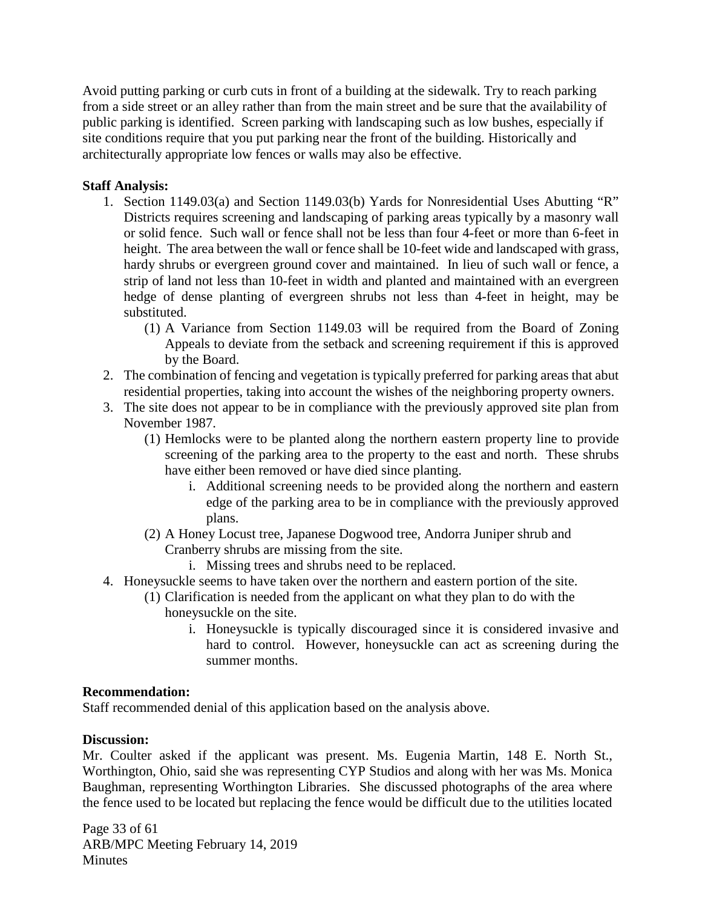Avoid putting parking or curb cuts in front of a building at the sidewalk. Try to reach parking from a side street or an alley rather than from the main street and be sure that the availability of public parking is identified. Screen parking with landscaping such as low bushes, especially if site conditions require that you put parking near the front of the building. Historically and architecturally appropriate low fences or walls may also be effective.

**Staff Analysis:**

1. Section 1149.03(a) and Section 1149.03(b) Yards for Nonresidential Uses Abutting "R" Districts requires screening and landscaping of parking areas typically by a masonry wall or solid fence. Such wall or fence shall not be less than four 4-feet or more than 6-feet in height. The area between the wall or fence shall be 10-feet wide and landscaped with grass, hardy shrubs or evergreen ground cover and maintained. In lieu of such wall or fence, a strip of land not less than 10-feet in width and planted and maintained with an evergreen hedge of dense planting of evergreen shrubs not less than 4-feet in height, may be substituted.
   (1) A Variance from Section 1149.03 will be required from the Board of Zoning Appeals to deviate from the setback and screening requirement if this is approved by the Board.
2. The combination of fencing and vegetation is typically preferred for parking areas that abut residential properties, taking into account the wishes of the neighboring property owners.
3. The site does not appear to be in compliance with the previously approved site plan from November 1987.
   (1) Hemlocks were to be planted along the northern eastern property line to provide screening of the parking area to the property to the east and north. These shrubs have either been removed or have died since planting.
      i. Additional screening needs to be provided along the northern and eastern edge of the parking area to be in compliance with the previously approved plans.
   (2) A Honey Locust tree, Japanese Dogwood tree, Andorra Juniper shrub and Cranberry shrubs are missing from the site.
      i. Missing trees and shrubs need to be replaced.
4. Honeysuckle seems to have taken over the northern and eastern portion of the site.
   (1) Clarification is needed from the applicant on what they plan to do with the honeysuckle on the site.
      i. Honeysuckle is typically discouraged since it is considered invasive and hard to control. However, honeysuckle can act as screening during the summer months.

**Recommendation:**
Staff recommended denial of this application based on the analysis above.

**Discussion:**
Mr. Coulter asked if the applicant was present. Ms. Eugenia Martin, 148 E. North St., Worthington, Ohio, said she was representing CYP Studios and along with her was Ms. Monica Baughman, representing Worthington Libraries. She discussed photographs of the area where the fence used to be located but replacing the fence would be difficult due to the utilities located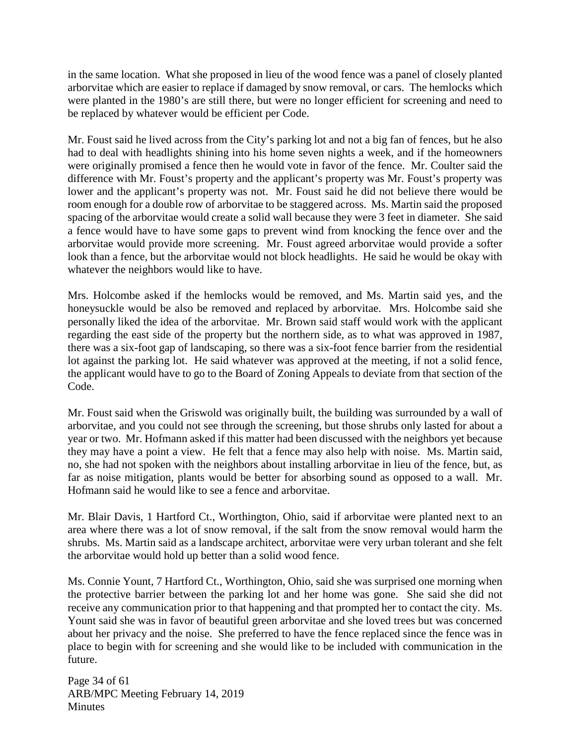in the same location. What she proposed in lieu of the wood fence was a panel of closely planted arborvitae which are easier to replace if damaged by snow removal, or cars. The hemlocks which were planted in the 1980's are still there, but were no longer efficient for screening and need to be replaced by whatever would be efficient per Code.

Mr. Foust said he lived across from the City's parking lot and not a big fan of fences, but he also had to deal with headlights shining into his home seven nights a week, and if the homeowners were originally promised a fence then he would vote in favor of the fence. Mr. Coulter said the difference with Mr. Foust's property and the applicant's property was Mr. Foust's property was lower and the applicant's property was not. Mr. Foust said he did not believe there would be room enough for a double row of arborvitae to be staggered across. Ms. Martin said the proposed spacing of the arborvitae would create a solid wall because they were 3 feet in diameter. She said a fence would have to have some gaps to prevent wind from knocking the fence over and the arborvitae would provide more screening. Mr. Foust agreed arborvitae would provide a softer look than a fence, but the arborvitae would not block headlights. He said he would be okay with whatever the neighbors would like to have.

Mrs. Holcombe asked if the hemlocks would be removed, and Ms. Martin said yes, and the honeysuckle would be also be removed and replaced by arborvitae. Mrs. Holcombe said she personally liked the idea of the arborvitae. Mr. Brown said staff would work with the applicant regarding the east side of the property but the northern side, as to what was approved in 1987, there was a six-foot gap of landscaping, so there was a six-foot fence barrier from the residential lot against the parking lot. He said whatever was approved at the meeting, if not a solid fence, the applicant would have to go to the Board of Zoning Appeals to deviate from that section of the Code.

Mr. Foust said when the Griswold was originally built, the building was surrounded by a wall of arborvitae, and you could not see through the screening, but those shrubs only lasted for about a year or two. Mr. Hofmann asked if this matter had been discussed with the neighbors yet because they may have a point a view. He felt that a fence may also help with noise. Ms. Martin said, no, she had not spoken with the neighbors about installing arborvitae in lieu of the fence, but, as far as noise mitigation, plants would be better for absorbing sound as opposed to a wall. Mr. Hofmann said he would like to see a fence and arborvitae.

Mr. Blair Davis, 1 Hartford Ct., Worthington, Ohio, said if arborvitae were planted next to an area where there was a lot of snow removal, if the salt from the snow removal would harm the shrubs. Ms. Martin said as a landscape architect, arborvitae were very urban tolerant and she felt the arborvitae would hold up better than a solid wood fence.

Ms. Connie Yount, 7 Hartford Ct., Worthington, Ohio, said she was surprised one morning when the protective barrier between the parking lot and her home was gone. She said she did not receive any communication prior to that happening and that prompted her to contact the city. Ms. Yount said she was in favor of beautiful green arborvitae and she loved trees but was concerned about her privacy and the noise. She preferred to have the fence replaced since the fence was in place to begin with for screening and she would like to be included with communication in the future.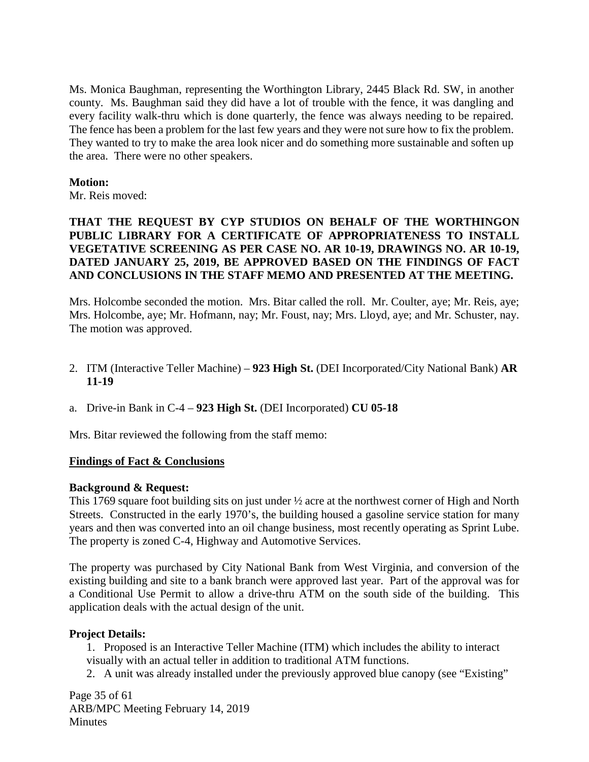Ms. Monica Baughman, representing the Worthington Library, 2445 Black Rd. SW, in another county. Ms. Baughman said they did have a lot of trouble with the fence, it was dangling and every facility walk-thru which is done quarterly, the fence was always needing to be repaired. The fence has been a problem for the last few years and they were not sure how to fix the problem. They wanted to try to make the area look nicer and do something more sustainable and soften up the area. There were no other speakers.

**Motion:**
Mr. Reis moved:

**THAT THE REQUEST BY CYP STUDIOS ON BEHALF OF THE WORTHINGON PUBLIC LIBRARY FOR A CERTIFICATE OF APPROPRIATENESS TO INSTALL VEGETATIVE SCREENING AS PER CASE NO. AR 10-19, DRAWINGS NO. AR 10-19, DATED JANUARY 25, 2019, BE APPROVED BASED ON THE FINDINGS OF FACT AND CONCLUSIONS IN THE STAFF MEMO AND PRESENTED AT THE MEETING.**

Mrs. Holcombe seconded the motion. Mrs. Bitar called the roll. Mr. Coulter, aye; Mr. Reis, aye; Mrs. Holcombe, aye; Mr. Hofmann, nay; Mr. Foust, nay; Mrs. Lloyd, aye; and Mr. Schuster, nay. The motion was approved.

2. ITM (Interactive Teller Machine) – **923 High St.** (DEI Incorporated/City National Bank) **AR 11-19**

a. Drive-in Bank in C-4 – **923 High St.** (DEI Incorporated) **CU 05-18**

Mrs. Bitar reviewed the following from the staff memo:

**Findings of Fact & Conclusions**

**Background & Request:**
This 1769 square foot building sits on just under ½ acre at the northwest corner of High and North Streets. Constructed in the early 1970's, the building housed a gasoline service station for many years and then was converted into an oil change business, most recently operating as Sprint Lube. The property is zoned C-4, Highway and Automotive Services.

The property was purchased by City National Bank from West Virginia, and conversion of the existing building and site to a bank branch were approved last year. Part of the approval was for a Conditional Use Permit to allow a drive-thru ATM on the south side of the building. This application deals with the actual design of the unit.

**Project Details:**

1. Proposed is an Interactive Teller Machine (ITM) which includes the ability to interact visually with an actual teller in addition to traditional ATM functions.
2. A unit was already installed under the previously approved blue canopy (see "Existing"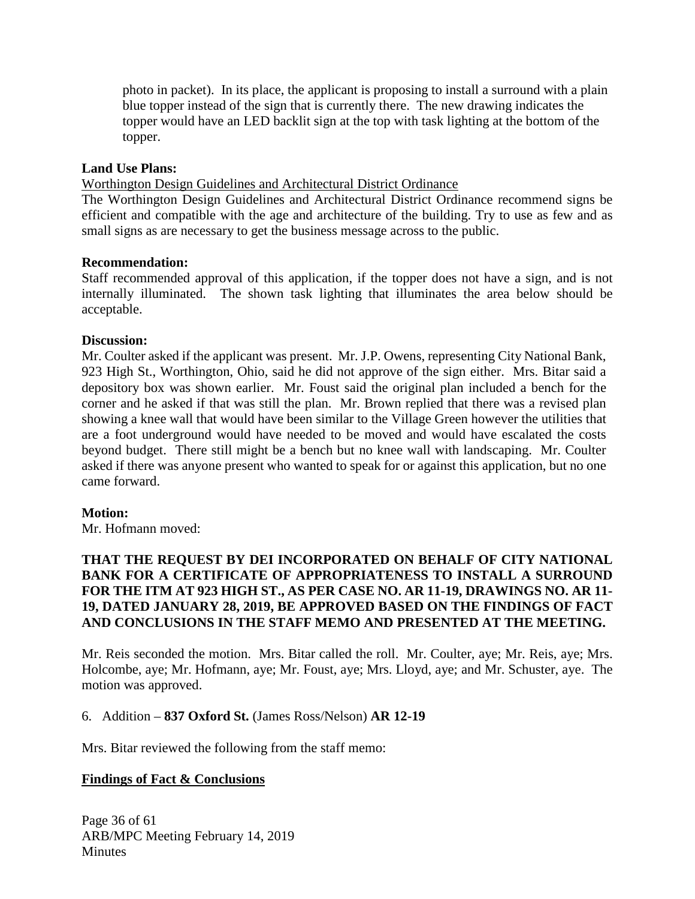photo in packet). In its place, the applicant is proposing to install a surround with a plain blue topper instead of the sign that is currently there. The new drawing indicates the topper would have an LED backlit sign at the top with task lighting at the bottom of the topper.

**Land Use Plans:**

Worthington Design Guidelines and Architectural District Ordinance

The Worthington Design Guidelines and Architectural District Ordinance recommend signs be efficient and compatible with the age and architecture of the building. Try to use as few and as small signs as are necessary to get the business message across to the public.

**Recommendation:**

Staff recommended approval of this application, if the topper does not have a sign, and is not internally illuminated. The shown task lighting that illuminates the area below should be acceptable.

**Discussion:**

Mr. Coulter asked if the applicant was present. Mr. J.P. Owens, representing City National Bank, 923 High St., Worthington, Ohio, said he did not approve of the sign either. Mrs. Bitar said a depository box was shown earlier. Mr. Foust said the original plan included a bench for the corner and he asked if that was still the plan. Mr. Brown replied that there was a revised plan showing a knee wall that would have been similar to the Village Green however the utilities that are a foot underground would have needed to be moved and would have escalated the costs beyond budget. There still might be a bench but no knee wall with landscaping. Mr. Coulter asked if there was anyone present who wanted to speak for or against this application, but no one came forward.

**Motion:**

Mr. Hofmann moved:

**THAT THE REQUEST BY DEI INCORPORATED ON BEHALF OF CITY NATIONAL BANK FOR A CERTIFICATE OF APPROPRIATENESS TO INSTALL A SURROUND FOR THE ITM AT 923 HIGH ST., AS PER CASE NO. AR 11-19, DRAWINGS NO. AR 11-19, DATED JANUARY 28, 2019, BE APPROVED BASED ON THE FINDINGS OF FACT AND CONCLUSIONS IN THE STAFF MEMO AND PRESENTED AT THE MEETING.**

Mr. Reis seconded the motion. Mrs. Bitar called the roll. Mr. Coulter, aye; Mr. Reis, aye; Mrs. Holcombe, aye; Mr. Hofmann, aye; Mr. Foust, aye; Mrs. Lloyd, aye; and Mr. Schuster, aye. The motion was approved.

6. Addition – **837 Oxford St.** (James Ross/Nelson) **AR 12-19**

Mrs. Bitar reviewed the following from the staff memo:

**Findings of Fact & Conclusions**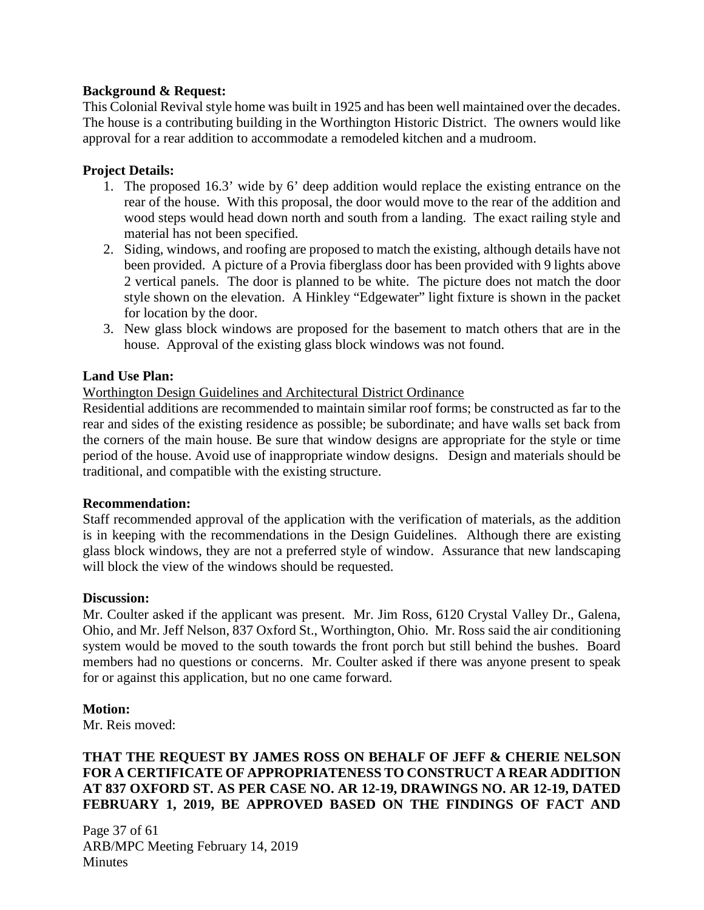**Background & Request:**
This Colonial Revival style home was built in 1925 and has been well maintained over the decades. The house is a contributing building in the Worthington Historic District. The owners would like approval for a rear addition to accommodate a remodeled kitchen and a mudroom.

**Project Details:**

1. The proposed 16.3' wide by 6' deep addition would replace the existing entrance on the rear of the house. With this proposal, the door would move to the rear of the addition and wood steps would head down north and south from a landing. The exact railing style and material has not been specified.
2. Siding, windows, and roofing are proposed to match the existing, although details have not been provided. A picture of a Provia fiberglass door has been provided with 9 lights above 2 vertical panels. The door is planned to be white. The picture does not match the door style shown on the elevation. A Hinkley "Edgewater" light fixture is shown in the packet for location by the door.
3. New glass block windows are proposed for the basement to match others that are in the house. Approval of the existing glass block windows was not found.

**Land Use Plan:**

Worthington Design Guidelines and Architectural District Ordinance

Residential additions are recommended to maintain similar roof forms; be constructed as far to the rear and sides of the existing residence as possible; be subordinate; and have walls set back from the corners of the main house. Be sure that window designs are appropriate for the style or time period of the house. Avoid use of inappropriate window designs. Design and materials should be traditional, and compatible with the existing structure.

**Recommendation:**
Staff recommended approval of the application with the verification of materials, as the addition is in keeping with the recommendations in the Design Guidelines. Although there are existing glass block windows, they are not a preferred style of window. Assurance that new landscaping will block the view of the windows should be requested.

**Discussion:**
Mr. Coulter asked if the applicant was present. Mr. Jim Ross, 6120 Crystal Valley Dr., Galena, Ohio, and Mr. Jeff Nelson, 837 Oxford St., Worthington, Ohio. Mr. Ross said the air conditioning system would be moved to the south towards the front porch but still behind the bushes. Board members had no questions or concerns. Mr. Coulter asked if there was anyone present to speak for or against this application, but no one came forward.

**Motion:**
Mr. Reis moved:

**THAT THE REQUEST BY JAMES ROSS ON BEHALF OF JEFF & CHERIE NELSON FOR A CERTIFICATE OF APPROPRIATENESS TO CONSTRUCT A REAR ADDITION AT 837 OXFORD ST. AS PER CASE NO. AR 12-19, DRAWINGS NO. AR 12-19, DATED FEBRUARY 1, 2019, BE APPROVED BASED ON THE FINDINGS OF FACT AND**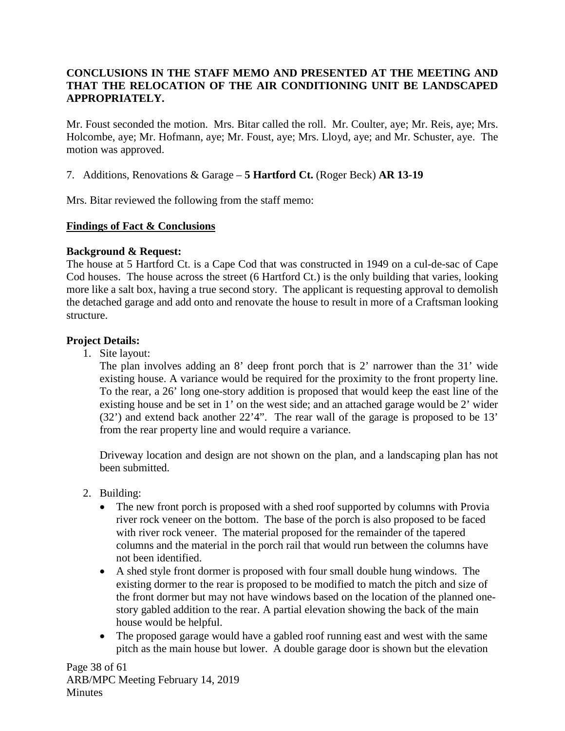**CONCLUSIONS IN THE STAFF MEMO AND PRESENTED AT THE MEETING AND THAT THE RELOCATION OF THE AIR CONDITIONING UNIT BE LANDSCAPED APPROPRIATELY.**

Mr. Foust seconded the motion. Mrs. Bitar called the roll. Mr. Coulter, aye; Mr. Reis, aye; Mrs. Holcombe, aye; Mr. Hofmann, aye; Mr. Foust, aye; Mrs. Lloyd, aye; and Mr. Schuster, aye. The motion was approved.

7. Additions, Renovations & Garage – **5 Hartford Ct.** (Roger Beck) **AR 13-19**

Mrs. Bitar reviewed the following from the staff memo:

**Findings of Fact & Conclusions**

**Background & Request:**
The house at 5 Hartford Ct. is a Cape Cod that was constructed in 1949 on a cul-de-sac of Cape Cod houses. The house across the street (6 Hartford Ct.) is the only building that varies, looking more like a salt box, having a true second story. The applicant is requesting approval to demolish the detached garage and add onto and renovate the house to result in more of a Craftsman looking structure.

**Project Details:**

1. Site layout:
   The plan involves adding an 8' deep front porch that is 2' narrower than the 31' wide existing house. A variance would be required for the proximity to the front property line. To the rear, a 26' long one-story addition is proposed that would keep the east line of the existing house and be set in 1' on the west side; and an attached garage would be 2' wider (32') and extend back another 22'4". The rear wall of the garage is proposed to be 13' from the rear property line and would require a variance.

   Driveway location and design are not shown on the plan, and a landscaping plan has not been submitted.

2. Building:
   - The new front porch is proposed with a shed roof supported by columns with Provia river rock veneer on the bottom. The base of the porch is also proposed to be faced with river rock veneer. The material proposed for the remainder of the tapered columns and the material in the porch rail that would run between the columns have not been identified.
   - A shed style front dormer is proposed with four small double hung windows. The existing dormer to the rear is proposed to be modified to match the pitch and size of the front dormer but may not have windows based on the location of the planned one-story gabled addition to the rear. A partial elevation showing the back of the main house would be helpful.
   - The proposed garage would have a gabled roof running east and west with the same pitch as the main house but lower. A double garage door is shown but the elevation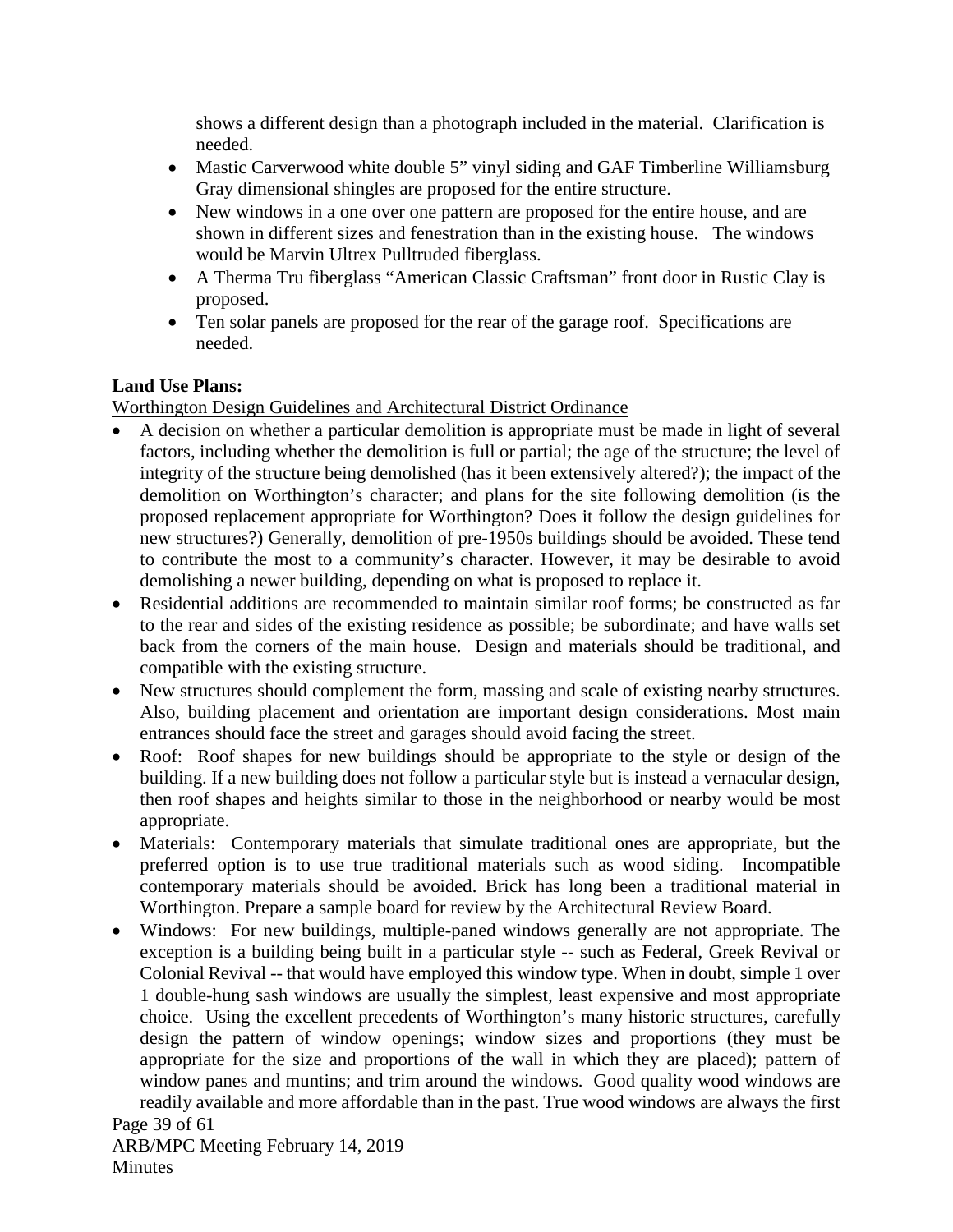shows a different design than a photograph included in the material. Clarification is needed.

- Mastic Carverwood white double 5" vinyl siding and GAF Timberline Williamsburg Gray dimensional shingles are proposed for the entire structure.
- New windows in a one over one pattern are proposed for the entire house, and are shown in different sizes and fenestration than in the existing house. The windows would be Marvin Ultrex Pulltruded fiberglass.
- A Therma Tru fiberglass "American Classic Craftsman" front door in Rustic Clay is proposed.
- Ten solar panels are proposed for the rear of the garage roof. Specifications are needed.

**Land Use Plans:**

Worthington Design Guidelines and Architectural District Ordinance

- A decision on whether a particular demolition is appropriate must be made in light of several factors, including whether the demolition is full or partial; the age of the structure; the level of integrity of the structure being demolished (has it been extensively altered?); the impact of the demolition on Worthington's character; and plans for the site following demolition (is the proposed replacement appropriate for Worthington? Does it follow the design guidelines for new structures?) Generally, demolition of pre-1950s buildings should be avoided. These tend to contribute the most to a community's character. However, it may be desirable to avoid demolishing a newer building, depending on what is proposed to replace it.
- Residential additions are recommended to maintain similar roof forms; be constructed as far to the rear and sides of the existing residence as possible; be subordinate; and have walls set back from the corners of the main house. Design and materials should be traditional, and compatible with the existing structure.
- New structures should complement the form, massing and scale of existing nearby structures. Also, building placement and orientation are important design considerations. Most main entrances should face the street and garages should avoid facing the street.
- Roof: Roof shapes for new buildings should be appropriate to the style or design of the building. If a new building does not follow a particular style but is instead a vernacular design, then roof shapes and heights similar to those in the neighborhood or nearby would be most appropriate.
- Materials: Contemporary materials that simulate traditional ones are appropriate, but the preferred option is to use true traditional materials such as wood siding. Incompatible contemporary materials should be avoided. Brick has long been a traditional material in Worthington. Prepare a sample board for review by the Architectural Review Board.
- Windows: For new buildings, multiple-paned windows generally are not appropriate. The exception is a building being built in a particular style -- such as Federal, Greek Revival or Colonial Revival -- that would have employed this window type. When in doubt, simple 1 over 1 double-hung sash windows are usually the simplest, least expensive and most appropriate choice. Using the excellent precedents of Worthington's many historic structures, carefully design the pattern of window openings; window sizes and proportions (they must be appropriate for the size and proportions of the wall in which they are placed); pattern of window panes and muntins; and trim around the windows. Good quality wood windows are readily available and more affordable than in the past. True wood windows are always the first

ARB/MPC Meeting February 14, 2019
Minutes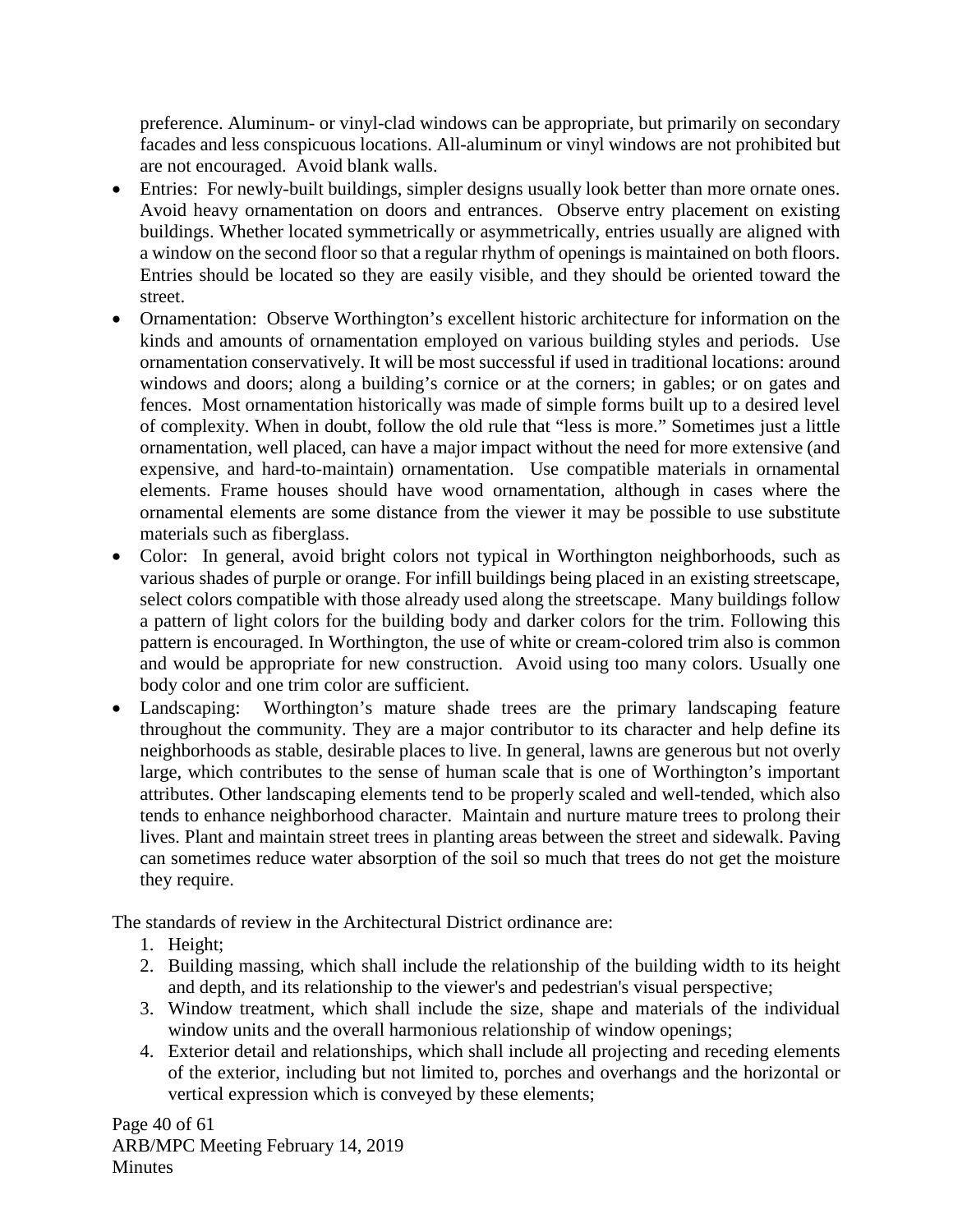preference. Aluminum- or vinyl-clad windows can be appropriate, but primarily on secondary facades and less conspicuous locations. All-aluminum or vinyl windows are not prohibited but are not encouraged. Avoid blank walls.

- Entries: For newly-built buildings, simpler designs usually look better than more ornate ones. Avoid heavy ornamentation on doors and entrances. Observe entry placement on existing buildings. Whether located symmetrically or asymmetrically, entries usually are aligned with a window on the second floor so that a regular rhythm of openings is maintained on both floors. Entries should be located so they are easily visible, and they should be oriented toward the street.
- Ornamentation: Observe Worthington's excellent historic architecture for information on the kinds and amounts of ornamentation employed on various building styles and periods. Use ornamentation conservatively. It will be most successful if used in traditional locations: around windows and doors; along a building's cornice or at the corners; in gables; or on gates and fences. Most ornamentation historically was made of simple forms built up to a desired level of complexity. When in doubt, follow the old rule that "less is more." Sometimes just a little ornamentation, well placed, can have a major impact without the need for more extensive (and expensive, and hard-to-maintain) ornamentation. Use compatible materials in ornamental elements. Frame houses should have wood ornamentation, although in cases where the ornamental elements are some distance from the viewer it may be possible to use substitute materials such as fiberglass.
- Color: In general, avoid bright colors not typical in Worthington neighborhoods, such as various shades of purple or orange. For infill buildings being placed in an existing streetscape, select colors compatible with those already used along the streetscape. Many buildings follow a pattern of light colors for the building body and darker colors for the trim. Following this pattern is encouraged. In Worthington, the use of white or cream-colored trim also is common and would be appropriate for new construction. Avoid using too many colors. Usually one body color and one trim color are sufficient.
- Landscaping: Worthington's mature shade trees are the primary landscaping feature throughout the community. They are a major contributor to its character and help define its neighborhoods as stable, desirable places to live. In general, lawns are generous but not overly large, which contributes to the sense of human scale that is one of Worthington's important attributes. Other landscaping elements tend to be properly scaled and well-tended, which also tends to enhance neighborhood character. Maintain and nurture mature trees to prolong their lives. Plant and maintain street trees in planting areas between the street and sidewalk. Paving can sometimes reduce water absorption of the soil so much that trees do not get the moisture they require.

The standards of review in the Architectural District ordinance are:

1. Height;
2. Building massing, which shall include the relationship of the building width to its height and depth, and its relationship to the viewer's and pedestrian's visual perspective;
3. Window treatment, which shall include the size, shape and materials of the individual window units and the overall harmonious relationship of window openings;
4. Exterior detail and relationships, which shall include all projecting and receding elements of the exterior, including but not limited to, porches and overhangs and the horizontal or vertical expression which is conveyed by these elements;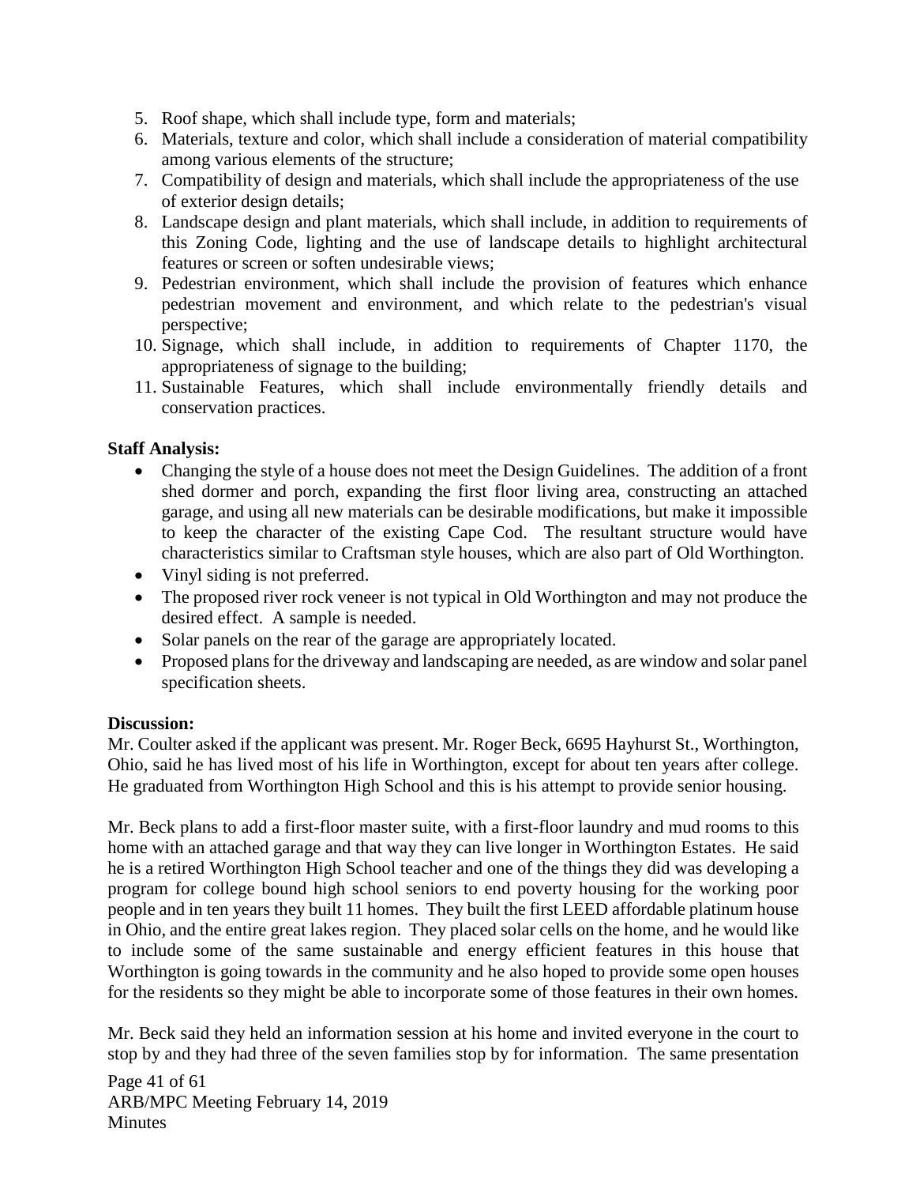5. Roof shape, which shall include type, form and materials;
6. Materials, texture and color, which shall include a consideration of material compatibility among various elements of the structure;
7. Compatibility of design and materials, which shall include the appropriateness of the use of exterior design details;
8. Landscape design and plant materials, which shall include, in addition to requirements of this Zoning Code, lighting and the use of landscape details to highlight architectural features or screen or soften undesirable views;
9. Pedestrian environment, which shall include the provision of features which enhance pedestrian movement and environment, and which relate to the pedestrian's visual perspective;
10. Signage, which shall include, in addition to requirements of Chapter 1170, the appropriateness of signage to the building;
11. Sustainable Features, which shall include environmentally friendly details and conservation practices.

**Staff Analysis:**

- Changing the style of a house does not meet the Design Guidelines. The addition of a front shed dormer and porch, expanding the first floor living area, constructing an attached garage, and using all new materials can be desirable modifications, but make it impossible to keep the character of the existing Cape Cod. The resultant structure would have characteristics similar to Craftsman style houses, which are also part of Old Worthington.
- Vinyl siding is not preferred.
- The proposed river rock veneer is not typical in Old Worthington and may not produce the desired effect. A sample is needed.
- Solar panels on the rear of the garage are appropriately located.
- Proposed plans for the driveway and landscaping are needed, as are window and solar panel specification sheets.

**Discussion:**

Mr. Coulter asked if the applicant was present. Mr. Roger Beck, 6695 Hayhurst St., Worthington, Ohio, said he has lived most of his life in Worthington, except for about ten years after college. He graduated from Worthington High School and this is his attempt to provide senior housing.

Mr. Beck plans to add a first-floor master suite, with a first-floor laundry and mud rooms to this home with an attached garage and that way they can live longer in Worthington Estates. He said he is a retired Worthington High School teacher and one of the things they did was developing a program for college bound high school seniors to end poverty housing for the working poor people and in ten years they built 11 homes. They built the first LEED affordable platinum house in Ohio, and the entire great lakes region. They placed solar cells on the home, and he would like to include some of the same sustainable and energy efficient features in this house that Worthington is going towards in the community and he also hoped to provide some open houses for the residents so they might be able to incorporate some of those features in their own homes.

Mr. Beck said they held an information session at his home and invited everyone in the court to stop by and they had three of the seven families stop by for information. The same presentation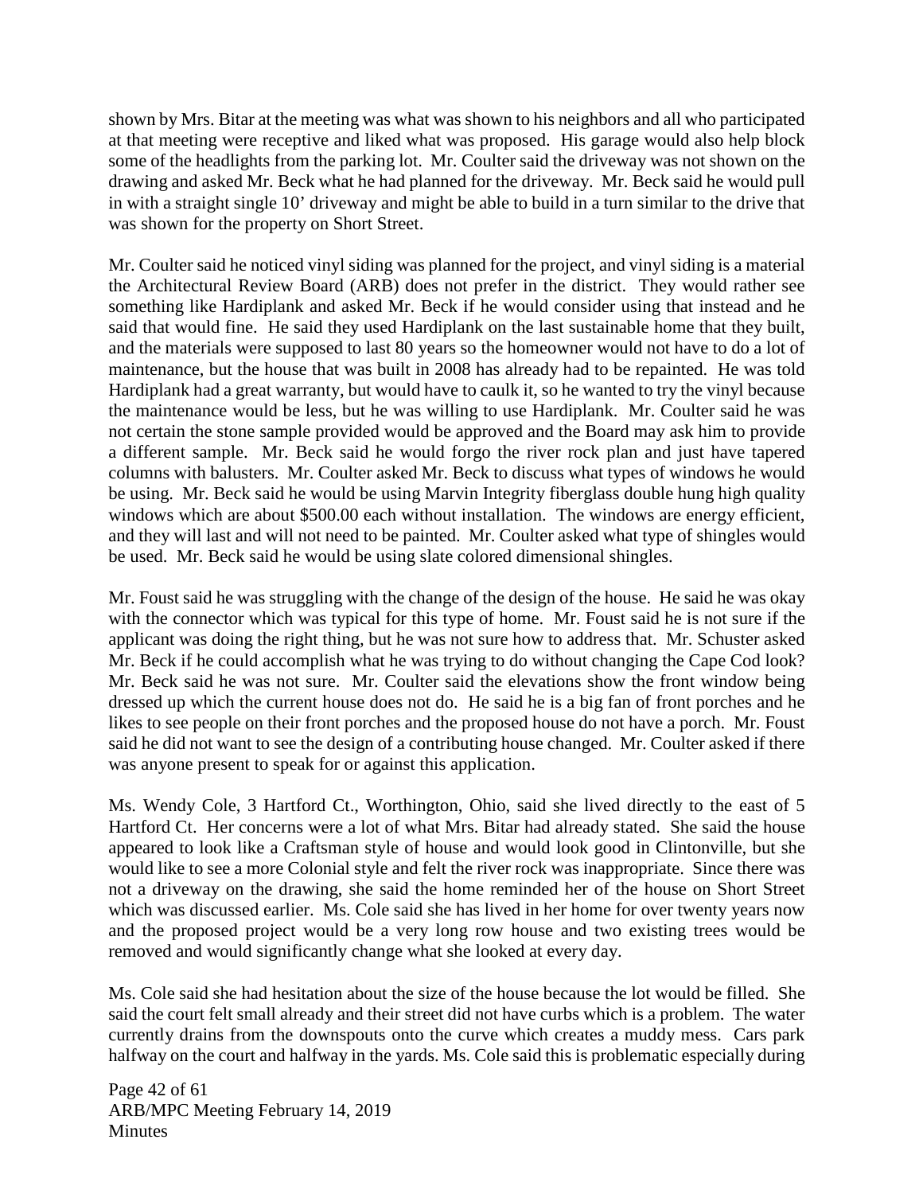shown by Mrs. Bitar at the meeting was what was shown to his neighbors and all who participated at that meeting were receptive and liked what was proposed. His garage would also help block some of the headlights from the parking lot. Mr. Coulter said the driveway was not shown on the drawing and asked Mr. Beck what he had planned for the driveway. Mr. Beck said he would pull in with a straight single 10' driveway and might be able to build in a turn similar to the drive that was shown for the property on Short Street.

Mr. Coulter said he noticed vinyl siding was planned for the project, and vinyl siding is a material the Architectural Review Board (ARB) does not prefer in the district. They would rather see something like Hardiplank and asked Mr. Beck if he would consider using that instead and he said that would fine. He said they used Hardiplank on the last sustainable home that they built, and the materials were supposed to last 80 years so the homeowner would not have to do a lot of maintenance, but the house that was built in 2008 has already had to be repainted. He was told Hardiplank had a great warranty, but would have to caulk it, so he wanted to try the vinyl because the maintenance would be less, but he was willing to use Hardiplank. Mr. Coulter said he was not certain the stone sample provided would be approved and the Board may ask him to provide a different sample. Mr. Beck said he would forgo the river rock plan and just have tapered columns with balusters. Mr. Coulter asked Mr. Beck to discuss what types of windows he would be using. Mr. Beck said he would be using Marvin Integrity fiberglass double hung high quality windows which are about $500.00 each without installation. The windows are energy efficient, and they will last and will not need to be painted. Mr. Coulter asked what type of shingles would be used. Mr. Beck said he would be using slate colored dimensional shingles.

Mr. Foust said he was struggling with the change of the design of the house. He said he was okay with the connector which was typical for this type of home. Mr. Foust said he is not sure if the applicant was doing the right thing, but he was not sure how to address that. Mr. Schuster asked Mr. Beck if he could accomplish what he was trying to do without changing the Cape Cod look? Mr. Beck said he was not sure. Mr. Coulter said the elevations show the front window being dressed up which the current house does not do. He said he is a big fan of front porches and he likes to see people on their front porches and the proposed house do not have a porch. Mr. Foust said he did not want to see the design of a contributing house changed. Mr. Coulter asked if there was anyone present to speak for or against this application.

Ms. Wendy Cole, 3 Hartford Ct., Worthington, Ohio, said she lived directly to the east of 5 Hartford Ct. Her concerns were a lot of what Mrs. Bitar had already stated. She said the house appeared to look like a Craftsman style of house and would look good in Clintonville, but she would like to see a more Colonial style and felt the river rock was inappropriate. Since there was not a driveway on the drawing, she said the home reminded her of the house on Short Street which was discussed earlier. Ms. Cole said she has lived in her home for over twenty years now and the proposed project would be a very long row house and two existing trees would be removed and would significantly change what she looked at every day.

Ms. Cole said she had hesitation about the size of the house because the lot would be filled. She said the court felt small already and their street did not have curbs which is a problem. The water currently drains from the downspouts onto the curve which creates a muddy mess. Cars park halfway on the court and halfway in the yards. Ms. Cole said this is problematic especially during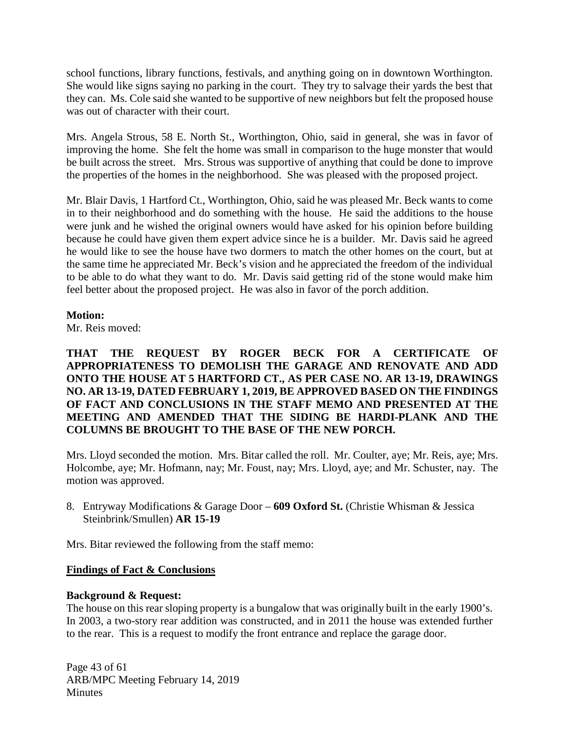school functions, library functions, festivals, and anything going on in downtown Worthington. She would like signs saying no parking in the court. They try to salvage their yards the best that they can. Ms. Cole said she wanted to be supportive of new neighbors but felt the proposed house was out of character with their court.

Mrs. Angela Strous, 58 E. North St., Worthington, Ohio, said in general, she was in favor of improving the home. She felt the home was small in comparison to the huge monster that would be built across the street. Mrs. Strous was supportive of anything that could be done to improve the properties of the homes in the neighborhood. She was pleased with the proposed project.

Mr. Blair Davis, 1 Hartford Ct., Worthington, Ohio, said he was pleased Mr. Beck wants to come in to their neighborhood and do something with the house. He said the additions to the house were junk and he wished the original owners would have asked for his opinion before building because he could have given them expert advice since he is a builder. Mr. Davis said he agreed he would like to see the house have two dormers to match the other homes on the court, but at the same time he appreciated Mr. Beck's vision and he appreciated the freedom of the individual to be able to do what they want to do. Mr. Davis said getting rid of the stone would make him feel better about the proposed project. He was also in favor of the porch addition.

**Motion:**
Mr. Reis moved:

**THAT THE REQUEST BY ROGER BECK FOR A CERTIFICATE OF APPROPRIATENESS TO DEMOLISH THE GARAGE AND RENOVATE AND ADD ONTO THE HOUSE AT 5 HARTFORD CT., AS PER CASE NO. AR 13-19, DRAWINGS NO. AR 13-19, DATED FEBRUARY 1, 2019, BE APPROVED BASED ON THE FINDINGS OF FACT AND CONCLUSIONS IN THE STAFF MEMO AND PRESENTED AT THE MEETING AND AMENDED THAT THE SIDING BE HARDI-PLANK AND THE COLUMNS BE BROUGHT TO THE BASE OF THE NEW PORCH.**

Mrs. Lloyd seconded the motion. Mrs. Bitar called the roll. Mr. Coulter, aye; Mr. Reis, aye; Mrs. Holcombe, aye; Mr. Hofmann, nay; Mr. Foust, nay; Mrs. Lloyd, aye; and Mr. Schuster, nay. The motion was approved.

8. Entryway Modifications & Garage Door – **609 Oxford St.** (Christie Whisman & Jessica Steinbrink/Smullen) **AR 15-19**

Mrs. Bitar reviewed the following from the staff memo:

**Findings of Fact & Conclusions**

**Background & Request:**
The house on this rear sloping property is a bungalow that was originally built in the early 1900's. In 2003, a two-story rear addition was constructed, and in 2011 the house was extended further to the rear. This is a request to modify the front entrance and replace the garage door.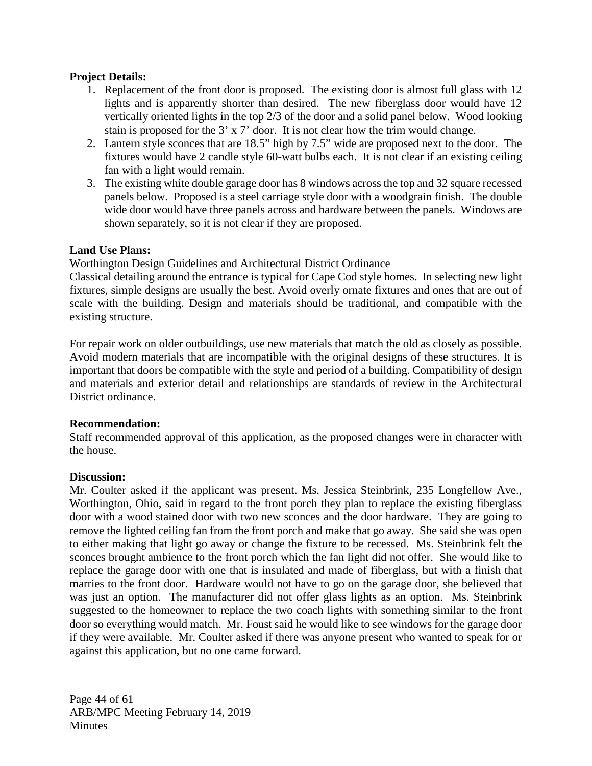**Project Details:**

1. Replacement of the front door is proposed. The existing door is almost full glass with 12 lights and is apparently shorter than desired. The new fiberglass door would have 12 vertically oriented lights in the top 2/3 of the door and a solid panel below. Wood looking stain is proposed for the 3' x 7' door. It is not clear how the trim would change.
2. Lantern style sconces that are 18.5" high by 7.5" wide are proposed next to the door. The fixtures would have 2 candle style 60-watt bulbs each. It is not clear if an existing ceiling fan with a light would remain.
3. The existing white double garage door has 8 windows across the top and 32 square recessed panels below. Proposed is a steel carriage style door with a woodgrain finish. The double wide door would have three panels across and hardware between the panels. Windows are shown separately, so it is not clear if they are proposed.

**Land Use Plans:**

Worthington Design Guidelines and Architectural District Ordinance

Classical detailing around the entrance is typical for Cape Cod style homes. In selecting new light fixtures, simple designs are usually the best. Avoid overly ornate fixtures and ones that are out of scale with the building. Design and materials should be traditional, and compatible with the existing structure.

For repair work on older outbuildings, use new materials that match the old as closely as possible. Avoid modern materials that are incompatible with the original designs of these structures. It is important that doors be compatible with the style and period of a building. Compatibility of design and materials and exterior detail and relationships are standards of review in the Architectural District ordinance.

**Recommendation:**

Staff recommended approval of this application, as the proposed changes were in character with the house.

**Discussion:**

Mr. Coulter asked if the applicant was present. Ms. Jessica Steinbrink, 235 Longfellow Ave., Worthington, Ohio, said in regard to the front porch they plan to replace the existing fiberglass door with a wood stained door with two new sconces and the door hardware. They are going to remove the lighted ceiling fan from the front porch and make that go away. She said she was open to either making that light go away or change the fixture to be recessed. Ms. Steinbrink felt the sconces brought ambience to the front porch which the fan light did not offer. She would like to replace the garage door with one that is insulated and made of fiberglass, but with a finish that marries to the front door. Hardware would not have to go on the garage door, she believed that was just an option. The manufacturer did not offer glass lights as an option. Ms. Steinbrink suggested to the homeowner to replace the two coach lights with something similar to the front door so everything would match. Mr. Foust said he would like to see windows for the garage door if they were available. Mr. Coulter asked if there was anyone present who wanted to speak for or against this application, but no one came forward.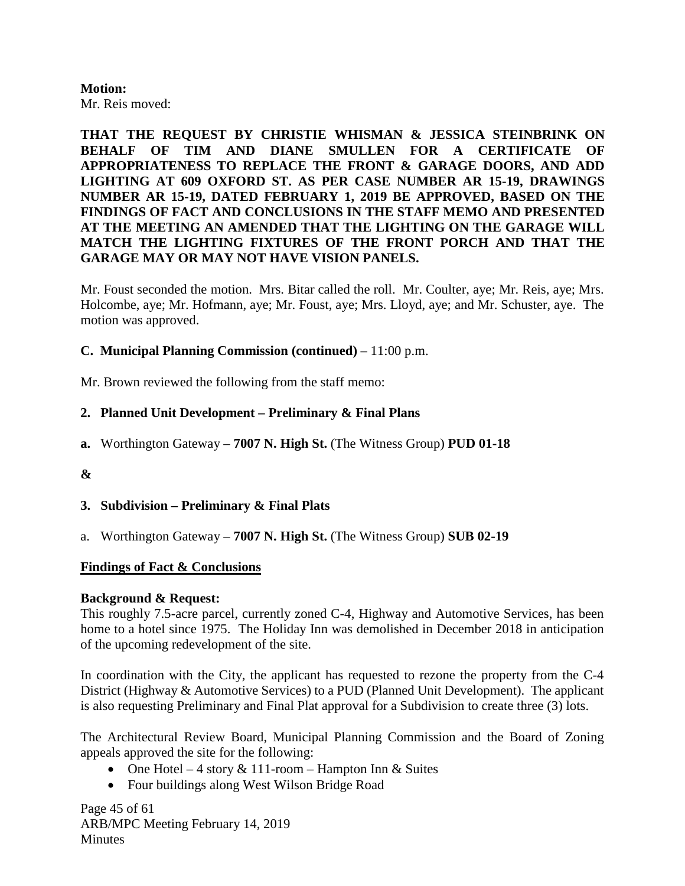**Motion:**
Mr. Reis moved:

**THAT THE REQUEST BY CHRISTIE WHISMAN & JESSICA STEINBRINK ON BEHALF OF TIM AND DIANE SMULLEN FOR A CERTIFICATE OF APPROPRIATENESS TO REPLACE THE FRONT & GARAGE DOORS, AND ADD LIGHTING AT 609 OXFORD ST. AS PER CASE NUMBER AR 15-19, DRAWINGS NUMBER AR 15-19, DATED FEBRUARY 1, 2019 BE APPROVED, BASED ON THE FINDINGS OF FACT AND CONCLUSIONS IN THE STAFF MEMO AND PRESENTED AT THE MEETING AN AMENDED THAT THE LIGHTING ON THE GARAGE WILL MATCH THE LIGHTING FIXTURES OF THE FRONT PORCH AND THAT THE GARAGE MAY OR MAY NOT HAVE VISION PANELS.**

Mr. Foust seconded the motion. Mrs. Bitar called the roll. Mr. Coulter, aye; Mr. Reis, aye; Mrs. Holcombe, aye; Mr. Hofmann, aye; Mr. Foust, aye; Mrs. Lloyd, aye; and Mr. Schuster, aye. The motion was approved.

**C. Municipal Planning Commission (continued)** – 11:00 p.m.

Mr. Brown reviewed the following from the staff memo:

**2. Planned Unit Development – Preliminary & Final Plans**

**a.** Worthington Gateway – **7007 N. High St.** (The Witness Group) **PUD 01-18**

**&**

**3. Subdivision – Preliminary & Final Plats**

a. Worthington Gateway – **7007 N. High St.** (The Witness Group) **SUB 02-19**

**Findings of Fact & Conclusions**

**Background & Request:**
This roughly 7.5-acre parcel, currently zoned C-4, Highway and Automotive Services, has been home to a hotel since 1975. The Holiday Inn was demolished in December 2018 in anticipation of the upcoming redevelopment of the site.

In coordination with the City, the applicant has requested to rezone the property from the C-4 District (Highway & Automotive Services) to a PUD (Planned Unit Development). The applicant is also requesting Preliminary and Final Plat approval for a Subdivision to create three (3) lots.

The Architectural Review Board, Municipal Planning Commission and the Board of Zoning appeals approved the site for the following:

- One Hotel – 4 story & 111-room – Hampton Inn & Suites
- Four buildings along West Wilson Bridge Road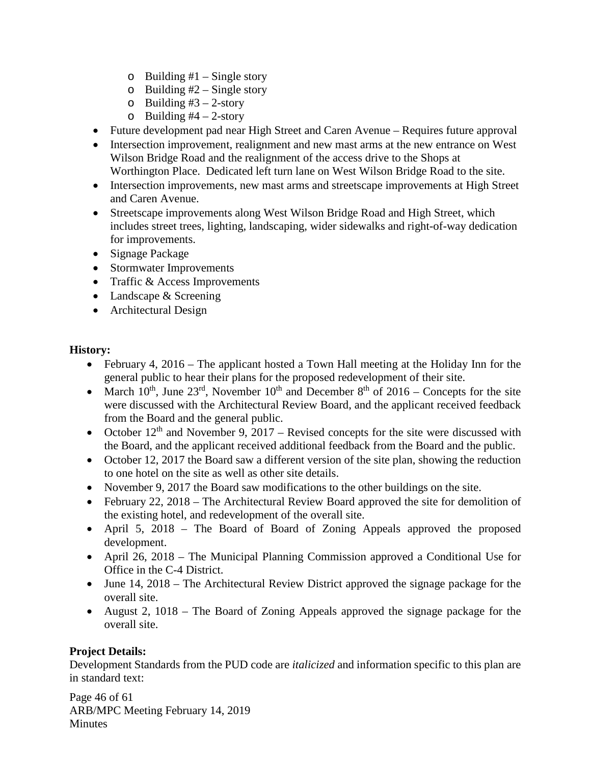- Building #1 – Single story
  - Building #2 – Single story
  - Building #3 – 2-story
  - Building #4 – 2-story
- Future development pad near High Street and Caren Avenue – Requires future approval
- Intersection improvement, realignment and new mast arms at the new entrance on West Wilson Bridge Road and the realignment of the access drive to the Shops at Worthington Place. Dedicated left turn lane on West Wilson Bridge Road to the site.
- Intersection improvements, new mast arms and streetscape improvements at High Street and Caren Avenue.
- Streetscape improvements along West Wilson Bridge Road and High Street, which includes street trees, lighting, landscaping, wider sidewalks and right-of-way dedication for improvements.
- Signage Package
- Stormwater Improvements
- Traffic & Access Improvements
- Landscape & Screening
- Architectural Design

**History:**

- February 4, 2016 – The applicant hosted a Town Hall meeting at the Holiday Inn for the general public to hear their plans for the proposed redevelopment of their site.
- March 10th, June 23rd, November 10th and December 8th of 2016 – Concepts for the site were discussed with the Architectural Review Board, and the applicant received feedback from the Board and the general public.
- October 12th and November 9, 2017 – Revised concepts for the site were discussed with the Board, and the applicant received additional feedback from the Board and the public.
- October 12, 2017 the Board saw a different version of the site plan, showing the reduction to one hotel on the site as well as other site details.
- November 9, 2017 the Board saw modifications to the other buildings on the site.
- February 22, 2018 – The Architectural Review Board approved the site for demolition of the existing hotel, and redevelopment of the overall site.
- April 5, 2018 – The Board of Board of Zoning Appeals approved the proposed development.
- April 26, 2018 – The Municipal Planning Commission approved a Conditional Use for Office in the C-4 District.
- June 14, 2018 – The Architectural Review District approved the signage package for the overall site.
- August 2, 1018 – The Board of Zoning Appeals approved the signage package for the overall site.

**Project Details:**

Development Standards from the PUD code are *italicized* and information specific to this plan are in standard text: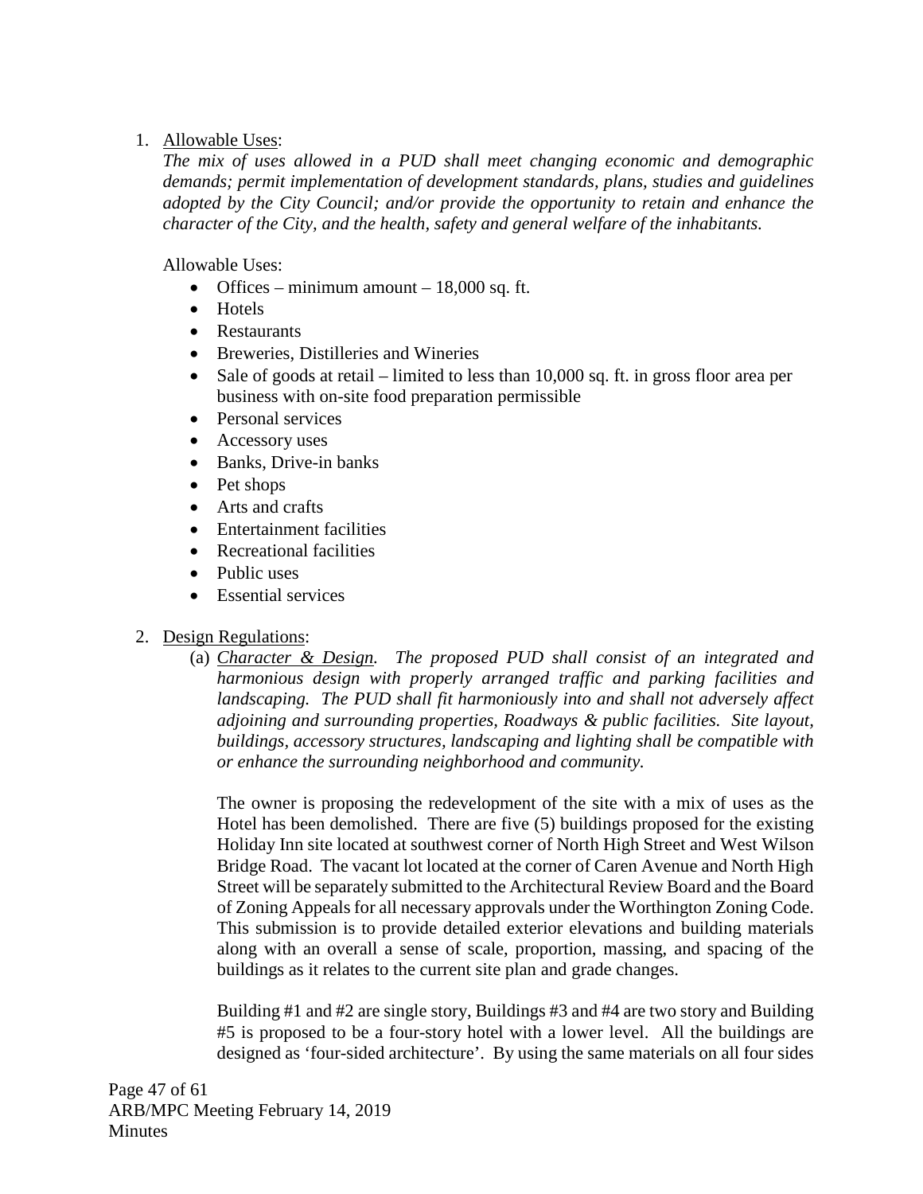1. <u>Allowable Uses</u>:
   *The mix of uses allowed in a PUD shall meet changing economic and demographic demands; permit implementation of development standards, plans, studies and guidelines adopted by the City Council; and/or provide the opportunity to retain and enhance the character of the City, and the health, safety and general welfare of the inhabitants.*

   Allowable Uses:
   - Offices – minimum amount – 18,000 sq. ft.
   - Hotels
   - Restaurants
   - Breweries, Distilleries and Wineries
   - Sale of goods at retail – limited to less than 10,000 sq. ft. in gross floor area per business with on-site food preparation permissible
   - Personal services
   - Accessory uses
   - Banks, Drive-in banks
   - Pet shops
   - Arts and crafts
   - Entertainment facilities
   - Recreational facilities
   - Public uses
   - Essential services

2. <u>Design Regulations</u>:
   (a) *<u>Character & Design</u>. The proposed PUD shall consist of an integrated and harmonious design with properly arranged traffic and parking facilities and landscaping. The PUD shall fit harmoniously into and shall not adversely affect adjoining and surrounding properties, Roadways & public facilities. Site layout, buildings, accessory structures, landscaping and lighting shall be compatible with or enhance the surrounding neighborhood and community.*

   The owner is proposing the redevelopment of the site with a mix of uses as the Hotel has been demolished. There are five (5) buildings proposed for the existing Holiday Inn site located at southwest corner of North High Street and West Wilson Bridge Road. The vacant lot located at the corner of Caren Avenue and North High Street will be separately submitted to the Architectural Review Board and the Board of Zoning Appeals for all necessary approvals under the Worthington Zoning Code. This submission is to provide detailed exterior elevations and building materials along with an overall a sense of scale, proportion, massing, and spacing of the buildings as it relates to the current site plan and grade changes.

   Building #1 and #2 are single story, Buildings #3 and #4 are two story and Building #5 is proposed to be a four-story hotel with a lower level. All the buildings are designed as 'four-sided architecture'. By using the same materials on all four sides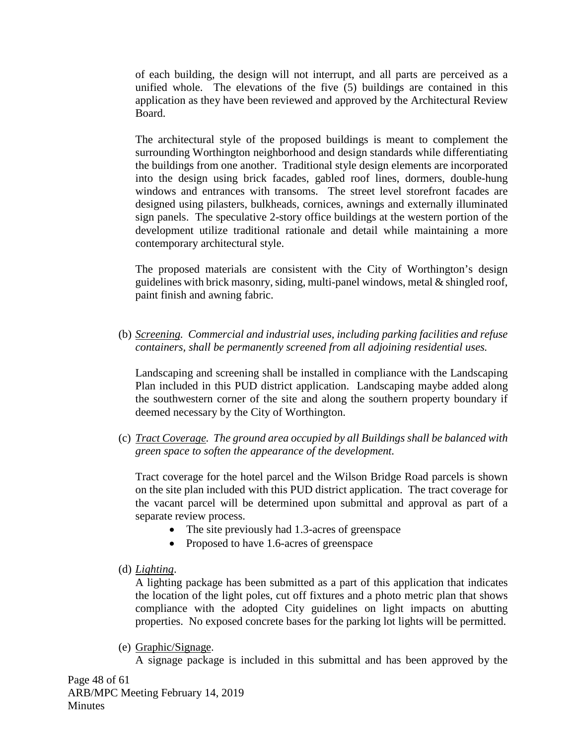of each building, the design will not interrupt, and all parts are perceived as a unified whole. The elevations of the five (5) buildings are contained in this application as they have been reviewed and approved by the Architectural Review Board.

The architectural style of the proposed buildings is meant to complement the surrounding Worthington neighborhood and design standards while differentiating the buildings from one another. Traditional style design elements are incorporated into the design using brick facades, gabled roof lines, dormers, double-hung windows and entrances with transoms. The street level storefront facades are designed using pilasters, bulkheads, cornices, awnings and externally illuminated sign panels. The speculative 2-story office buildings at the western portion of the development utilize traditional rationale and detail while maintaining a more contemporary architectural style.

The proposed materials are consistent with the City of Worthington's design guidelines with brick masonry, siding, multi-panel windows, metal & shingled roof, paint finish and awning fabric.

(b) *Screening. Commercial and industrial uses, including parking facilities and refuse containers, shall be permanently screened from all adjoining residential uses.*

Landscaping and screening shall be installed in compliance with the Landscaping Plan included in this PUD district application. Landscaping maybe added along the southwestern corner of the site and along the southern property boundary if deemed necessary by the City of Worthington.

(c) *Tract Coverage. The ground area occupied by all Buildings shall be balanced with green space to soften the appearance of the development.*

Tract coverage for the hotel parcel and the Wilson Bridge Road parcels is shown on the site plan included with this PUD district application. The tract coverage for the vacant parcel will be determined upon submittal and approval as part of a separate review process.

- The site previously had 1.3-acres of greenspace
- Proposed to have 1.6-acres of greenspace

(d) Lighting.

A lighting package has been submitted as a part of this application that indicates the location of the light poles, cut off fixtures and a photo metric plan that shows compliance with the adopted City guidelines on light impacts on abutting properties. No exposed concrete bases for the parking lot lights will be permitted.

(e) Graphic/Signage.

A signage package is included in this submittal and has been approved by the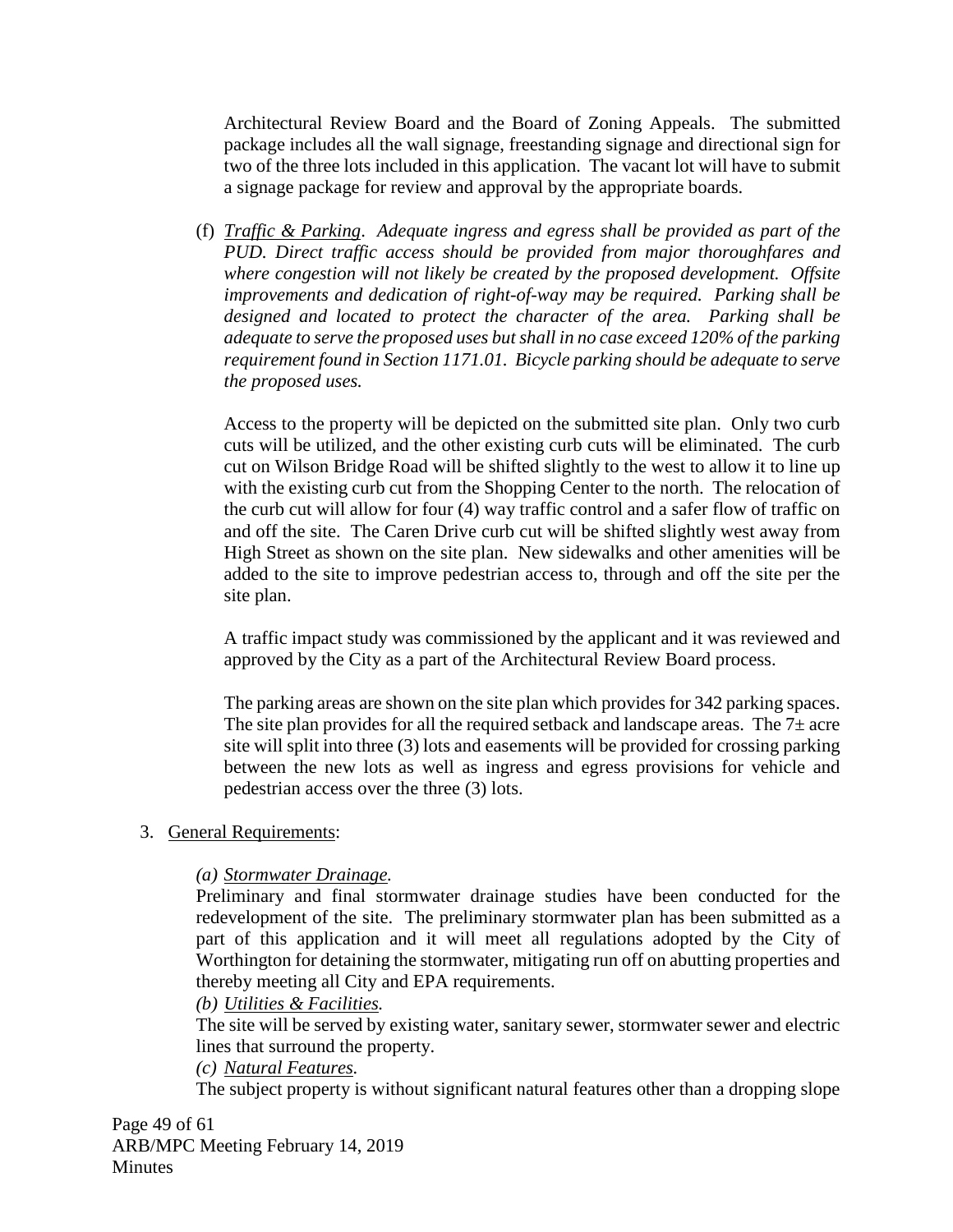Architectural Review Board and the Board of Zoning Appeals. The submitted package includes all the wall signage, freestanding signage and directional sign for two of the three lots included in this application. The vacant lot will have to submit a signage package for review and approval by the appropriate boards.

(f) *Traffic & Parking. Adequate ingress and egress shall be provided as part of the PUD. Direct traffic access should be provided from major thoroughfares and where congestion will not likely be created by the proposed development. Offsite improvements and dedication of right-of-way may be required. Parking shall be designed and located to protect the character of the area. Parking shall be adequate to serve the proposed uses but shall in no case exceed 120% of the parking requirement found in Section 1171.01. Bicycle parking should be adequate to serve the proposed uses.*

Access to the property will be depicted on the submitted site plan. Only two curb cuts will be utilized, and the other existing curb cuts will be eliminated. The curb cut on Wilson Bridge Road will be shifted slightly to the west to allow it to line up with the existing curb cut from the Shopping Center to the north. The relocation of the curb cut will allow for four (4) way traffic control and a safer flow of traffic on and off the site. The Caren Drive curb cut will be shifted slightly west away from High Street as shown on the site plan. New sidewalks and other amenities will be added to the site to improve pedestrian access to, through and off the site per the site plan.

A traffic impact study was commissioned by the applicant and it was reviewed and approved by the City as a part of the Architectural Review Board process.

The parking areas are shown on the site plan which provides for 342 parking spaces. The site plan provides for all the required setback and landscape areas. The 7± acre site will split into three (3) lots and easements will be provided for crossing parking between the new lots as well as ingress and egress provisions for vehicle and pedestrian access over the three (3) lots.

3. General Requirements:

*(a) Stormwater Drainage.*
Preliminary and final stormwater drainage studies have been conducted for the redevelopment of the site. The preliminary stormwater plan has been submitted as a part of this application and it will meet all regulations adopted by the City of Worthington for detaining the stormwater, mitigating run off on abutting properties and thereby meeting all City and EPA requirements.

*(b) Utilities & Facilities.*
The site will be served by existing water, sanitary sewer, stormwater sewer and electric lines that surround the property.

*(c) Natural Features.*
The subject property is without significant natural features other than a dropping slope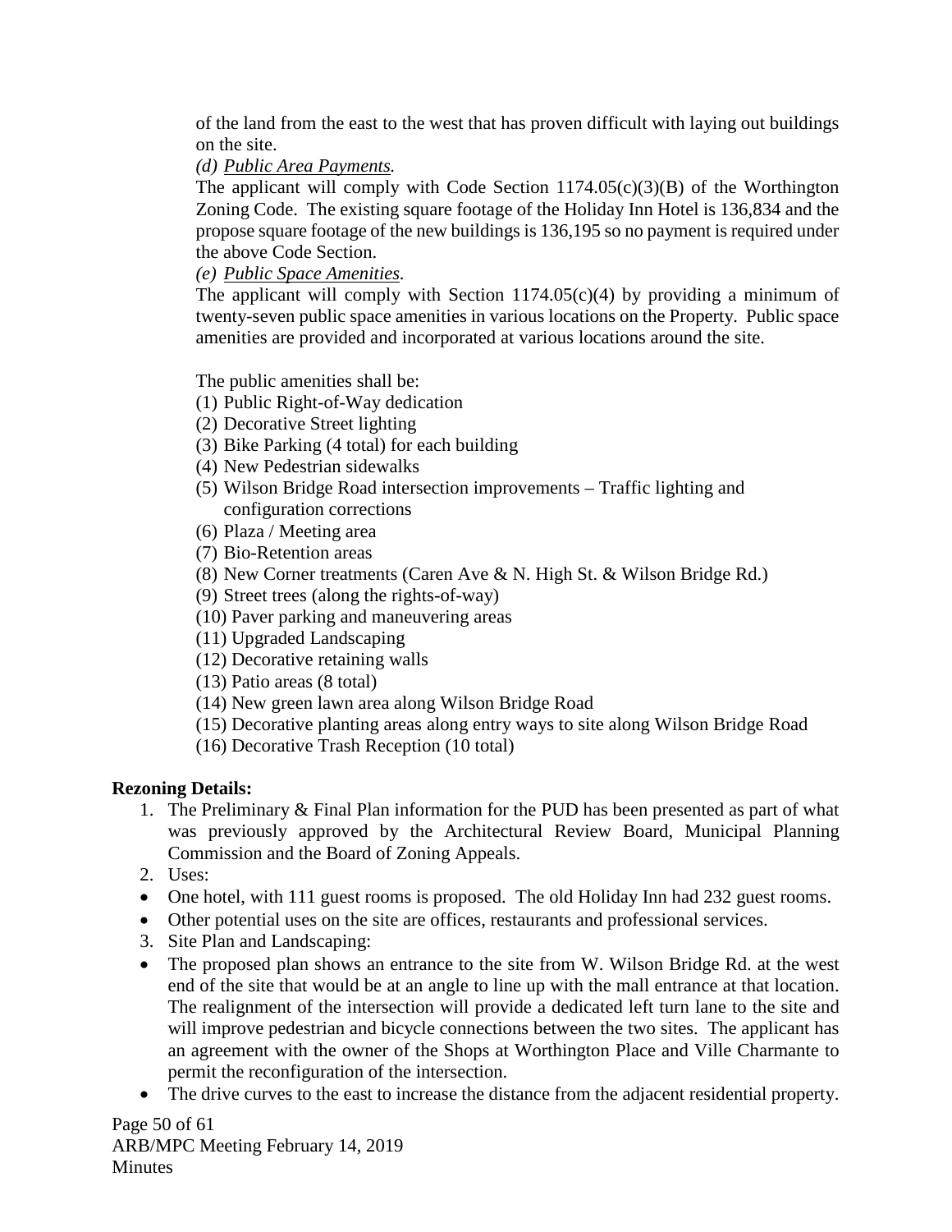of the land from the east to the west that has proven difficult with laying out buildings on the site.

*(d) Public Area Payments.*

The applicant will comply with Code Section 1174.05(c)(3)(B) of the Worthington Zoning Code. The existing square footage of the Holiday Inn Hotel is 136,834 and the propose square footage of the new buildings is 136,195 so no payment is required under the above Code Section.

*(e) Public Space Amenities.*

The applicant will comply with Section 1174.05(c)(4) by providing a minimum of twenty-seven public space amenities in various locations on the Property. Public space amenities are provided and incorporated at various locations around the site.

The public amenities shall be:

(1) Public Right-of-Way dedication
(2) Decorative Street lighting
(3) Bike Parking (4 total) for each building
(4) New Pedestrian sidewalks
(5) Wilson Bridge Road intersection improvements – Traffic lighting and configuration corrections
(6) Plaza / Meeting area
(7) Bio-Retention areas
(8) New Corner treatments (Caren Ave & N. High St. & Wilson Bridge Rd.)
(9) Street trees (along the rights-of-way)
(10) Paver parking and maneuvering areas
(11) Upgraded Landscaping
(12) Decorative retaining walls
(13) Patio areas (8 total)
(14) New green lawn area along Wilson Bridge Road
(15) Decorative planting areas along entry ways to site along Wilson Bridge Road
(16) Decorative Trash Reception (10 total)

**Rezoning Details:**

1. The Preliminary & Final Plan information for the PUD has been presented as part of what was previously approved by the Architectural Review Board, Municipal Planning Commission and the Board of Zoning Appeals.
2. Uses:
- One hotel, with 111 guest rooms is proposed. The old Holiday Inn had 232 guest rooms.
- Other potential uses on the site are offices, restaurants and professional services.
3. Site Plan and Landscaping:
- The proposed plan shows an entrance to the site from W. Wilson Bridge Rd. at the west end of the site that would be at an angle to line up with the mall entrance at that location. The realignment of the intersection will provide a dedicated left turn lane to the site and will improve pedestrian and bicycle connections between the two sites. The applicant has an agreement with the owner of the Shops at Worthington Place and Ville Charmante to permit the reconfiguration of the intersection.
- The drive curves to the east to increase the distance from the adjacent residential property.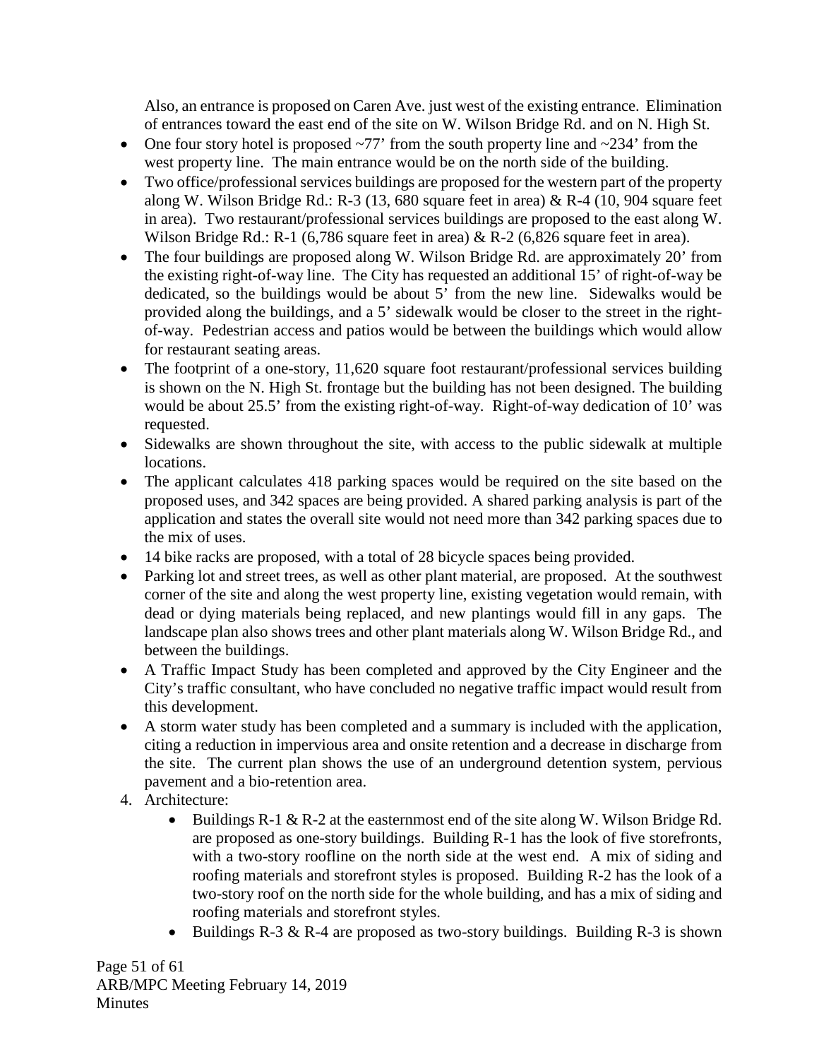Also, an entrance is proposed on Caren Ave. just west of the existing entrance. Elimination of entrances toward the east end of the site on W. Wilson Bridge Rd. and on N. High St.

- One four story hotel is proposed ~77' from the south property line and ~234' from the west property line. The main entrance would be on the north side of the building.
- Two office/professional services buildings are proposed for the western part of the property along W. Wilson Bridge Rd.: R-3 (13, 680 square feet in area) & R-4 (10, 904 square feet in area). Two restaurant/professional services buildings are proposed to the east along W. Wilson Bridge Rd.: R-1 (6,786 square feet in area) & R-2 (6,826 square feet in area).
- The four buildings are proposed along W. Wilson Bridge Rd. are approximately 20' from the existing right-of-way line. The City has requested an additional 15' of right-of-way be dedicated, so the buildings would be about 5' from the new line. Sidewalks would be provided along the buildings, and a 5' sidewalk would be closer to the street in the right-of-way. Pedestrian access and patios would be between the buildings which would allow for restaurant seating areas.
- The footprint of a one-story, 11,620 square foot restaurant/professional services building is shown on the N. High St. frontage but the building has not been designed. The building would be about 25.5' from the existing right-of-way. Right-of-way dedication of 10' was requested.
- Sidewalks are shown throughout the site, with access to the public sidewalk at multiple locations.
- The applicant calculates 418 parking spaces would be required on the site based on the proposed uses, and 342 spaces are being provided. A shared parking analysis is part of the application and states the overall site would not need more than 342 parking spaces due to the mix of uses.
- 14 bike racks are proposed, with a total of 28 bicycle spaces being provided.
- Parking lot and street trees, as well as other plant material, are proposed. At the southwest corner of the site and along the west property line, existing vegetation would remain, with dead or dying materials being replaced, and new plantings would fill in any gaps. The landscape plan also shows trees and other plant materials along W. Wilson Bridge Rd., and between the buildings.
- A Traffic Impact Study has been completed and approved by the City Engineer and the City's traffic consultant, who have concluded no negative traffic impact would result from this development.
- A storm water study has been completed and a summary is included with the application, citing a reduction in impervious area and onsite retention and a decrease in discharge from the site. The current plan shows the use of an underground detention system, pervious pavement and a bio-retention area.

4. Architecture:
    - Buildings R-1 & R-2 at the easternmost end of the site along W. Wilson Bridge Rd. are proposed as one-story buildings. Building R-1 has the look of five storefronts, with a two-story roofline on the north side at the west end. A mix of siding and roofing materials and storefront styles is proposed. Building R-2 has the look of a two-story roof on the north side for the whole building, and has a mix of siding and roofing materials and storefront styles.
    - Buildings R-3 & R-4 are proposed as two-story buildings. Building R-3 is shown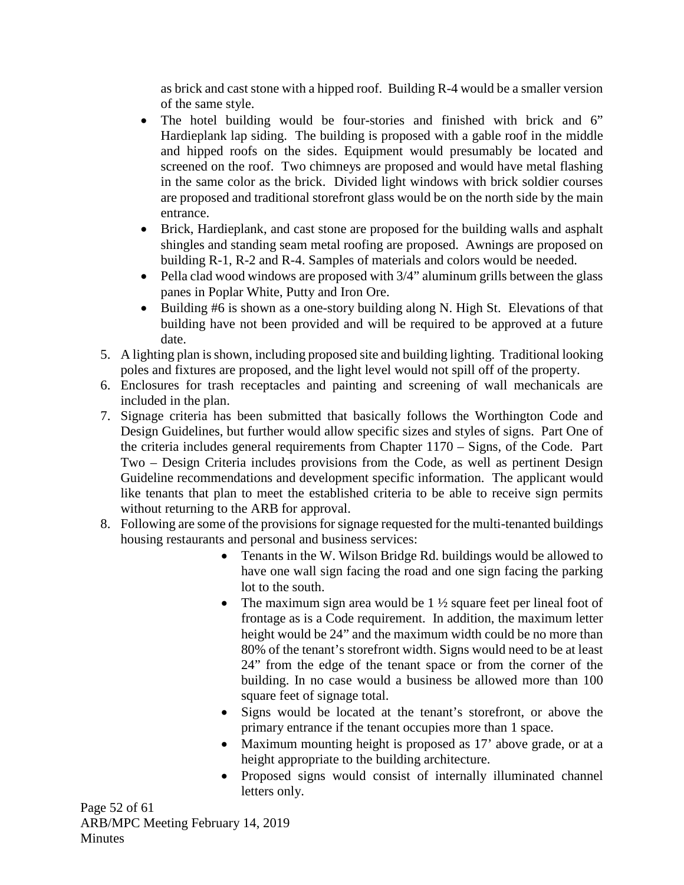as brick and cast stone with a hipped roof. Building R-4 would be a smaller version of the same style.

- The hotel building would be four-stories and finished with brick and 6" Hardieplank lap siding. The building is proposed with a gable roof in the middle and hipped roofs on the sides. Equipment would presumably be located and screened on the roof. Two chimneys are proposed and would have metal flashing in the same color as the brick. Divided light windows with brick soldier courses are proposed and traditional storefront glass would be on the north side by the main entrance.
- Brick, Hardieplank, and cast stone are proposed for the building walls and asphalt shingles and standing seam metal roofing are proposed. Awnings are proposed on building R-1, R-2 and R-4. Samples of materials and colors would be needed.
- Pella clad wood windows are proposed with 3/4" aluminum grills between the glass panes in Poplar White, Putty and Iron Ore.
- Building #6 is shown as a one-story building along N. High St. Elevations of that building have not been provided and will be required to be approved at a future date.

5. A lighting plan is shown, including proposed site and building lighting. Traditional looking poles and fixtures are proposed, and the light level would not spill off of the property.
6. Enclosures for trash receptacles and painting and screening of wall mechanicals are included in the plan.
7. Signage criteria has been submitted that basically follows the Worthington Code and Design Guidelines, but further would allow specific sizes and styles of signs. Part One of the criteria includes general requirements from Chapter 1170 – Signs, of the Code. Part Two – Design Criteria includes provisions from the Code, as well as pertinent Design Guideline recommendations and development specific information. The applicant would like tenants that plan to meet the established criteria to be able to receive sign permits without returning to the ARB for approval.
8. Following are some of the provisions for signage requested for the multi-tenanted buildings housing restaurants and personal and business services:
   - Tenants in the W. Wilson Bridge Rd. buildings would be allowed to have one wall sign facing the road and one sign facing the parking lot to the south.
   - The maximum sign area would be 1 ½ square feet per lineal foot of frontage as is a Code requirement. In addition, the maximum letter height would be 24" and the maximum width could be no more than 80% of the tenant's storefront width. Signs would need to be at least 24" from the edge of the tenant space or from the corner of the building. In no case would a business be allowed more than 100 square feet of signage total.
   - Signs would be located at the tenant's storefront, or above the primary entrance if the tenant occupies more than 1 space.
   - Maximum mounting height is proposed as 17' above grade, or at a height appropriate to the building architecture.
   - Proposed signs would consist of internally illuminated channel letters only.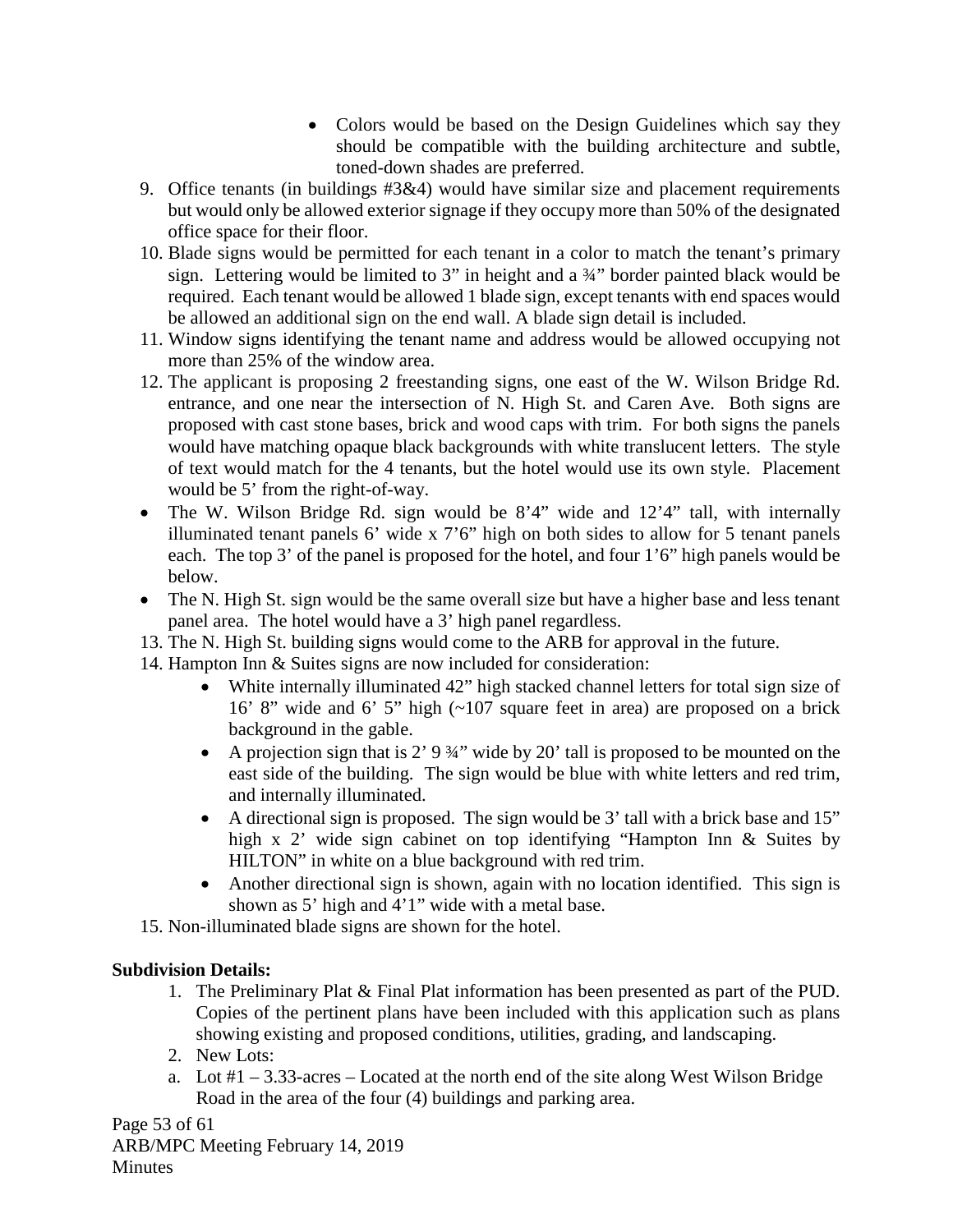- Colors would be based on the Design Guidelines which say they should be compatible with the building architecture and subtle, toned-down shades are preferred.

9. Office tenants (in buildings #3&4) would have similar size and placement requirements but would only be allowed exterior signage if they occupy more than 50% of the designated office space for their floor.
10. Blade signs would be permitted for each tenant in a color to match the tenant's primary sign. Lettering would be limited to 3" in height and a ¾" border painted black would be required. Each tenant would be allowed 1 blade sign, except tenants with end spaces would be allowed an additional sign on the end wall. A blade sign detail is included.
11. Window signs identifying the tenant name and address would be allowed occupying not more than 25% of the window area.
12. The applicant is proposing 2 freestanding signs, one east of the W. Wilson Bridge Rd. entrance, and one near the intersection of N. High St. and Caren Ave. Both signs are proposed with cast stone bases, brick and wood caps with trim. For both signs the panels would have matching opaque black backgrounds with white translucent letters. The style of text would match for the 4 tenants, but the hotel would use its own style. Placement would be 5' from the right-of-way.

- The W. Wilson Bridge Rd. sign would be 8'4" wide and 12'4" tall, with internally illuminated tenant panels 6' wide x 7'6" high on both sides to allow for 5 tenant panels each. The top 3' of the panel is proposed for the hotel, and four 1'6" high panels would be below.
- The N. High St. sign would be the same overall size but have a higher base and less tenant panel area. The hotel would have a 3' high panel regardless.

13. The N. High St. building signs would come to the ARB for approval in the future.
14. Hampton Inn & Suites signs are now included for consideration:
    - White internally illuminated 42" high stacked channel letters for total sign size of 16' 8" wide and 6' 5" high (~107 square feet in area) are proposed on a brick background in the gable.
    - A projection sign that is 2' 9 ¾" wide by 20' tall is proposed to be mounted on the east side of the building. The sign would be blue with white letters and red trim, and internally illuminated.
    - A directional sign is proposed. The sign would be 3' tall with a brick base and 15" high x 2' wide sign cabinet on top identifying "Hampton Inn & Suites by HILTON" in white on a blue background with red trim.
    - Another directional sign is shown, again with no location identified. This sign is shown as 5' high and 4'1" wide with a metal base.
15. Non-illuminated blade signs are shown for the hotel.

**Subdivision Details:**

1. The Preliminary Plat & Final Plat information has been presented as part of the PUD. Copies of the pertinent plans have been included with this application such as plans showing existing and proposed conditions, utilities, grading, and landscaping.
2. New Lots:

a. Lot #1 – 3.33-acres – Located at the north end of the site along West Wilson Bridge Road in the area of the four (4) buildings and parking area.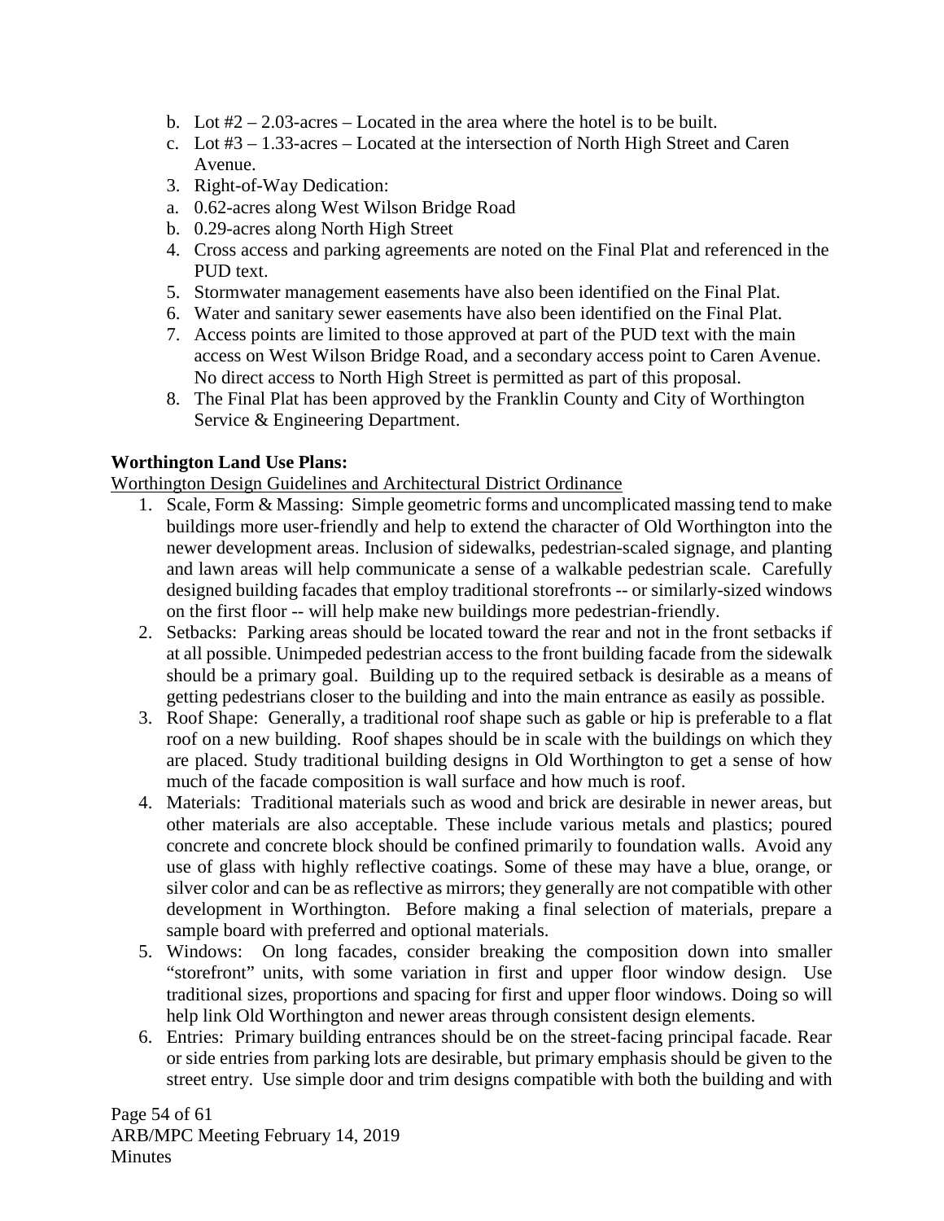b. Lot #2 – 2.03-acres – Located in the area where the hotel is to be built.
c. Lot #3 – 1.33-acres – Located at the intersection of North High Street and Caren Avenue.

3. Right-of-Way Dedication:

a. 0.62-acres along West Wilson Bridge Road
b. 0.29-acres along North High Street

4. Cross access and parking agreements are noted on the Final Plat and referenced in the PUD text.
5. Stormwater management easements have also been identified on the Final Plat.
6. Water and sanitary sewer easements have also been identified on the Final Plat.
7. Access points are limited to those approved at part of the PUD text with the main access on West Wilson Bridge Road, and a secondary access point to Caren Avenue. No direct access to North High Street is permitted as part of this proposal.
8. The Final Plat has been approved by the Franklin County and City of Worthington Service & Engineering Department.

**Worthington Land Use Plans:**

Worthington Design Guidelines and Architectural District Ordinance

1. Scale, Form & Massing: Simple geometric forms and uncomplicated massing tend to make buildings more user-friendly and help to extend the character of Old Worthington into the newer development areas. Inclusion of sidewalks, pedestrian-scaled signage, and planting and lawn areas will help communicate a sense of a walkable pedestrian scale. Carefully designed building facades that employ traditional storefronts -- or similarly-sized windows on the first floor -- will help make new buildings more pedestrian-friendly.
2. Setbacks: Parking areas should be located toward the rear and not in the front setbacks if at all possible. Unimpeded pedestrian access to the front building facade from the sidewalk should be a primary goal. Building up to the required setback is desirable as a means of getting pedestrians closer to the building and into the main entrance as easily as possible.
3. Roof Shape: Generally, a traditional roof shape such as gable or hip is preferable to a flat roof on a new building. Roof shapes should be in scale with the buildings on which they are placed. Study traditional building designs in Old Worthington to get a sense of how much of the facade composition is wall surface and how much is roof.
4. Materials: Traditional materials such as wood and brick are desirable in newer areas, but other materials are also acceptable. These include various metals and plastics; poured concrete and concrete block should be confined primarily to foundation walls. Avoid any use of glass with highly reflective coatings. Some of these may have a blue, orange, or silver color and can be as reflective as mirrors; they generally are not compatible with other development in Worthington. Before making a final selection of materials, prepare a sample board with preferred and optional materials.
5. Windows: On long facades, consider breaking the composition down into smaller "storefront" units, with some variation in first and upper floor window design. Use traditional sizes, proportions and spacing for first and upper floor windows. Doing so will help link Old Worthington and newer areas through consistent design elements.
6. Entries: Primary building entrances should be on the street-facing principal facade. Rear or side entries from parking lots are desirable, but primary emphasis should be given to the street entry. Use simple door and trim designs compatible with both the building and with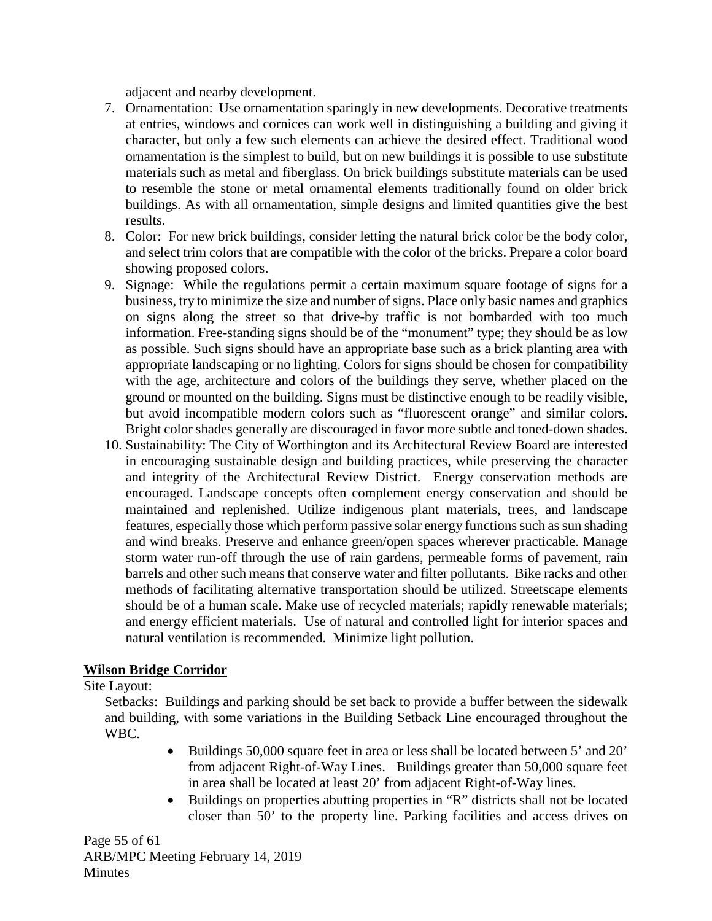adjacent and nearby development.

7. Ornamentation: Use ornamentation sparingly in new developments. Decorative treatments at entries, windows and cornices can work well in distinguishing a building and giving it character, but only a few such elements can achieve the desired effect. Traditional wood ornamentation is the simplest to build, but on new buildings it is possible to use substitute materials such as metal and fiberglass. On brick buildings substitute materials can be used to resemble the stone or metal ornamental elements traditionally found on older brick buildings. As with all ornamentation, simple designs and limited quantities give the best results.
8. Color: For new brick buildings, consider letting the natural brick color be the body color, and select trim colors that are compatible with the color of the bricks. Prepare a color board showing proposed colors.
9. Signage: While the regulations permit a certain maximum square footage of signs for a business, try to minimize the size and number of signs. Place only basic names and graphics on signs along the street so that drive-by traffic is not bombarded with too much information. Free-standing signs should be of the "monument" type; they should be as low as possible. Such signs should have an appropriate base such as a brick planting area with appropriate landscaping or no lighting. Colors for signs should be chosen for compatibility with the age, architecture and colors of the buildings they serve, whether placed on the ground or mounted on the building. Signs must be distinctive enough to be readily visible, but avoid incompatible modern colors such as "fluorescent orange" and similar colors. Bright color shades generally are discouraged in favor more subtle and toned-down shades.
10. Sustainability: The City of Worthington and its Architectural Review Board are interested in encouraging sustainable design and building practices, while preserving the character and integrity of the Architectural Review District. Energy conservation methods are encouraged. Landscape concepts often complement energy conservation and should be maintained and replenished. Utilize indigenous plant materials, trees, and landscape features, especially those which perform passive solar energy functions such as sun shading and wind breaks. Preserve and enhance green/open spaces wherever practicable. Manage storm water run-off through the use of rain gardens, permeable forms of pavement, rain barrels and other such means that conserve water and filter pollutants. Bike racks and other methods of facilitating alternative transportation should be utilized. Streetscape elements should be of a human scale. Make use of recycled materials; rapidly renewable materials; and energy efficient materials. Use of natural and controlled light for interior spaces and natural ventilation is recommended. Minimize light pollution.

**<u>Wilson Bridge Corridor</u>**

Site Layout:

Setbacks: Buildings and parking should be set back to provide a buffer between the sidewalk and building, with some variations in the Building Setback Line encouraged throughout the WBC.

- Buildings 50,000 square feet in area or less shall be located between 5' and 20' from adjacent Right-of-Way Lines. Buildings greater than 50,000 square feet in area shall be located at least 20' from adjacent Right-of-Way lines.
- Buildings on properties abutting properties in "R" districts shall not be located closer than 50' to the property line. Parking facilities and access drives on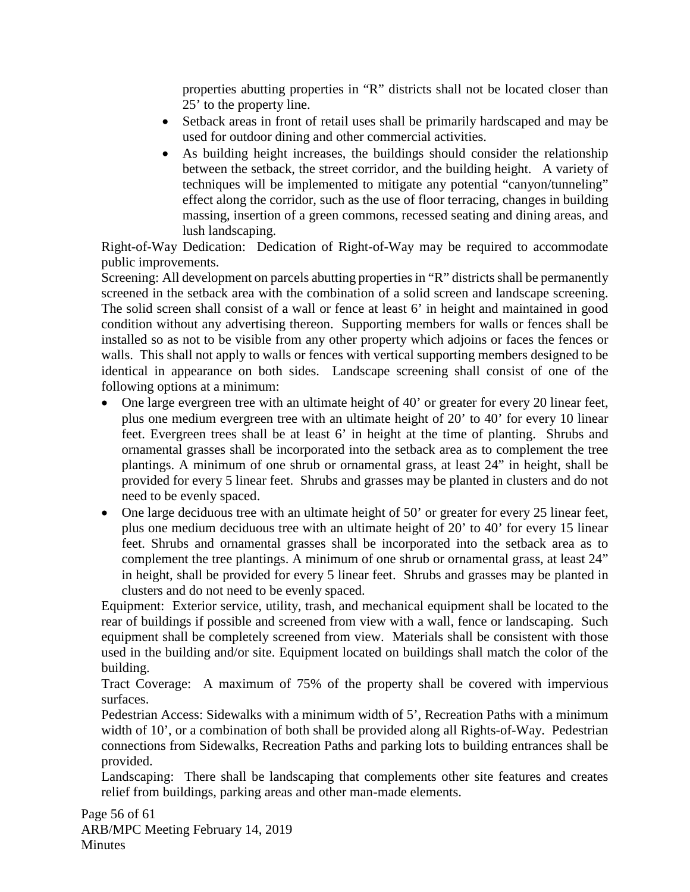properties abutting properties in "R" districts shall not be located closer than 25' to the property line.

- Setback areas in front of retail uses shall be primarily hardscaped and may be used for outdoor dining and other commercial activities.
- As building height increases, the buildings should consider the relationship between the setback, the street corridor, and the building height. A variety of techniques will be implemented to mitigate any potential "canyon/tunneling" effect along the corridor, such as the use of floor terracing, changes in building massing, insertion of a green commons, recessed seating and dining areas, and lush landscaping.

Right-of-Way Dedication: Dedication of Right-of-Way may be required to accommodate public improvements.

Screening: All development on parcels abutting properties in "R" districts shall be permanently screened in the setback area with the combination of a solid screen and landscape screening. The solid screen shall consist of a wall or fence at least 6' in height and maintained in good condition without any advertising thereon. Supporting members for walls or fences shall be installed so as not to be visible from any other property which adjoins or faces the fences or walls. This shall not apply to walls or fences with vertical supporting members designed to be identical in appearance on both sides. Landscape screening shall consist of one of the following options at a minimum:

- One large evergreen tree with an ultimate height of 40' or greater for every 20 linear feet, plus one medium evergreen tree with an ultimate height of 20' to 40' for every 10 linear feet. Evergreen trees shall be at least 6' in height at the time of planting. Shrubs and ornamental grasses shall be incorporated into the setback area as to complement the tree plantings. A minimum of one shrub or ornamental grass, at least 24" in height, shall be provided for every 5 linear feet. Shrubs and grasses may be planted in clusters and do not need to be evenly spaced.
- One large deciduous tree with an ultimate height of 50' or greater for every 25 linear feet, plus one medium deciduous tree with an ultimate height of 20' to 40' for every 15 linear feet. Shrubs and ornamental grasses shall be incorporated into the setback area as to complement the tree plantings. A minimum of one shrub or ornamental grass, at least 24" in height, shall be provided for every 5 linear feet. Shrubs and grasses may be planted in clusters and do not need to be evenly spaced.

Equipment: Exterior service, utility, trash, and mechanical equipment shall be located to the rear of buildings if possible and screened from view with a wall, fence or landscaping. Such equipment shall be completely screened from view. Materials shall be consistent with those used in the building and/or site. Equipment located on buildings shall match the color of the building.

Tract Coverage: A maximum of 75% of the property shall be covered with impervious surfaces.

Pedestrian Access: Sidewalks with a minimum width of 5', Recreation Paths with a minimum width of 10', or a combination of both shall be provided along all Rights-of-Way. Pedestrian connections from Sidewalks, Recreation Paths and parking lots to building entrances shall be provided.

Landscaping: There shall be landscaping that complements other site features and creates relief from buildings, parking areas and other man-made elements.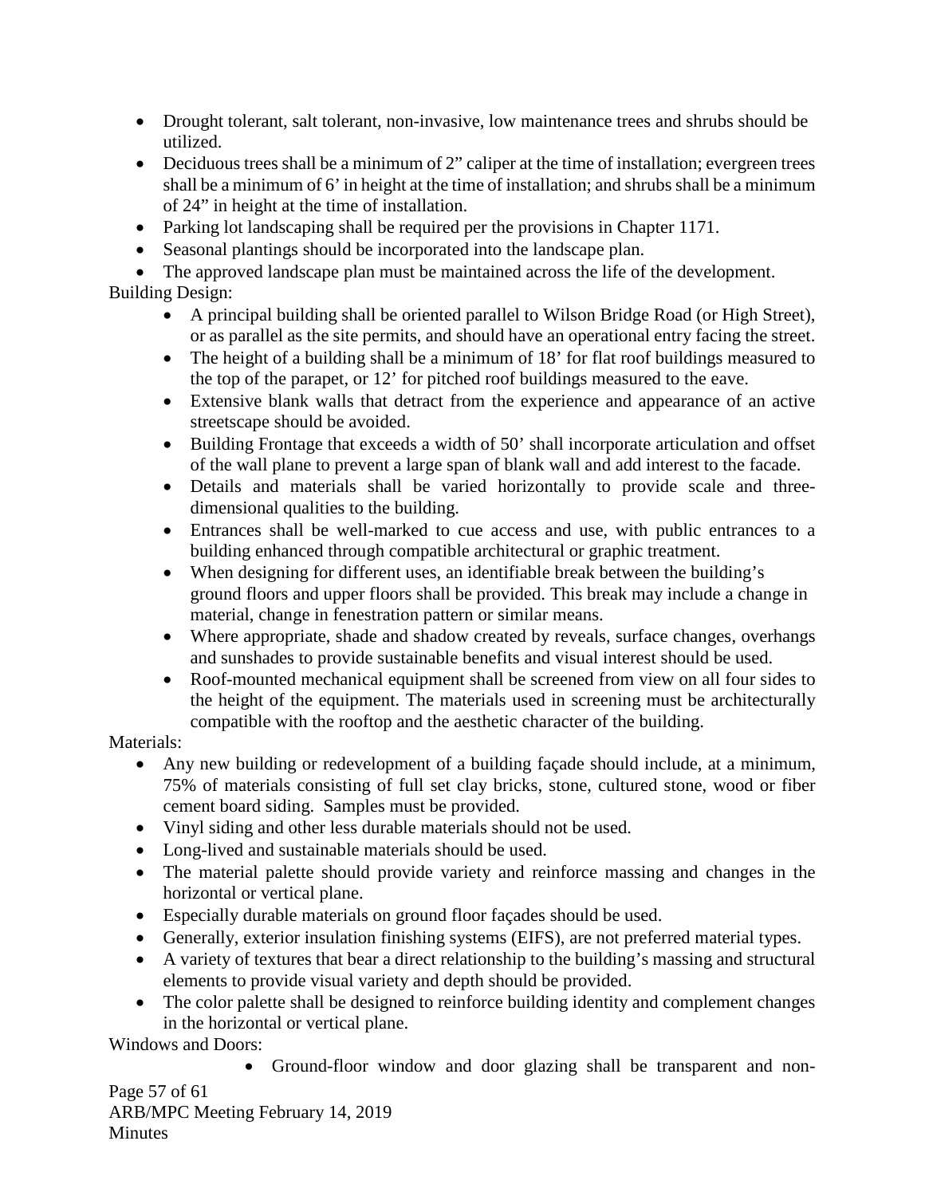- Drought tolerant, salt tolerant, non-invasive, low maintenance trees and shrubs should be utilized.
- Deciduous trees shall be a minimum of 2" caliper at the time of installation; evergreen trees shall be a minimum of 6' in height at the time of installation; and shrubs shall be a minimum of 24" in height at the time of installation.
- Parking lot landscaping shall be required per the provisions in Chapter 1171.
- Seasonal plantings should be incorporated into the landscape plan.
- The approved landscape plan must be maintained across the life of the development.

Building Design:

- A principal building shall be oriented parallel to Wilson Bridge Road (or High Street), or as parallel as the site permits, and should have an operational entry facing the street.
- The height of a building shall be a minimum of 18' for flat roof buildings measured to the top of the parapet, or 12' for pitched roof buildings measured to the eave.
- Extensive blank walls that detract from the experience and appearance of an active streetscape should be avoided.
- Building Frontage that exceeds a width of 50' shall incorporate articulation and offset of the wall plane to prevent a large span of blank wall and add interest to the facade.
- Details and materials shall be varied horizontally to provide scale and three-dimensional qualities to the building.
- Entrances shall be well-marked to cue access and use, with public entrances to a building enhanced through compatible architectural or graphic treatment.
- When designing for different uses, an identifiable break between the building's ground floors and upper floors shall be provided. This break may include a change in material, change in fenestration pattern or similar means.
- Where appropriate, shade and shadow created by reveals, surface changes, overhangs and sunshades to provide sustainable benefits and visual interest should be used.
- Roof-mounted mechanical equipment shall be screened from view on all four sides to the height of the equipment. The materials used in screening must be architecturally compatible with the rooftop and the aesthetic character of the building.

Materials:

- Any new building or redevelopment of a building façade should include, at a minimum, 75% of materials consisting of full set clay bricks, stone, cultured stone, wood or fiber cement board siding. Samples must be provided.
- Vinyl siding and other less durable materials should not be used.
- Long-lived and sustainable materials should be used.
- The material palette should provide variety and reinforce massing and changes in the horizontal or vertical plane.
- Especially durable materials on ground floor façades should be used.
- Generally, exterior insulation finishing systems (EIFS), are not preferred material types.
- A variety of textures that bear a direct relationship to the building's massing and structural elements to provide visual variety and depth should be provided.
- The color palette shall be designed to reinforce building identity and complement changes in the horizontal or vertical plane.

Windows and Doors:

- Ground-floor window and door glazing shall be transparent and non-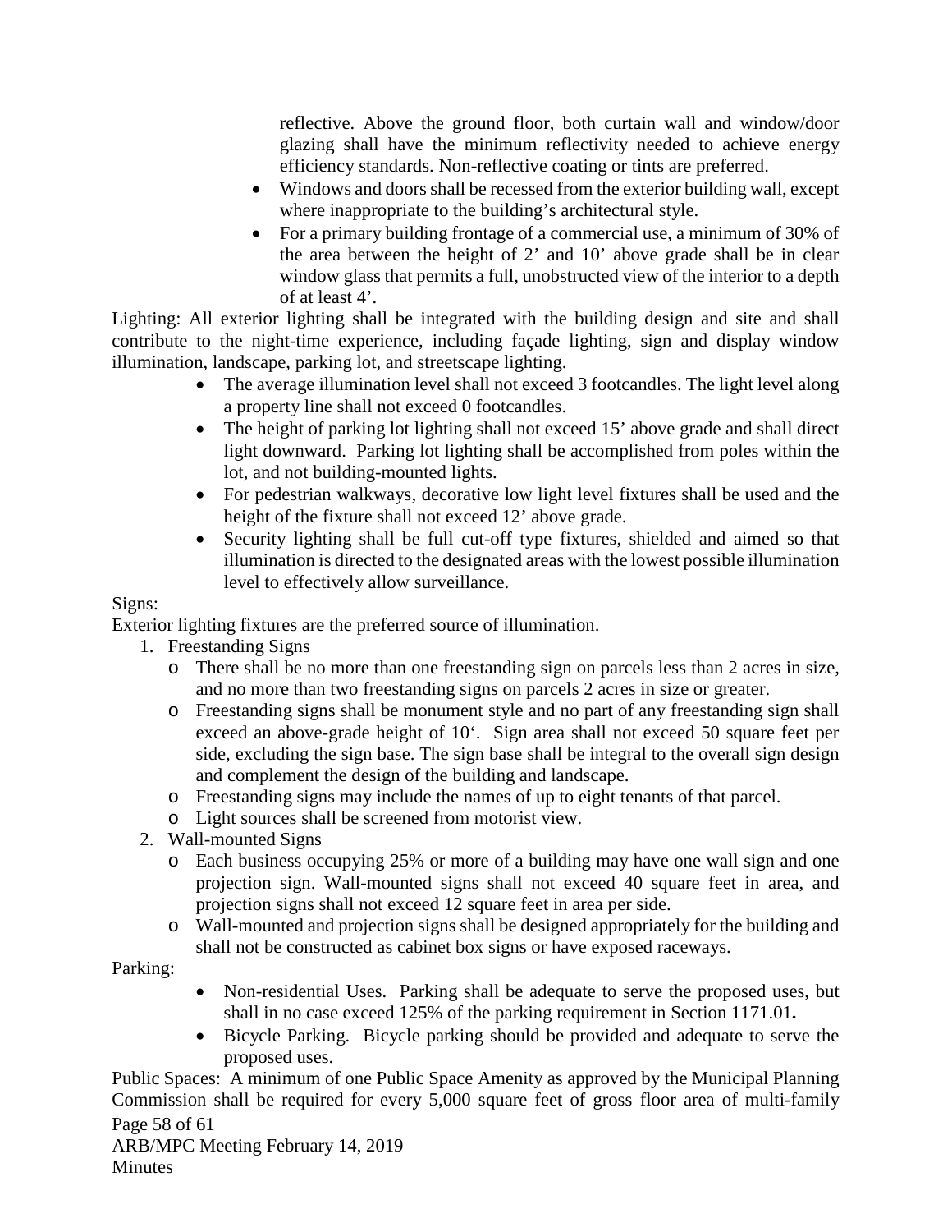reflective. Above the ground floor, both curtain wall and window/door glazing shall have the minimum reflectivity needed to achieve energy efficiency standards. Non-reflective coating or tints are preferred.

- Windows and doors shall be recessed from the exterior building wall, except where inappropriate to the building's architectural style.
- For a primary building frontage of a commercial use, a minimum of 30% of the area between the height of 2' and 10' above grade shall be in clear window glass that permits a full, unobstructed view of the interior to a depth of at least 4'.

Lighting: All exterior lighting shall be integrated with the building design and site and shall contribute to the night-time experience, including façade lighting, sign and display window illumination, landscape, parking lot, and streetscape lighting.

- The average illumination level shall not exceed 3 footcandles. The light level along a property line shall not exceed 0 footcandles.
- The height of parking lot lighting shall not exceed 15' above grade and shall direct light downward. Parking lot lighting shall be accomplished from poles within the lot, and not building-mounted lights.
- For pedestrian walkways, decorative low light level fixtures shall be used and the height of the fixture shall not exceed 12' above grade.
- Security lighting shall be full cut-off type fixtures, shielded and aimed so that illumination is directed to the designated areas with the lowest possible illumination level to effectively allow surveillance.

Signs:

Exterior lighting fixtures are the preferred source of illumination.

1. Freestanding Signs
   - There shall be no more than one freestanding sign on parcels less than 2 acres in size, and no more than two freestanding signs on parcels 2 acres in size or greater.
   - Freestanding signs shall be monument style and no part of any freestanding sign shall exceed an above-grade height of 10'. Sign area shall not exceed 50 square feet per side, excluding the sign base. The sign base shall be integral to the overall sign design and complement the design of the building and landscape.
   - Freestanding signs may include the names of up to eight tenants of that parcel.
   - Light sources shall be screened from motorist view.
2. Wall-mounted Signs
   - Each business occupying 25% or more of a building may have one wall sign and one projection sign. Wall-mounted signs shall not exceed 40 square feet in area, and projection signs shall not exceed 12 square feet in area per side.
   - Wall-mounted and projection signs shall be designed appropriately for the building and shall not be constructed as cabinet box signs or have exposed raceways.

Parking:

- Non-residential Uses. Parking shall be adequate to serve the proposed uses, but shall in no case exceed 125% of the parking requirement in Section 1171.01**.**
- Bicycle Parking. Bicycle parking should be provided and adequate to serve the proposed uses.

Public Spaces: A minimum of one Public Space Amenity as approved by the Municipal Planning Commission shall be required for every 5,000 square feet of gross floor area of multi-family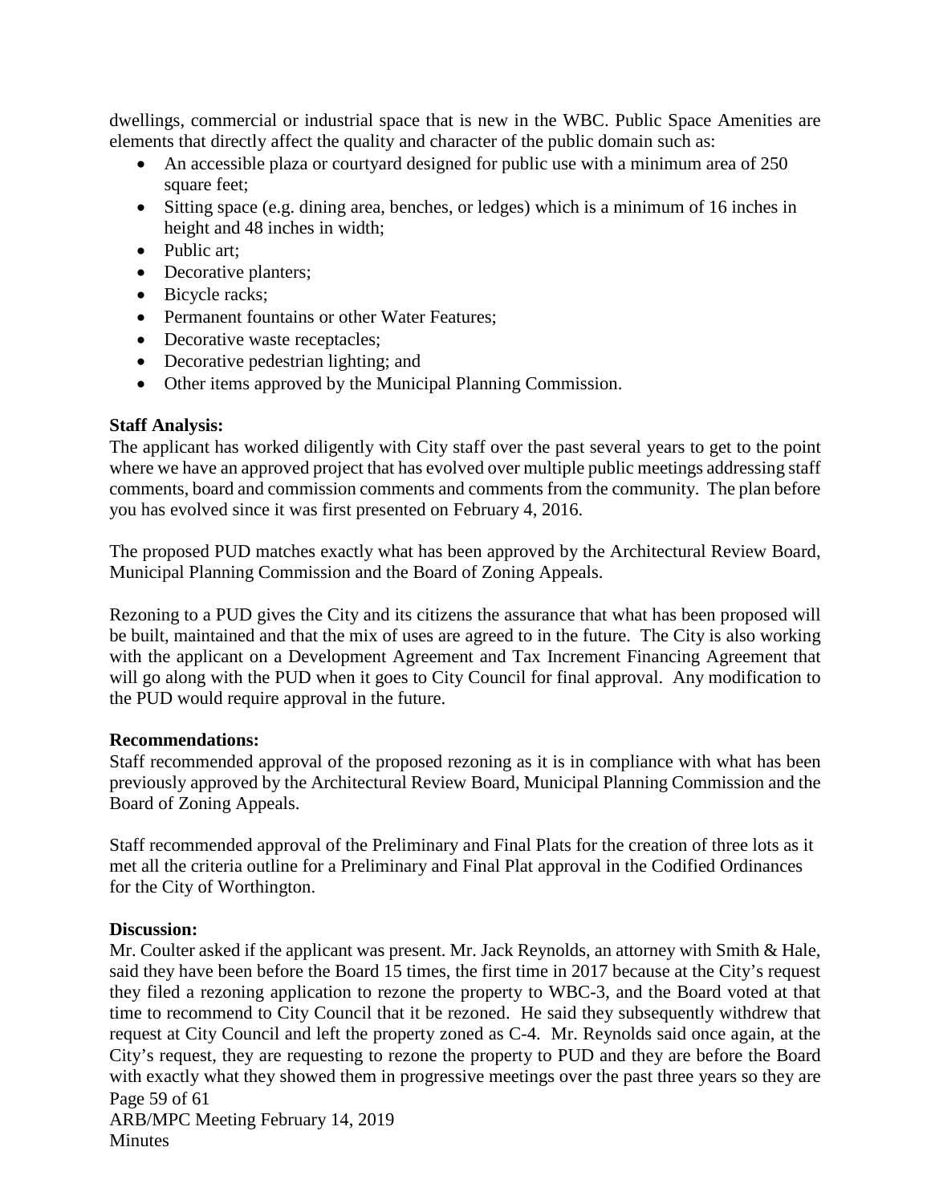dwellings, commercial or industrial space that is new in the WBC. Public Space Amenities are elements that directly affect the quality and character of the public domain such as:

- An accessible plaza or courtyard designed for public use with a minimum area of 250 square feet;
- Sitting space (e.g. dining area, benches, or ledges) which is a minimum of 16 inches in height and 48 inches in width;
- Public art;
- Decorative planters;
- Bicycle racks;
- Permanent fountains or other Water Features;
- Decorative waste receptacles;
- Decorative pedestrian lighting; and
- Other items approved by the Municipal Planning Commission.

**Staff Analysis:**
The applicant has worked diligently with City staff over the past several years to get to the point where we have an approved project that has evolved over multiple public meetings addressing staff comments, board and commission comments and comments from the community. The plan before you has evolved since it was first presented on February 4, 2016.

The proposed PUD matches exactly what has been approved by the Architectural Review Board, Municipal Planning Commission and the Board of Zoning Appeals.

Rezoning to a PUD gives the City and its citizens the assurance that what has been proposed will be built, maintained and that the mix of uses are agreed to in the future. The City is also working with the applicant on a Development Agreement and Tax Increment Financing Agreement that will go along with the PUD when it goes to City Council for final approval. Any modification to the PUD would require approval in the future.

**Recommendations:**
Staff recommended approval of the proposed rezoning as it is in compliance with what has been previously approved by the Architectural Review Board, Municipal Planning Commission and the Board of Zoning Appeals.

Staff recommended approval of the Preliminary and Final Plats for the creation of three lots as it met all the criteria outline for a Preliminary and Final Plat approval in the Codified Ordinances for the City of Worthington.

**Discussion:**
Mr. Coulter asked if the applicant was present. Mr. Jack Reynolds, an attorney with Smith & Hale, said they have been before the Board 15 times, the first time in 2017 because at the City's request they filed a rezoning application to rezone the property to WBC-3, and the Board voted at that time to recommend to City Council that it be rezoned. He said they subsequently withdrew that request at City Council and left the property zoned as C-4. Mr. Reynolds said once again, at the City's request, they are requesting to rezone the property to PUD and they are before the Board with exactly what they showed them in progressive meetings over the past three years so they are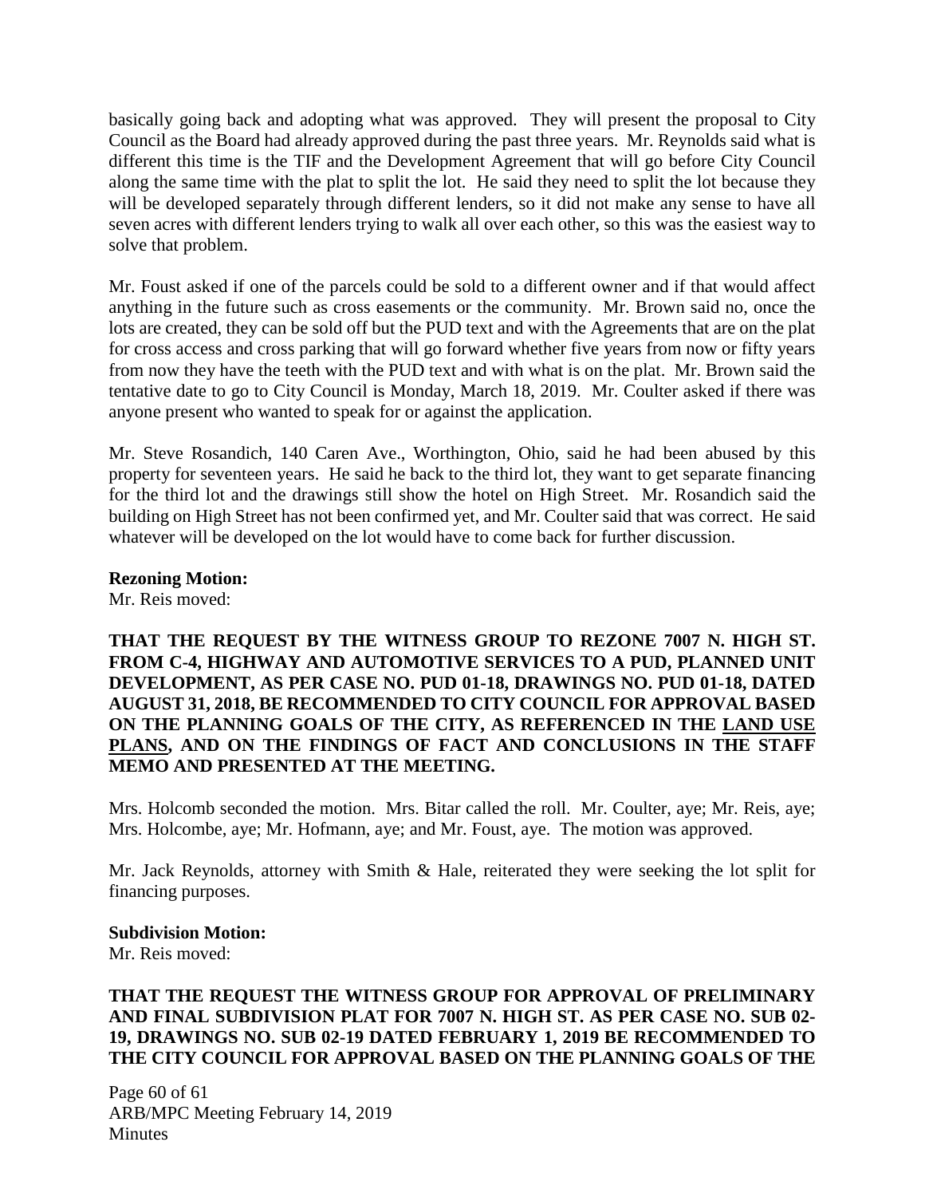basically going back and adopting what was approved. They will present the proposal to City Council as the Board had already approved during the past three years. Mr. Reynolds said what is different this time is the TIF and the Development Agreement that will go before City Council along the same time with the plat to split the lot. He said they need to split the lot because they will be developed separately through different lenders, so it did not make any sense to have all seven acres with different lenders trying to walk all over each other, so this was the easiest way to solve that problem.

Mr. Foust asked if one of the parcels could be sold to a different owner and if that would affect anything in the future such as cross easements or the community. Mr. Brown said no, once the lots are created, they can be sold off but the PUD text and with the Agreements that are on the plat for cross access and cross parking that will go forward whether five years from now or fifty years from now they have the teeth with the PUD text and with what is on the plat. Mr. Brown said the tentative date to go to City Council is Monday, March 18, 2019. Mr. Coulter asked if there was anyone present who wanted to speak for or against the application.

Mr. Steve Rosandich, 140 Caren Ave., Worthington, Ohio, said he had been abused by this property for seventeen years. He said he back to the third lot, they want to get separate financing for the third lot and the drawings still show the hotel on High Street. Mr. Rosandich said the building on High Street has not been confirmed yet, and Mr. Coulter said that was correct. He said whatever will be developed on the lot would have to come back for further discussion.

**Rezoning Motion:**
Mr. Reis moved:

**THAT THE REQUEST BY THE WITNESS GROUP TO REZONE 7007 N. HIGH ST. FROM C-4, HIGHWAY AND AUTOMOTIVE SERVICES TO A PUD, PLANNED UNIT DEVELOPMENT, AS PER CASE NO. PUD 01-18, DRAWINGS NO. PUD 01-18, DATED AUGUST 31, 2018, BE RECOMMENDED TO CITY COUNCIL FOR APPROVAL BASED ON THE PLANNING GOALS OF THE CITY, AS REFERENCED IN THE <u>LAND USE PLANS</u>, AND ON THE FINDINGS OF FACT AND CONCLUSIONS IN THE STAFF MEMO AND PRESENTED AT THE MEETING.**

Mrs. Holcomb seconded the motion. Mrs. Bitar called the roll. Mr. Coulter, aye; Mr. Reis, aye; Mrs. Holcombe, aye; Mr. Hofmann, aye; and Mr. Foust, aye. The motion was approved.

Mr. Jack Reynolds, attorney with Smith & Hale, reiterated they were seeking the lot split for financing purposes.

**Subdivision Motion:**
Mr. Reis moved:

**THAT THE REQUEST THE WITNESS GROUP FOR APPROVAL OF PRELIMINARY AND FINAL SUBDIVISION PLAT FOR 7007 N. HIGH ST. AS PER CASE NO. SUB 02-19, DRAWINGS NO. SUB 02-19 DATED FEBRUARY 1, 2019 BE RECOMMENDED TO THE CITY COUNCIL FOR APPROVAL BASED ON THE PLANNING GOALS OF THE**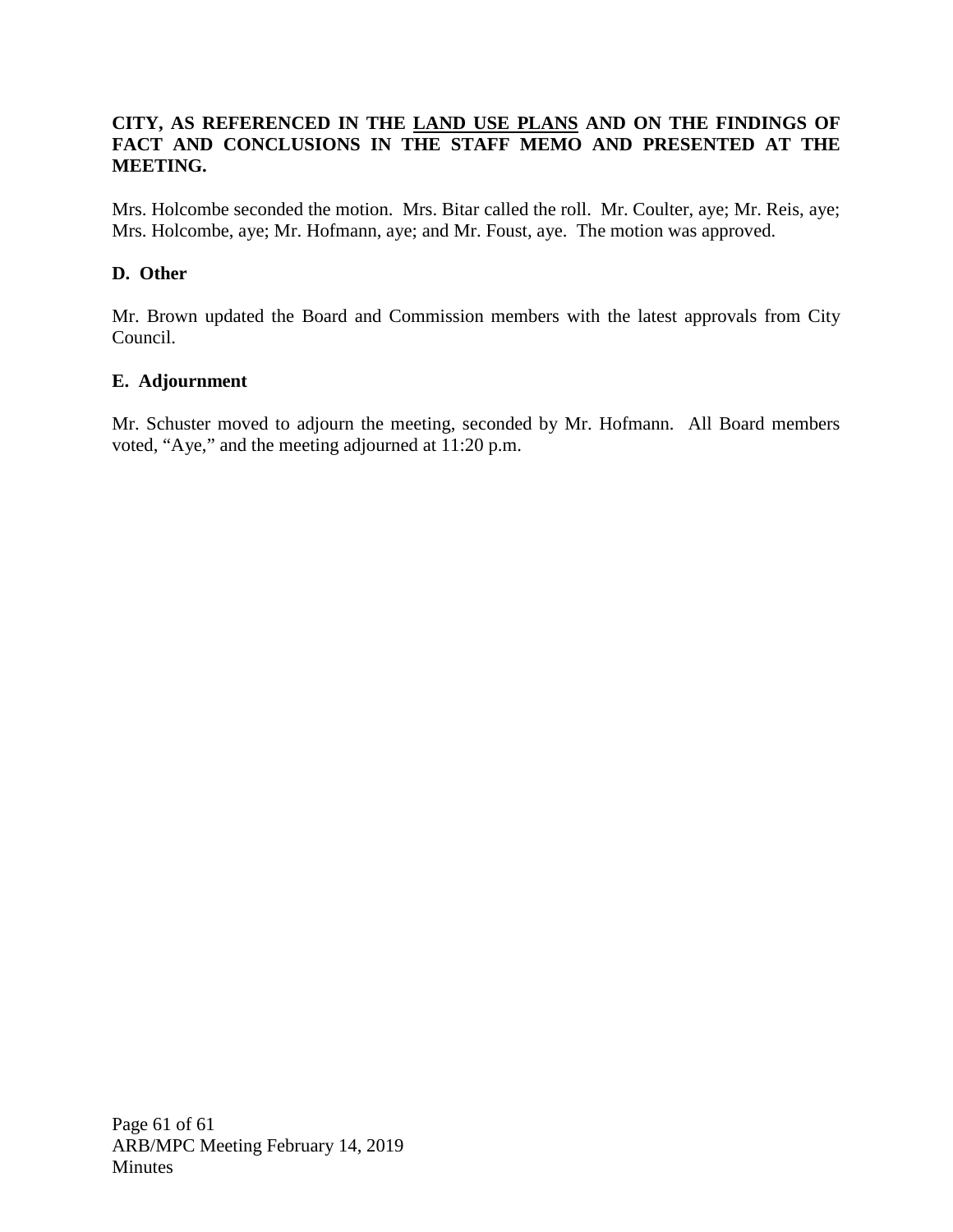**CITY, AS REFERENCED IN THE <u>LAND USE PLANS</u> AND ON THE FINDINGS OF FACT AND CONCLUSIONS IN THE STAFF MEMO AND PRESENTED AT THE MEETING.**

Mrs. Holcombe seconded the motion. Mrs. Bitar called the roll. Mr. Coulter, aye; Mr. Reis, aye; Mrs. Holcombe, aye; Mr. Hofmann, aye; and Mr. Foust, aye. The motion was approved.

**D. Other**

Mr. Brown updated the Board and Commission members with the latest approvals from City Council.

**E. Adjournment**

Mr. Schuster moved to adjourn the meeting, seconded by Mr. Hofmann. All Board members voted, "Aye," and the meeting adjourned at 11:20 p.m.